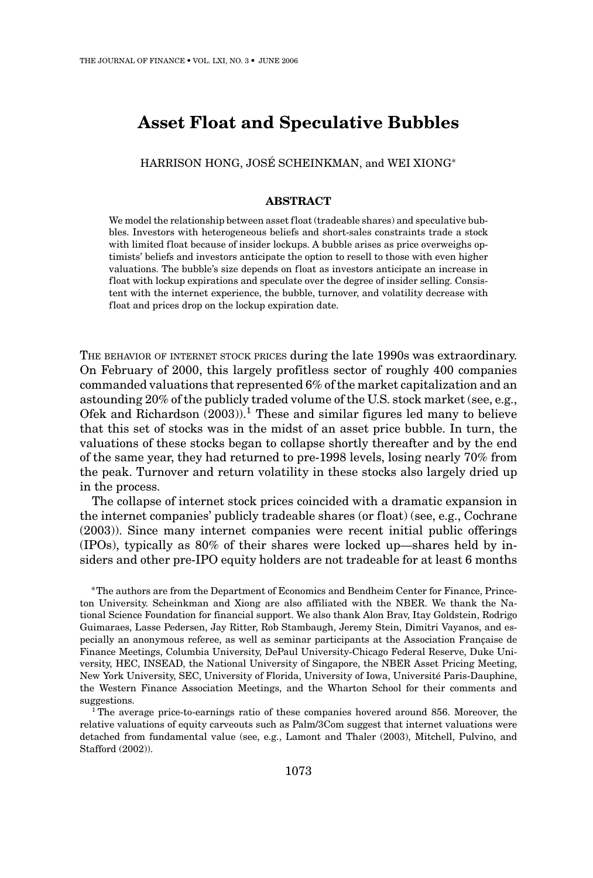# Asset Float and Speculative Bubbles

HARRISON HONG, JOSÉ SCHEINKMAN, and WEI XIONG*

## ABSTRACT

We model the relationship between asset float (tradeable shares) and speculative bubbles. Investors with heterogeneous beliefs and short-sales constraints trade a stock with limited float because of insider lockups. A bubble arises as price overweighs optimists' beliefs and investors anticipate the option to resell to those with even higher valuations. The bubble's size depends on float as investors anticipate an increase in float with lockup expirations and speculate over the degree of insider selling. Consistent with the internet experience, the bubble, turnover, and volatility decrease with float and prices drop on the lockup expiration date.

THE BEHAVIOR OF INTERNET STOCK PRICES during the late 1990s was extraordinary. On February of 2000, this largely profitless sector of roughly 400 companies commanded valuations that represented 6% of the market capitalization and an astounding 20% of the publicly traded volume of the U.S. stock market (see, e.g., Ofek and Richardson (2003)).[1] These and similar figures led many to believe that this set of stocks was in the midst of an asset price bubble. In turn, the valuations of these stocks began to collapse shortly thereafter and by the end of the same year, they had returned to pre-1998 levels, losing nearly 70% from the peak. Turnover and return volatility in these stocks also largely dried up in the process.

The collapse of internet stock prices coincided with a dramatic expansion in the internet companies' publicly tradeable shares (or float) (see, e.g., Cochrane (2003)). Since many internet companies were recent initial public offerings (IPOs), typically as 80% of their shares were locked up—shares held by insiders and other pre-IPO equity holders are not tradeable for at least 6 months

*The authors are from the Department of Economics and Bendheim Center for Finance, Princeton University. Scheinkman and Xiong are also affiliated with the NBER. We thank the National Science Foundation for financial support. We also thank Alon Brav, Itay Goldstein, Rodrigo Guimaraes, Lasse Pedersen, Jay Ritter, Rob Stambaugh, Jeremy Stein, Dimitri Vayanos, and especially an anonymous referee, as well as seminar participants at the Association Française de Finance Meetings, Columbia University, DePaul University-Chicago Federal Reserve, Duke University, HEC, INSEAD, the National University of Singapore, the NBER Asset Pricing Meeting, New York University, SEC, University of Florida, University of Iowa, Université Paris-Dauphine, the Western Finance Association Meetings, and the Wharton School for their comments and suggestions.

[1] The average price-to-earnings ratio of these companies hovered around 856. Moreover, the relative valuations of equity carveouts such as Palm/3Com suggest that internet valuations were detached from fundamental value (see, e.g., Lamont and Thaler (2003), Mitchell, Pulvino, and Stafford (2002)).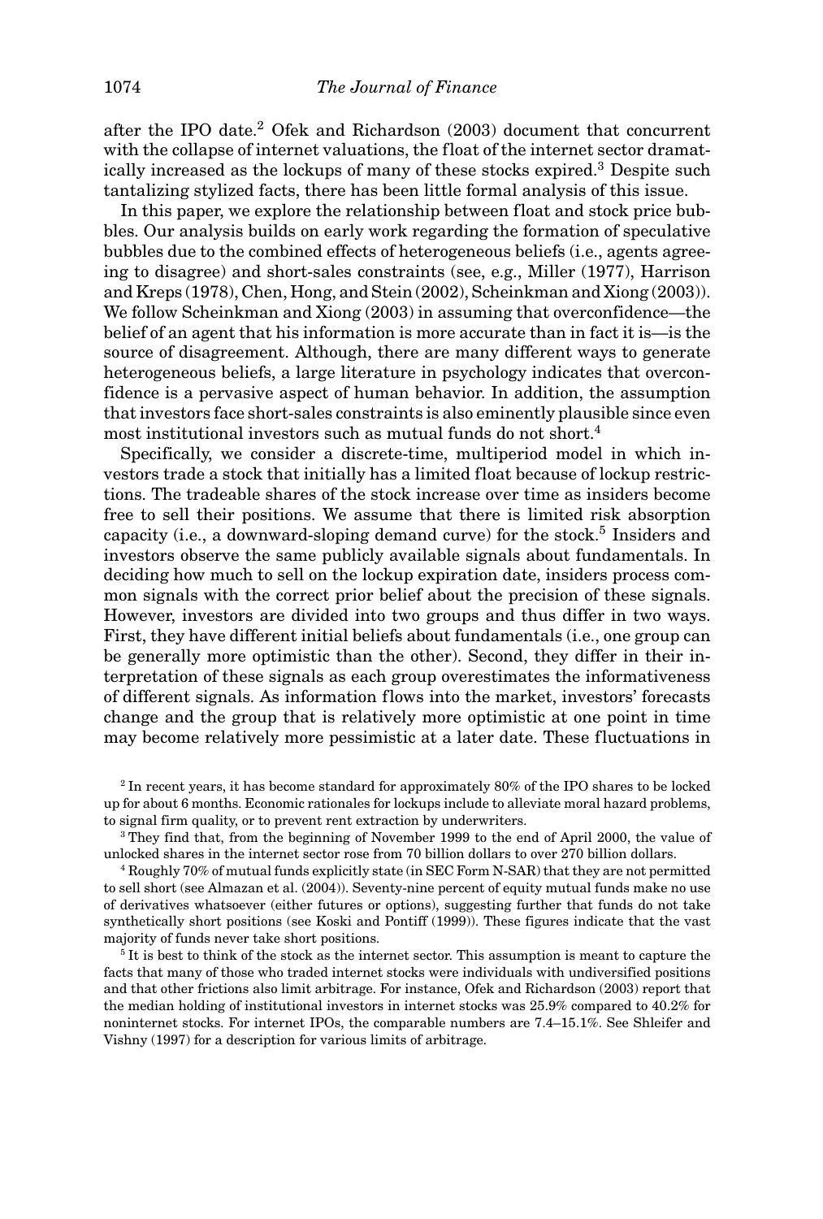after the IPO date.[2] Ofek and Richardson (2003) document that concurrent with the collapse of internet valuations, the float of the internet sector dramatically increased as the lockups of many of these stocks expired.[3] Despite such tantalizing stylized facts, there has been little formal analysis of this issue.

In this paper, we explore the relationship between float and stock price bubbles. Our analysis builds on early work regarding the formation of speculative bubbles due to the combined effects of heterogeneous beliefs (i.e., agents agreeing to disagree) and short-sales constraints (see, e.g., Miller (1977), Harrison and Kreps (1978), Chen, Hong, and Stein (2002), Scheinkman and Xiong (2003)). We follow Scheinkman and Xiong (2003) in assuming that overconfidence—the belief of an agent that his information is more accurate than in fact it is—is the source of disagreement. Although, there are many different ways to generate heterogeneous beliefs, a large literature in psychology indicates that overconfidence is a pervasive aspect of human behavior. In addition, the assumption that investors face short-sales constraints is also eminently plausible since even most institutional investors such as mutual funds do not short.[4]

Specifically, we consider a discrete-time, multiperiod model in which investors trade a stock that initially has a limited float because of lockup restrictions. The tradeable shares of the stock increase over time as insiders become free to sell their positions. We assume that there is limited risk absorption capacity (i.e., a downward-sloping demand curve) for the stock.[5] Insiders and investors observe the same publicly available signals about fundamentals. In deciding how much to sell on the lockup expiration date, insiders process common signals with the correct prior belief about the precision of these signals. However, investors are divided into two groups and thus differ in two ways. First, they have different initial beliefs about fundamentals (i.e., one group can be generally more optimistic than the other). Second, they differ in their interpretation of these signals as each group overestimates the informativeness of different signals. As information flows into the market, investors' forecasts change and the group that is relatively more optimistic at one point in time may become relatively more pessimistic at a later date. These fluctuations in

[2] In recent years, it has become standard for approximately 80% of the IPO shares to be locked up for about 6 months. Economic rationales for lockups include to alleviate moral hazard problems, to signal firm quality, or to prevent rent extraction by underwriters.

[3] They find that, from the beginning of November 1999 to the end of April 2000, the value of unlocked shares in the internet sector rose from 70 billion dollars to over 270 billion dollars.

[4] Roughly 70% of mutual funds explicitly state (in SEC Form N-SAR) that they are not permitted to sell short (see Almazan et al. (2004)). Seventy-nine percent of equity mutual funds make no use of derivatives whatsoever (either futures or options), suggesting further that funds do not take synthetically short positions (see Koski and Pontiff (1999)). These figures indicate that the vast majority of funds never take short positions.

[5] It is best to think of the stock as the internet sector. This assumption is meant to capture the facts that many of those who traded internet stocks were individuals with undiversified positions and that other frictions also limit arbitrage. For instance, Ofek and Richardson (2003) report that the median holding of institutional investors in internet stocks was 25.9% compared to 40.2% for noninternet stocks. For internet IPOs, the comparable numbers are 7.4–15.1%. See Shleifer and Vishny (1997) for a description for various limits of arbitrage.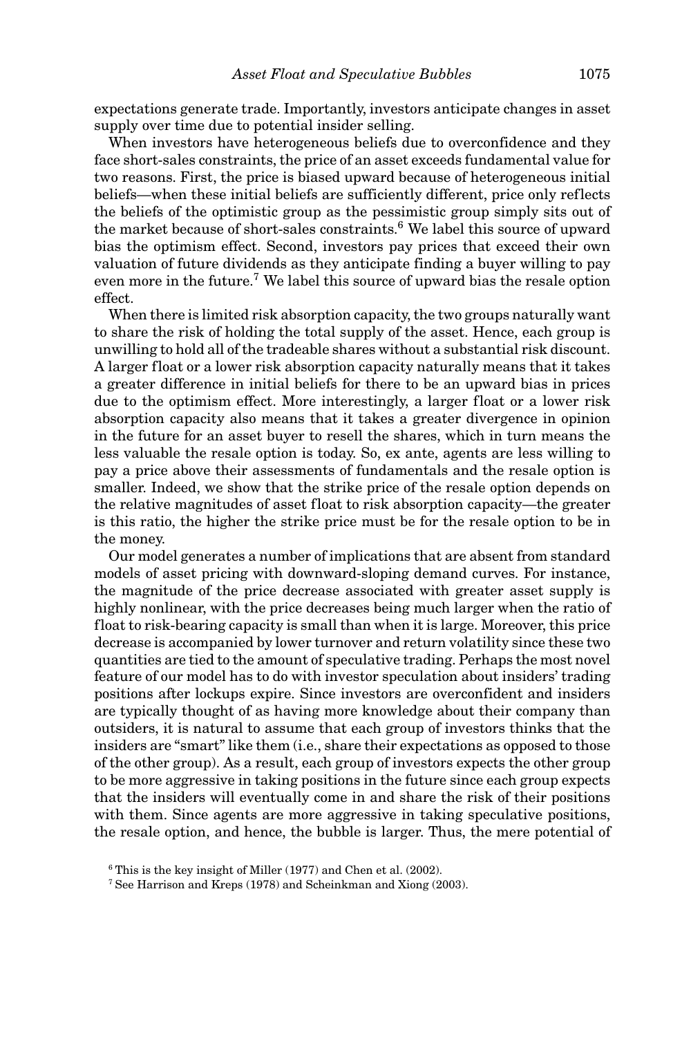expectations generate trade. Importantly, investors anticipate changes in asset supply over time due to potential insider selling.

When investors have heterogeneous beliefs due to overconfidence and they face short-sales constraints, the price of an asset exceeds fundamental value for two reasons. First, the price is biased upward because of heterogeneous initial beliefs—when these initial beliefs are sufficiently different, price only reflects the beliefs of the optimistic group as the pessimistic group simply sits out of the market because of short-sales constraints.[6] We label this source of upward bias the optimism effect. Second, investors pay prices that exceed their own valuation of future dividends as they anticipate finding a buyer willing to pay even more in the future.[7] We label this source of upward bias the resale option effect.

When there is limited risk absorption capacity, the two groups naturally want to share the risk of holding the total supply of the asset. Hence, each group is unwilling to hold all of the tradeable shares without a substantial risk discount. A larger float or a lower risk absorption capacity naturally means that it takes a greater difference in initial beliefs for there to be an upward bias in prices due to the optimism effect. More interestingly, a larger float or a lower risk absorption capacity also means that it takes a greater divergence in opinion in the future for an asset buyer to resell the shares, which in turn means the less valuable the resale option is today. So, ex ante, agents are less willing to pay a price above their assessments of fundamentals and the resale option is smaller. Indeed, we show that the strike price of the resale option depends on the relative magnitudes of asset float to risk absorption capacity—the greater is this ratio, the higher the strike price must be for the resale option to be in the money.

Our model generates a number of implications that are absent from standard models of asset pricing with downward-sloping demand curves. For instance, the magnitude of the price decrease associated with greater asset supply is highly nonlinear, with the price decreases being much larger when the ratio of float to risk-bearing capacity is small than when it is large. Moreover, this price decrease is accompanied by lower turnover and return volatility since these two quantities are tied to the amount of speculative trading. Perhaps the most novel feature of our model has to do with investor speculation about insiders' trading positions after lockups expire. Since investors are overconfident and insiders are typically thought of as having more knowledge about their company than outsiders, it is natural to assume that each group of investors thinks that the insiders are "smart" like them (i.e., share their expectations as opposed to those of the other group). As a result, each group of investors expects the other group to be more aggressive in taking positions in the future since each group expects that the insiders will eventually come in and share the risk of their positions with them. Since agents are more aggressive in taking speculative positions, the resale option, and hence, the bubble is larger. Thus, the mere potential of

[6] This is the key insight of Miller (1977) and Chen et al. (2002).

[7] See Harrison and Kreps (1978) and Scheinkman and Xiong (2003).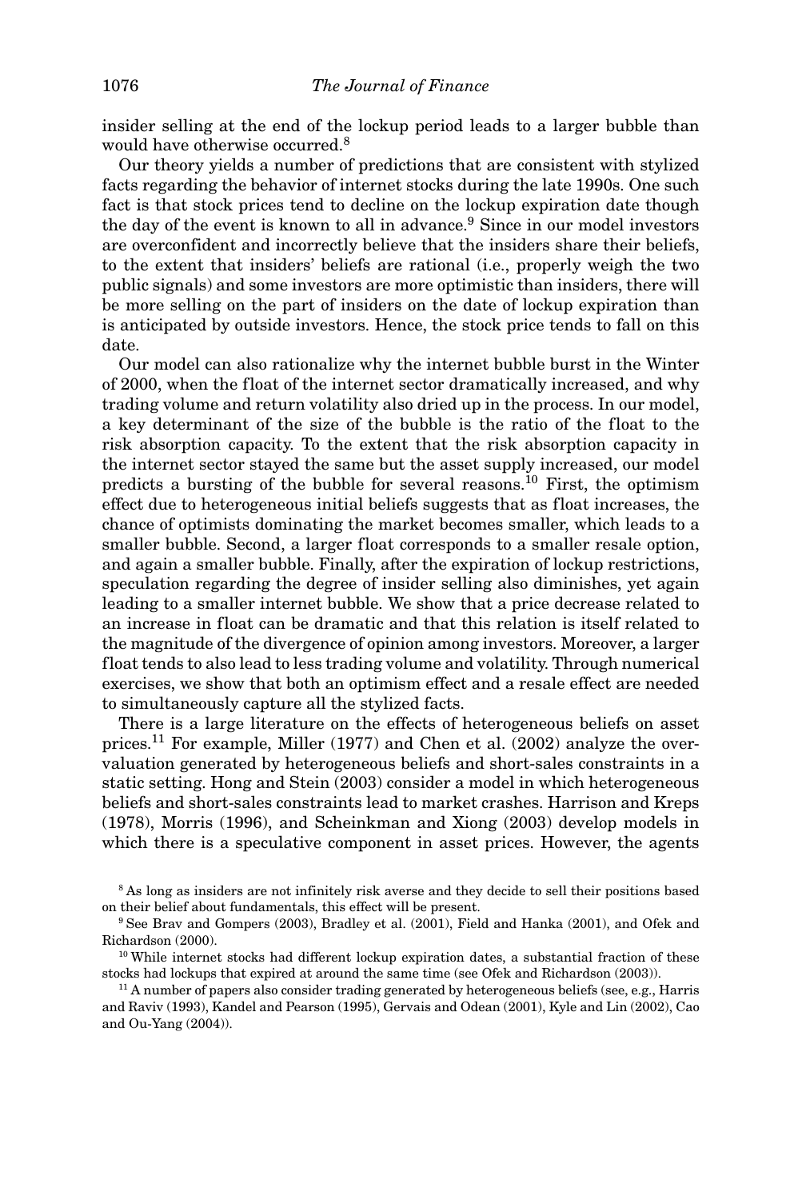insider selling at the end of the lockup period leads to a larger bubble than would have otherwise occurred.[8]

Our theory yields a number of predictions that are consistent with stylized facts regarding the behavior of internet stocks during the late 1990s. One such fact is that stock prices tend to decline on the lockup expiration date though the day of the event is known to all in advance.[9] Since in our model investors are overconfident and incorrectly believe that the insiders share their beliefs, to the extent that insiders' beliefs are rational (i.e., properly weigh the two public signals) and some investors are more optimistic than insiders, there will be more selling on the part of insiders on the date of lockup expiration than is anticipated by outside investors. Hence, the stock price tends to fall on this date.

Our model can also rationalize why the internet bubble burst in the Winter of 2000, when the float of the internet sector dramatically increased, and why trading volume and return volatility also dried up in the process. In our model, a key determinant of the size of the bubble is the ratio of the float to the risk absorption capacity. To the extent that the risk absorption capacity in the internet sector stayed the same but the asset supply increased, our model predicts a bursting of the bubble for several reasons.[10] First, the optimism effect due to heterogeneous initial beliefs suggests that as float increases, the chance of optimists dominating the market becomes smaller, which leads to a smaller bubble. Second, a larger float corresponds to a smaller resale option, and again a smaller bubble. Finally, after the expiration of lockup restrictions, speculation regarding the degree of insider selling also diminishes, yet again leading to a smaller internet bubble. We show that a price decrease related to an increase in float can be dramatic and that this relation is itself related to the magnitude of the divergence of opinion among investors. Moreover, a larger float tends to also lead to less trading volume and volatility. Through numerical exercises, we show that both an optimism effect and a resale effect are needed to simultaneously capture all the stylized facts.

There is a large literature on the effects of heterogeneous beliefs on asset prices.[11] For example, Miller (1977) and Chen et al. (2002) analyze the overvaluation generated by heterogeneous beliefs and short-sales constraints in a static setting. Hong and Stein (2003) consider a model in which heterogeneous beliefs and short-sales constraints lead to market crashes. Harrison and Kreps (1978), Morris (1996), and Scheinkman and Xiong (2003) develop models in which there is a speculative component in asset prices. However, the agents

[8] As long as insiders are not infinitely risk averse and they decide to sell their positions based on their belief about fundamentals, this effect will be present.

[9] See Brav and Gompers (2003), Bradley et al. (2001), Field and Hanka (2001), and Ofek and Richardson (2000).

[10] While internet stocks had different lockup expiration dates, a substantial fraction of these stocks had lockups that expired at around the same time (see Ofek and Richardson (2003)).

[11] A number of papers also consider trading generated by heterogeneous beliefs (see, e.g., Harris and Raviv (1993), Kandel and Pearson (1995), Gervais and Odean (2001), Kyle and Lin (2002), Cao and Ou-Yang (2004)).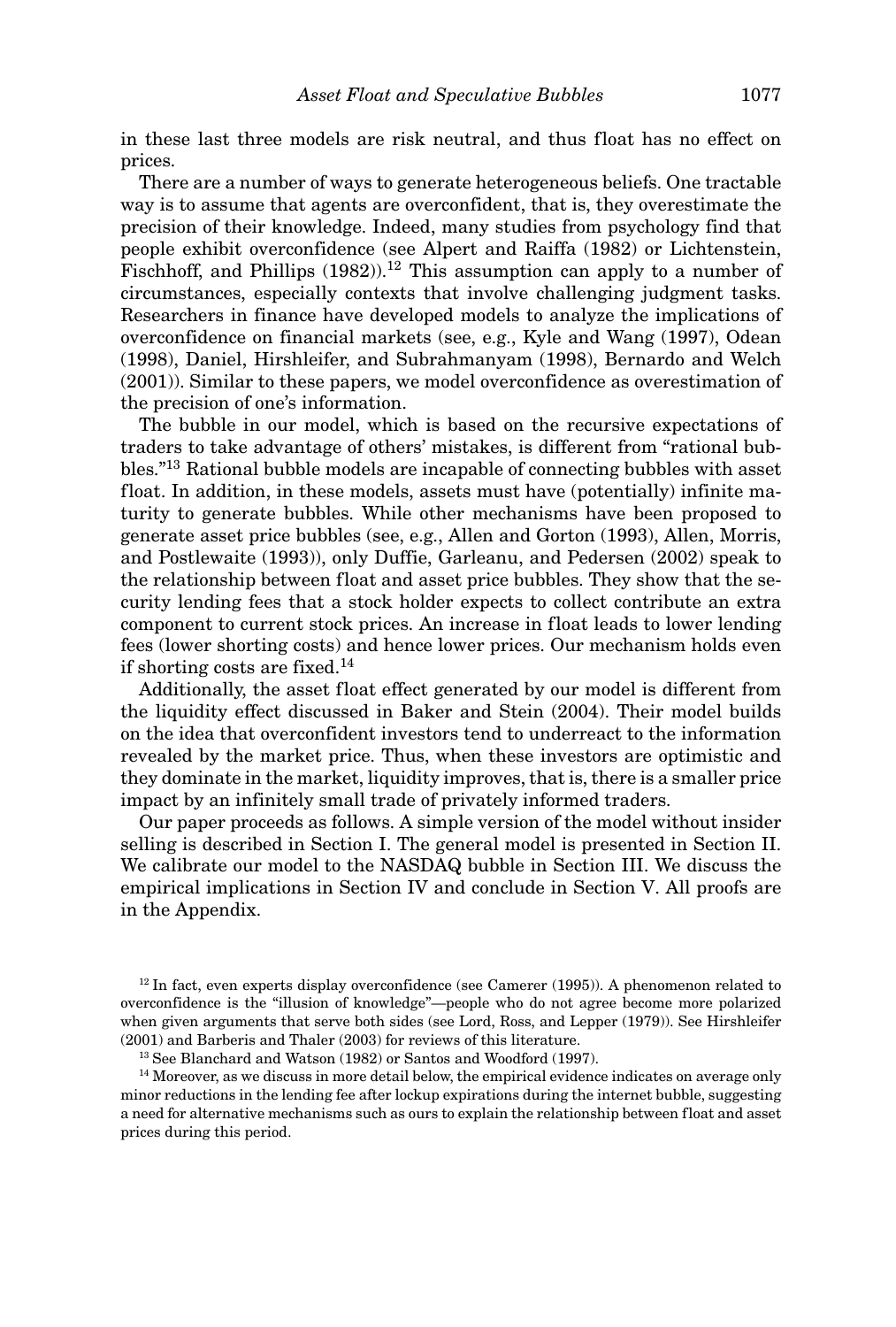in these last three models are risk neutral, and thus float has no effect on prices.

There are a number of ways to generate heterogeneous beliefs. One tractable way is to assume that agents are overconfident, that is, they overestimate the precision of their knowledge. Indeed, many studies from psychology find that people exhibit overconfidence (see Alpert and Raiffa (1982) or Lichtenstein, Fischhoff, and Phillips (1982)).[12] This assumption can apply to a number of circumstances, especially contexts that involve challenging judgment tasks. Researchers in finance have developed models to analyze the implications of overconfidence on financial markets (see, e.g., Kyle and Wang (1997), Odean (1998), Daniel, Hirshleifer, and Subrahmanyam (1998), Bernardo and Welch (2001)). Similar to these papers, we model overconfidence as overestimation of the precision of one's information.

The bubble in our model, which is based on the recursive expectations of traders to take advantage of others' mistakes, is different from "rational bubbles."[13] Rational bubble models are incapable of connecting bubbles with asset float. In addition, in these models, assets must have (potentially) infinite maturity to generate bubbles. While other mechanisms have been proposed to generate asset price bubbles (see, e.g., Allen and Gorton (1993), Allen, Morris, and Postlewaite (1993)), only Duffie, Garleanu, and Pedersen (2002) speak to the relationship between float and asset price bubbles. They show that the security lending fees that a stock holder expects to collect contribute an extra component to current stock prices. An increase in float leads to lower lending fees (lower shorting costs) and hence lower prices. Our mechanism holds even if shorting costs are fixed.[14]

Additionally, the asset float effect generated by our model is different from the liquidity effect discussed in Baker and Stein (2004). Their model builds on the idea that overconfident investors tend to underreact to the information revealed by the market price. Thus, when these investors are optimistic and they dominate in the market, liquidity improves, that is, there is a smaller price impact by an infinitely small trade of privately informed traders.

Our paper proceeds as follows. A simple version of the model without insider selling is described in Section I. The general model is presented in Section II. We calibrate our model to the NASDAQ bubble in Section III. We discuss the empirical implications in Section IV and conclude in Section V. All proofs are in the Appendix.

[12] In fact, even experts display overconfidence (see Camerer (1995)). A phenomenon related to overconfidence is the "illusion of knowledge"—people who do not agree become more polarized when given arguments that serve both sides (see Lord, Ross, and Lepper (1979)). See Hirshleifer (2001) and Barberis and Thaler (2003) for reviews of this literature.

[13] See Blanchard and Watson (1982) or Santos and Woodford (1997).

[14] Moreover, as we discuss in more detail below, the empirical evidence indicates on average only minor reductions in the lending fee after lockup expirations during the internet bubble, suggesting a need for alternative mechanisms such as ours to explain the relationship between float and asset prices during this period.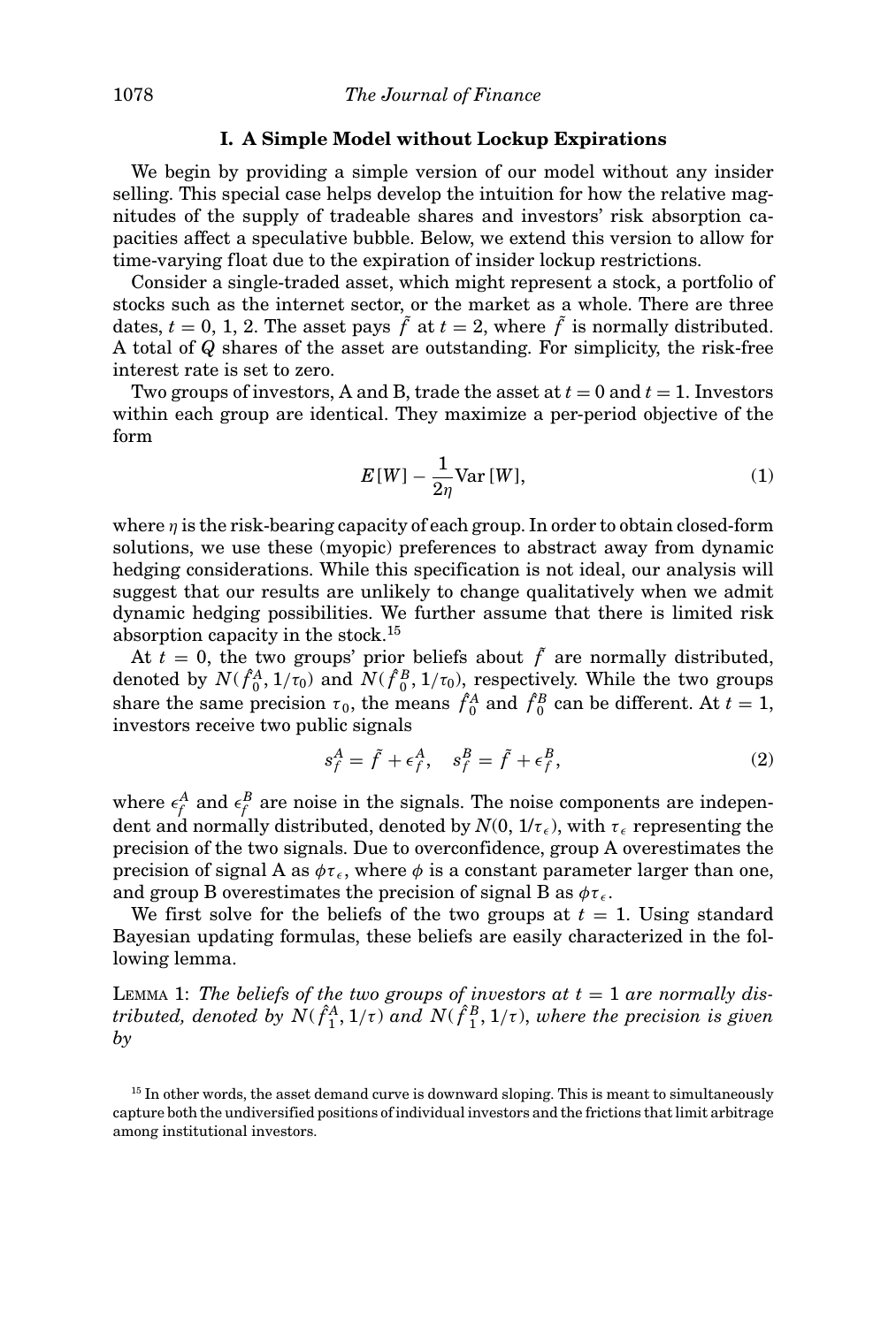## I. A Simple Model without Lockup Expirations

We begin by providing a simple version of our model without any insider selling. This special case helps develop the intuition for how the relative magnitudes of the supply of tradeable shares and investors' risk absorption capacities affect a speculative bubble. Below, we extend this version to allow for time-varying float due to the expiration of insider lockup restrictions.

Consider a single-traded asset, which might represent a stock, a portfolio of stocks such as the internet sector, or the market as a whole. There are three dates, $t = 0, 1, 2$. The asset pays $\tilde{f}$ at $t = 2$, where $\tilde{f}$ is normally distributed. A total of $Q$ shares of the asset are outstanding. For simplicity, the risk-free interest rate is set to zero.

Two groups of investors, A and B, trade the asset at $t = 0$ and $t = 1$. Investors within each group are identical. They maximize a per-period objective of the form

$$E[W] - \frac{1}{2\eta}\mathrm{Var}[W], \tag{1}$$

where $\eta$ is the risk-bearing capacity of each group. In order to obtain closed-form solutions, we use these (myopic) preferences to abstract away from dynamic hedging considerations. While this specification is not ideal, our analysis will suggest that our results are unlikely to change qualitatively when we admit dynamic hedging possibilities. We further assume that there is limited risk absorption capacity in the stock.[15]

At $t = 0$, the two groups' prior beliefs about $\tilde{f}$ are normally distributed, denoted by $N(\hat{f}_0^A, 1/\tau_0)$ and $N(\hat{f}_0^B, 1/\tau_0)$, respectively. While the two groups share the same precision $\tau_0$, the means $\hat{f}_0^A$ and $\hat{f}_0^B$ can be different. At $t = 1$, investors receive two public signals

$$s_f^A = \tilde{f} + \epsilon_f^A, \quad s_f^B = \tilde{f} + \epsilon_f^B, \tag{2}$$

where $\epsilon_f^A$ and $\epsilon_f^B$ are noise in the signals. The noise components are independent and normally distributed, denoted by $N(0, 1/\tau_\epsilon)$, with $\tau_\epsilon$ representing the precision of the two signals. Due to overconfidence, group A overestimates the precision of signal A as $\phi\tau_\epsilon$, where $\phi$ is a constant parameter larger than one, and group B overestimates the precision of signal B as $\phi\tau_\epsilon$.

We first solve for the beliefs of the two groups at $t = 1$. Using standard Bayesian updating formulas, these beliefs are easily characterized in the following lemma.

LEMMA 1: *The beliefs of the two groups of investors at $t = 1$ are normally distributed, denoted by $N(\hat{f}_1^A, 1/\tau)$ and $N(\hat{f}_1^B, 1/\tau)$, where the precision is given by*

[15] In other words, the asset demand curve is downward sloping. This is meant to simultaneously capture both the undiversified positions of individual investors and the frictions that limit arbitrage among institutional investors.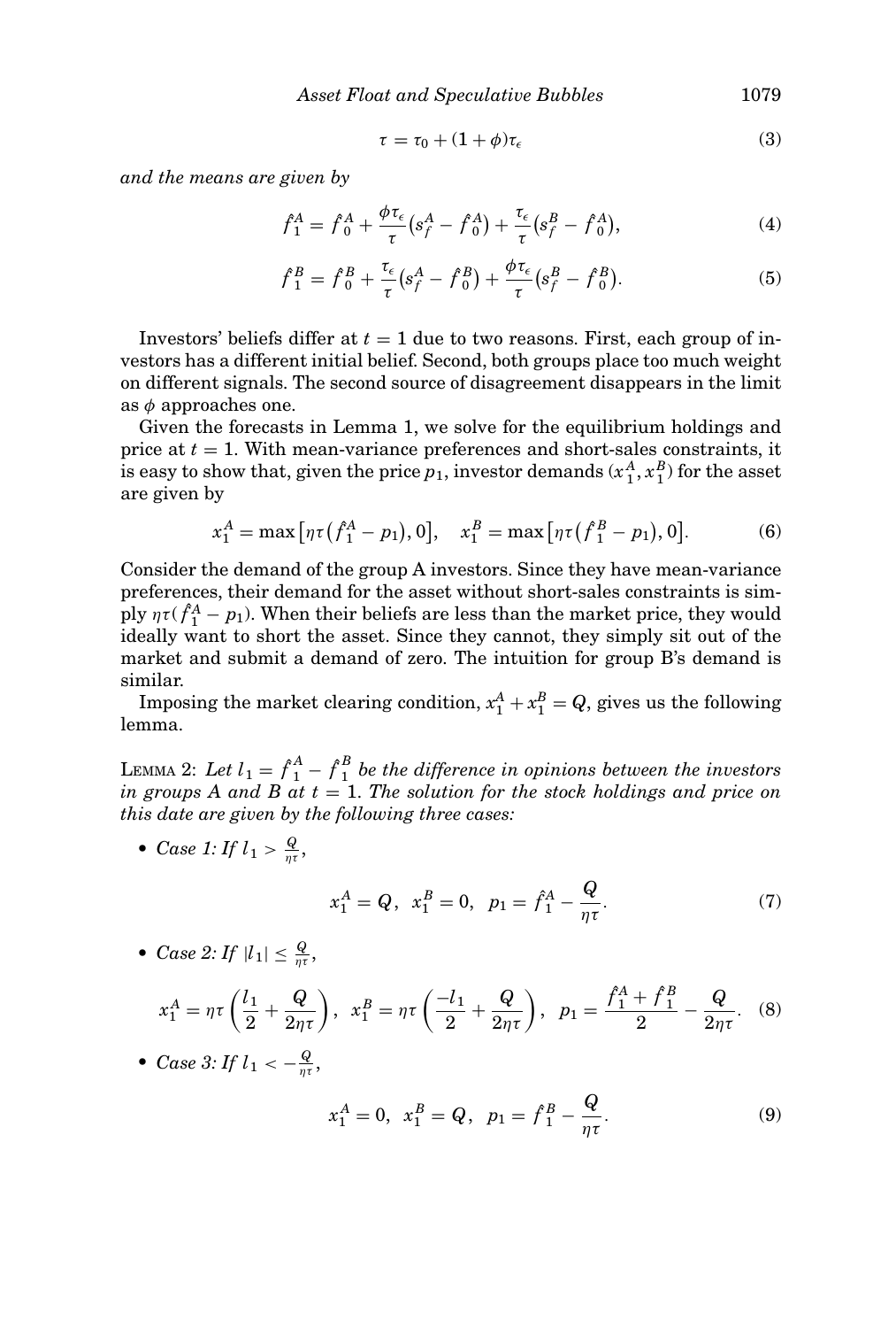$$\tau = \tau_0 + (1+\phi)\tau_\epsilon \tag{3}$$

*and the means are given by*

$$\hat{f}_1^A = \hat{f}_0^A + \frac{\phi\tau_\epsilon}{\tau}\left(s_f^A - \hat{f}_0^A\right) + \frac{\tau_\epsilon}{\tau}\left(s_f^B - \hat{f}_0^A\right), \tag{4}$$

$$\hat{f}_1^B = \hat{f}_0^B + \frac{\tau_\epsilon}{\tau}\left(s_f^A - \hat{f}_0^B\right) + \frac{\phi\tau_\epsilon}{\tau}\left(s_f^B - \hat{f}_0^B\right). \tag{5}$$

Investors' beliefs differ at $t = 1$ due to two reasons. First, each group of investors has a different initial belief. Second, both groups place too much weight on different signals. The second source of disagreement disappears in the limit as $\phi$ approaches one.

Given the forecasts in Lemma 1, we solve for the equilibrium holdings and price at $t = 1$. With mean-variance preferences and short-sales constraints, it is easy to show that, given the price $p_1$, investor demands $(x_1^A, x_1^B)$ for the asset are given by

$$x_1^A = \max\left[\eta\tau\left(\hat{f}_1^A - p_1\right), 0\right], \quad x_1^B = \max\left[\eta\tau\left(\hat{f}_1^B - p_1\right), 0\right]. \tag{6}$$

Consider the demand of the group A investors. Since they have mean-variance preferences, their demand for the asset without short-sales constraints is simply $\eta\tau(\hat{f}_1^A - p_1)$. When their beliefs are less than the market price, they would ideally want to short the asset. Since they cannot, they simply sit out of the market and submit a demand of zero. The intuition for group B's demand is similar.

Imposing the market clearing condition, $x_1^A + x_1^B = Q$, gives us the following lemma.

LEMMA 2: *Let $l_1 = \hat{f}_1^A - \hat{f}_1^B$ be the difference in opinions between the investors in groups A and B at $t = 1$. The solution for the stock holdings and price on this date are given by the following three cases:*

- *Case 1: If $l_1 > \frac{Q}{\eta\tau}$,*

$$x_1^A = Q, \quad x_1^B = 0, \quad p_1 = \hat{f}_1^A - \frac{Q}{\eta\tau}. \tag{7}$$

- *Case 2: If $|l_1| \leq \frac{Q}{\eta\tau}$,*

$$x_1^A = \eta\tau\left(\frac{l_1}{2} + \frac{Q}{2\eta\tau}\right), \quad x_1^B = \eta\tau\left(\frac{-l_1}{2} + \frac{Q}{2\eta\tau}\right), \quad p_1 = \frac{\hat{f}_1^A + \hat{f}_1^B}{2} - \frac{Q}{2\eta\tau}. \tag{8}$$

- *Case 3: If $l_1 < -\frac{Q}{\eta\tau}$,*

$$x_1^A = 0, \quad x_1^B = Q, \quad p_1 = \hat{f}_1^B - \frac{Q}{\eta\tau}. \tag{9}$$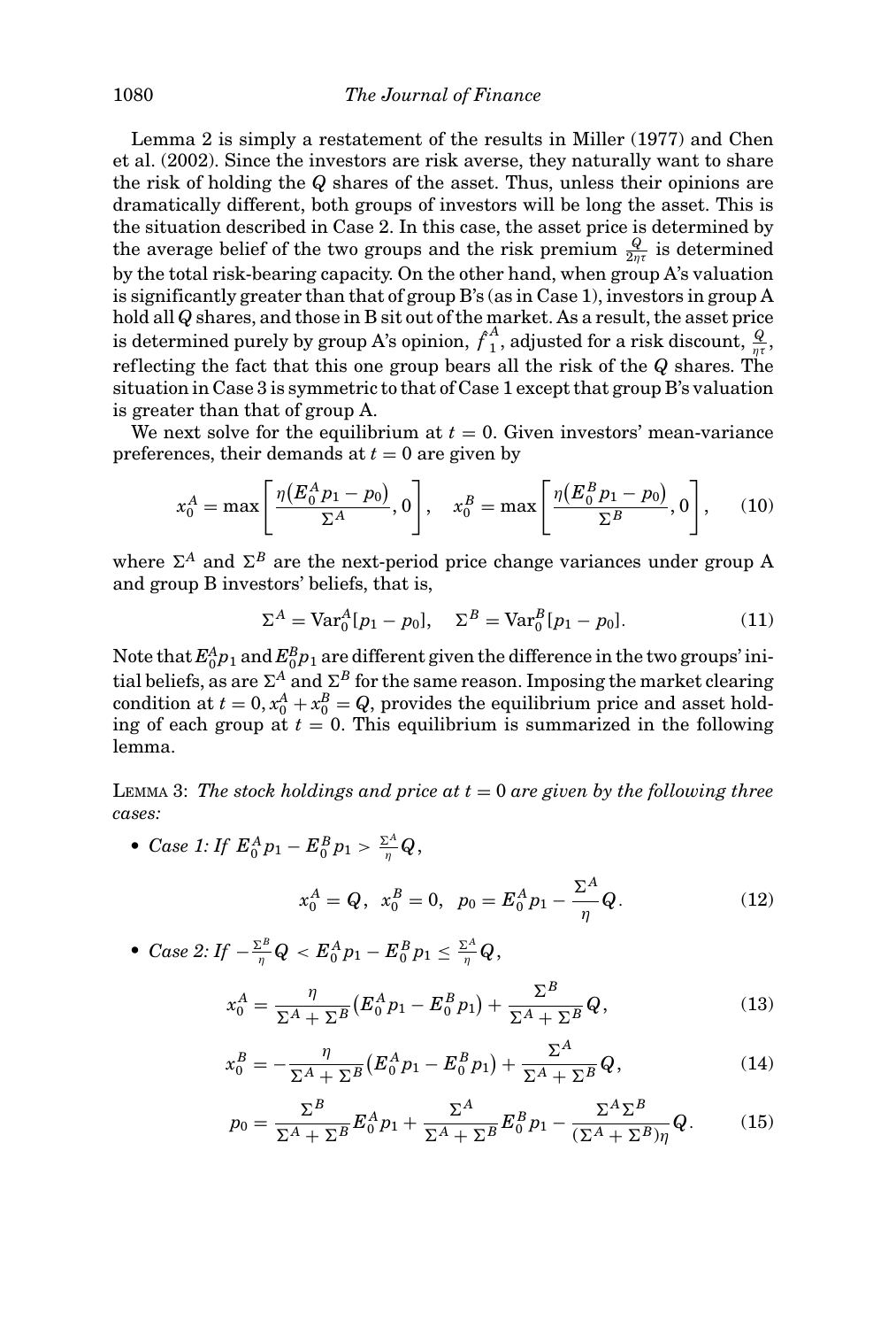Lemma 2 is simply a restatement of the results in Miller (1977) and Chen et al. (2002). Since the investors are risk averse, they naturally want to share the risk of holding the $Q$ shares of the asset. Thus, unless their opinions are dramatically different, both groups of investors will be long the asset. This is the situation described in Case 2. In this case, the asset price is determined by the average belief of the two groups and the risk premium $\frac{Q}{2\eta\tau}$ is determined by the total risk-bearing capacity. On the other hand, when group A's valuation is significantly greater than that of group B's (as in Case 1), investors in group A hold all $Q$ shares, and those in B sit out of the market. As a result, the asset price is determined purely by group A's opinion, $\hat{f}_1^A$, adjusted for a risk discount, $\frac{Q}{\eta\tau}$, reflecting the fact that this one group bears all the risk of the $Q$ shares. The situation in Case 3 is symmetric to that of Case 1 except that group B's valuation is greater than that of group A.

We next solve for the equilibrium at $t = 0$. Given investors' mean-variance preferences, their demands at $t = 0$ are given by

$$x_0^A = \max\left[\frac{\eta\left(E_0^A p_1 - p_0\right)}{\Sigma^A}, 0\right], \quad x_0^B = \max\left[\frac{\eta\left(E_0^B p_1 - p_0\right)}{\Sigma^B}, 0\right], \tag{10}$$

where $\Sigma^A$ and $\Sigma^B$ are the next-period price change variances under group A and group B investors' beliefs, that is,

$$\Sigma^A = \mathrm{Var}_0^A[p_1 - p_0], \quad \Sigma^B = \mathrm{Var}_0^B[p_1 - p_0]. \tag{11}$$

Note that $E_0^A p_1$ and $E_0^B p_1$ are different given the difference in the two groups' initial beliefs, as are $\Sigma^A$ and $\Sigma^B$ for the same reason. Imposing the market clearing condition at $t = 0$, $x_0^A + x_0^B = Q$, provides the equilibrium price and asset holding of each group at $t = 0$. This equilibrium is summarized in the following lemma.

LEMMA 3: *The stock holdings and price at $t = 0$ are given by the following three cases:*

- *Case 1: If $E_0^A p_1 - E_0^B p_1 > \frac{\Sigma^A}{\eta} Q$,*

$$x_0^A = Q, \quad x_0^B = 0, \quad p_0 = E_0^A p_1 - \frac{\Sigma^A}{\eta} Q. \tag{12}$$

- *Case 2: If $-\frac{\Sigma^B}{\eta} Q < E_0^A p_1 - E_0^B p_1 \le \frac{\Sigma^A}{\eta} Q$,*

$$x_0^A = \frac{\eta}{\Sigma^A + \Sigma^B}\left(E_0^A p_1 - E_0^B p_1\right) + \frac{\Sigma^B}{\Sigma^A + \Sigma^B} Q, \tag{13}$$

$$x_0^B = -\frac{\eta}{\Sigma^A + \Sigma^B}\left(E_0^A p_1 - E_0^B p_1\right) + \frac{\Sigma^A}{\Sigma^A + \Sigma^B} Q, \tag{14}$$

$$p_0 = \frac{\Sigma^B}{\Sigma^A + \Sigma^B} E_0^A p_1 + \frac{\Sigma^A}{\Sigma^A + \Sigma^B} E_0^B p_1 - \frac{\Sigma^A \Sigma^B}{(\Sigma^A + \Sigma^B)\eta} Q. \tag{15}$$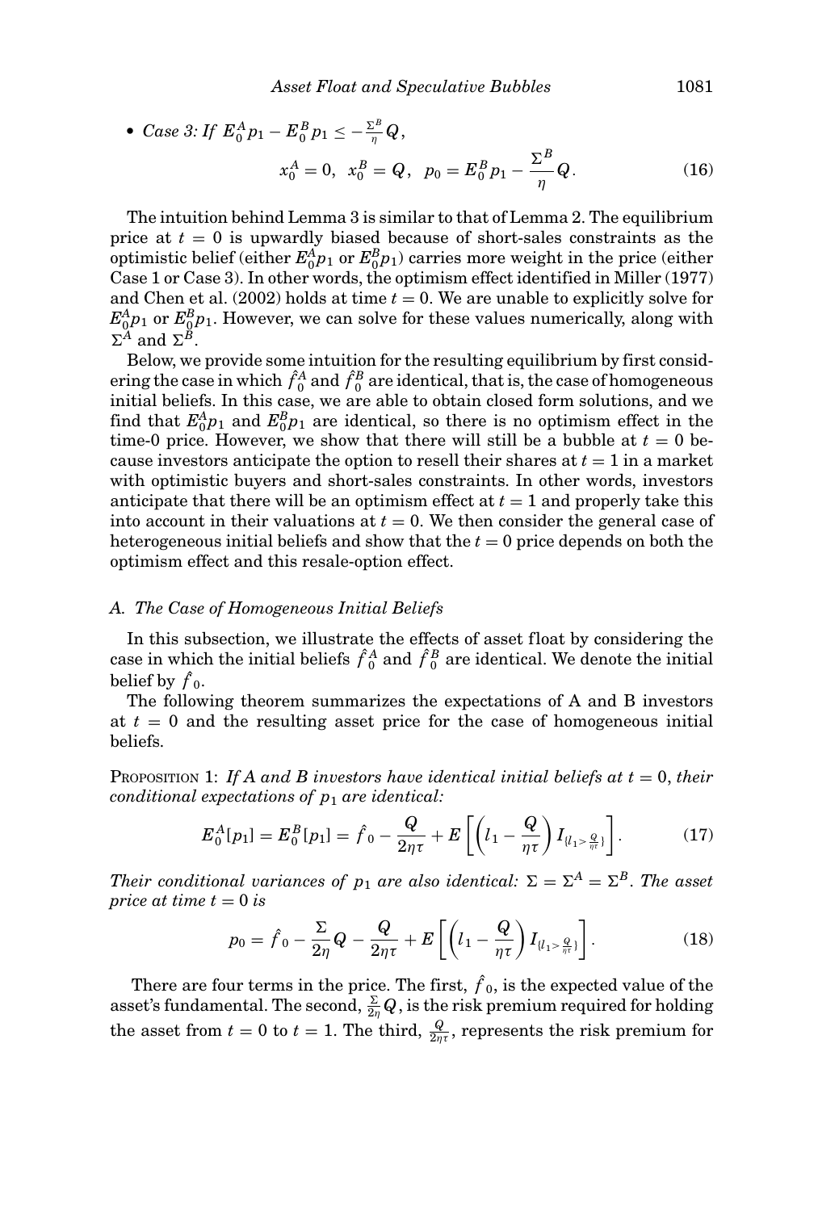- *Case 3: If* $E_0^A p_1 - E_0^B p_1 \leq -\frac{\Sigma^B}{\eta} Q$,

$$x_0^A = 0, \;\; x_0^B = Q, \;\; p_0 = E_0^B p_1 - \frac{\Sigma^B}{\eta} Q. \tag{16}$$

The intuition behind Lemma 3 is similar to that of Lemma 2. The equilibrium price at $t = 0$ is upwardly biased because of short-sales constraints as the optimistic belief (either $E_0^A p_1$ or $E_0^B p_1$) carries more weight in the price (either Case 1 or Case 3). In other words, the optimism effect identified in Miller (1977) and Chen et al. (2002) holds at time $t = 0$. We are unable to explicitly solve for $E_0^A p_1$ or $E_0^B p_1$. However, we can solve for these values numerically, along with $\Sigma^A$ and $\Sigma^B$.

Below, we provide some intuition for the resulting equilibrium by first considering the case in which $\hat{f}_0^A$ and $\hat{f}_0^B$ are identical, that is, the case of homogeneous initial beliefs. In this case, we are able to obtain closed form solutions, and we find that $E_0^A p_1$ and $E_0^B p_1$ are identical, so there is no optimism effect in the time-0 price. However, we show that there will still be a bubble at $t = 0$ because investors anticipate the option to resell their shares at $t = 1$ in a market with optimistic buyers and short-sales constraints. In other words, investors anticipate that there will be an optimism effect at $t = 1$ and properly take this into account in their valuations at $t = 0$. We then consider the general case of heterogeneous initial beliefs and show that the $t = 0$ price depends on both the optimism effect and this resale-option effect.

### *A. The Case of Homogeneous Initial Beliefs*

In this subsection, we illustrate the effects of asset float by considering the case in which the initial beliefs $\hat{f}_0^A$ and $\hat{f}_0^B$ are identical. We denote the initial belief by $\hat{f}_0$.

The following theorem summarizes the expectations of A and B investors at $t = 0$ and the resulting asset price for the case of homogeneous initial beliefs.

Proposition 1: *If A and B investors have identical initial beliefs at t* = 0, *their conditional expectations of* $p_1$ *are identical:*

$$E_0^A[p_1] = E_0^B[p_1] = \hat{f}_0 - \frac{Q}{2\eta\tau} + E\left[\left(l_1 - \frac{Q}{\eta\tau}\right) I_{\{l_1 > \frac{Q}{\eta\tau}\}}\right]. \tag{17}$$

*Their conditional variances of* $p_1$ *are also identical:* $\Sigma = \Sigma^A = \Sigma^B$. *The asset price at time* $t = 0$ *is*

$$p_0 = \hat{f}_0 - \frac{\Sigma}{2\eta} Q - \frac{Q}{2\eta\tau} + E\left[\left(l_1 - \frac{Q}{\eta\tau}\right) I_{\{l_1 > \frac{Q}{\eta\tau}\}}\right]. \tag{18}$$

There are four terms in the price. The first, $\hat{f}_0$, is the expected value of the asset's fundamental. The second, $\frac{\Sigma}{2\eta} Q$, is the risk premium required for holding the asset from $t = 0$ to $t = 1$. The third, $\frac{Q}{2\eta\tau}$, represents the risk premium for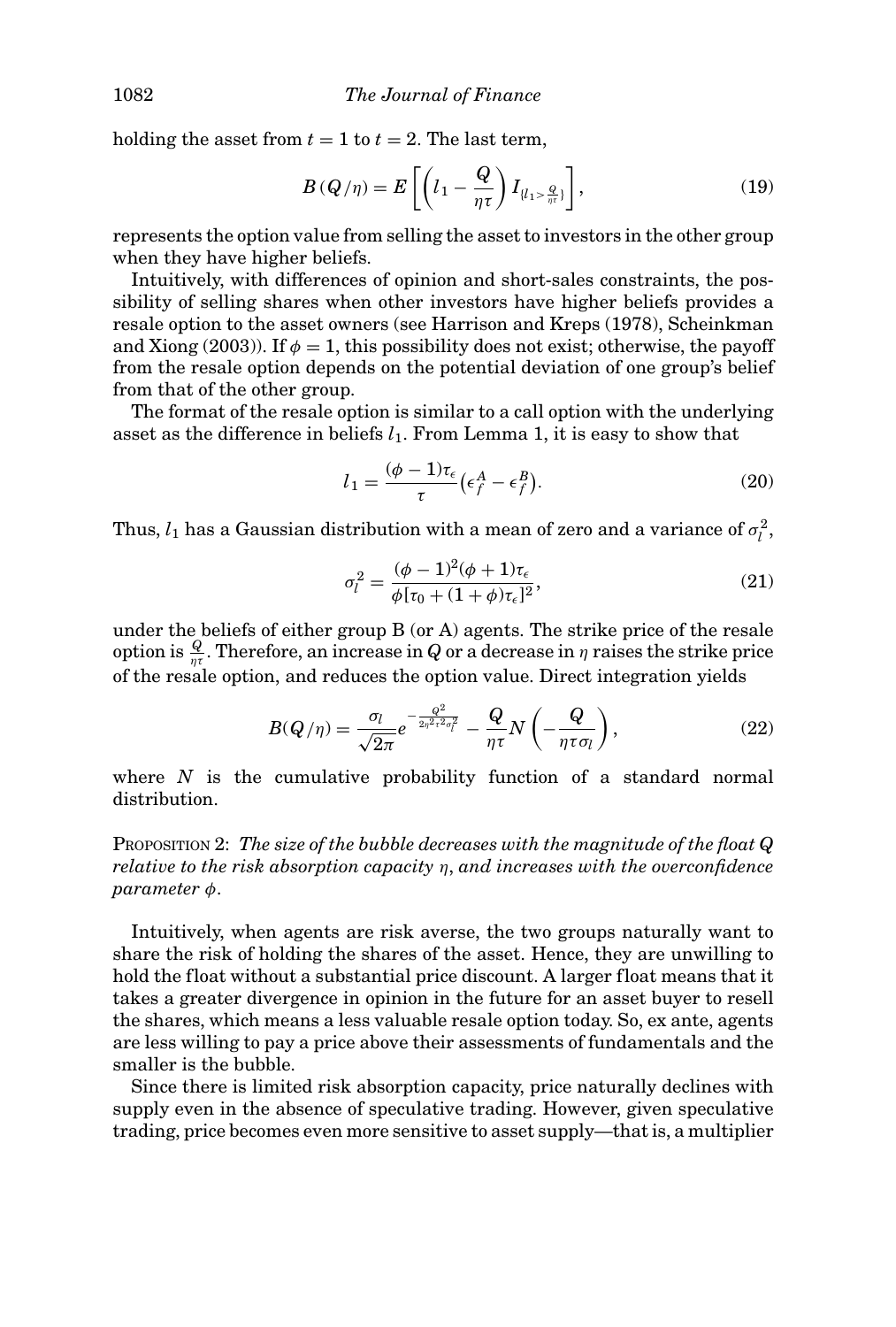holding the asset from $t = 1$ to $t = 2$. The last term,

$$B(Q/\eta) = E\left[\left(l_1 - \frac{Q}{\eta\tau}\right) I_{\{l_1 > \frac{Q}{\eta\tau}\}}\right], \tag{19}$$

represents the option value from selling the asset to investors in the other group when they have higher beliefs.

Intuitively, with differences of opinion and short-sales constraints, the possibility of selling shares when other investors have higher beliefs provides a resale option to the asset owners (see Harrison and Kreps (1978), Scheinkman and Xiong (2003)). If $\phi = 1$, this possibility does not exist; otherwise, the payoff from the resale option depends on the potential deviation of one group's belief from that of the other group.

The format of the resale option is similar to a call option with the underlying asset as the difference in beliefs $l_1$. From Lemma 1, it is easy to show that

$$l_1 = \frac{(\phi - 1)\tau_\epsilon}{\tau}\left(\epsilon_f^A - \epsilon_f^B\right). \tag{20}$$

Thus, $l_1$ has a Gaussian distribution with a mean of zero and a variance of $\sigma_l^2$,

$$\sigma_l^2 = \frac{(\phi - 1)^2(\phi + 1)\tau_\epsilon}{\phi[\tau_0 + (1 + \phi)\tau_\epsilon]^2}, \tag{21}$$

under the beliefs of either group B (or A) agents. The strike price of the resale option is $\frac{Q}{\eta\tau}$. Therefore, an increase in $Q$ or a decrease in $\eta$ raises the strike price of the resale option, and reduces the option value. Direct integration yields

$$B(Q/\eta) = \frac{\sigma_l}{\sqrt{2\pi}} e^{-\frac{Q^2}{2\eta^2\tau^2\sigma_l^2}} - \frac{Q}{\eta\tau} N\left(-\frac{Q}{\eta\tau\sigma_l}\right), \tag{22}$$

where $N$ is the cumulative probability function of a standard normal distribution.

PROPOSITION 2: *The size of the bubble decreases with the magnitude of the float $Q$ relative to the risk absorption capacity $\eta$, and increases with the overconfidence parameter $\phi$.*

Intuitively, when agents are risk averse, the two groups naturally want to share the risk of holding the shares of the asset. Hence, they are unwilling to hold the float without a substantial price discount. A larger float means that it takes a greater divergence in opinion in the future for an asset buyer to resell the shares, which means a less valuable resale option today. So, ex ante, agents are less willing to pay a price above their assessments of fundamentals and the smaller is the bubble.

Since there is limited risk absorption capacity, price naturally declines with supply even in the absence of speculative trading. However, given speculative trading, price becomes even more sensitive to asset supply—that is, a multiplier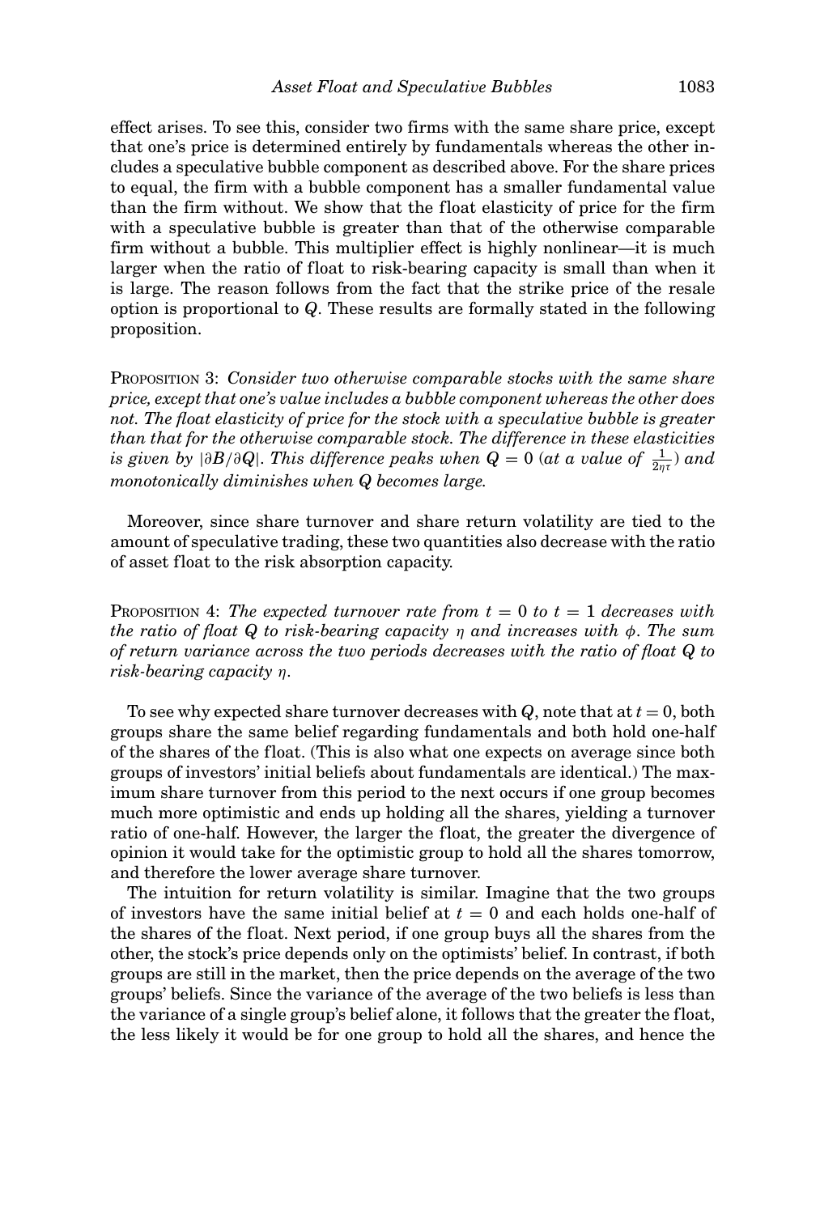effect arises. To see this, consider two firms with the same share price, except that one's price is determined entirely by fundamentals whereas the other includes a speculative bubble component as described above. For the share prices to equal, the firm with a bubble component has a smaller fundamental value than the firm without. We show that the float elasticity of price for the firm with a speculative bubble is greater than that of the otherwise comparable firm without a bubble. This multiplier effect is highly nonlinear—it is much larger when the ratio of float to risk-bearing capacity is small than when it is large. The reason follows from the fact that the strike price of the resale option is proportional to $Q$. These results are formally stated in the following proposition.

PROPOSITION 3: *Consider two otherwise comparable stocks with the same share price, except that one's value includes a bubble component whereas the other does not. The float elasticity of price for the stock with a speculative bubble is greater than that for the otherwise comparable stock. The difference in these elasticities is given by* $|\partial B/\partial Q|$. *This difference peaks when* $Q = 0$ *(at a value of* $\frac{1}{2\eta\tau}$*) and monotonically diminishes when* $Q$ *becomes large.*

Moreover, since share turnover and share return volatility are tied to the amount of speculative trading, these two quantities also decrease with the ratio of asset float to the risk absorption capacity.

PROPOSITION 4: *The expected turnover rate from* $t = 0$ *to* $t = 1$ *decreases with the ratio of float* $Q$ *to risk-bearing capacity* $\eta$ *and increases with* $\phi$. *The sum of return variance across the two periods decreases with the ratio of float* $Q$ *to risk-bearing capacity* $\eta$.

To see why expected share turnover decreases with $Q$, note that at $t = 0$, both groups share the same belief regarding fundamentals and both hold one-half of the shares of the float. (This is also what one expects on average since both groups of investors' initial beliefs about fundamentals are identical.) The maximum share turnover from this period to the next occurs if one group becomes much more optimistic and ends up holding all the shares, yielding a turnover ratio of one-half. However, the larger the float, the greater the divergence of opinion it would take for the optimistic group to hold all the shares tomorrow, and therefore the lower average share turnover.

The intuition for return volatility is similar. Imagine that the two groups of investors have the same initial belief at $t = 0$ and each holds one-half of the shares of the float. Next period, if one group buys all the shares from the other, the stock's price depends only on the optimists' belief. In contrast, if both groups are still in the market, then the price depends on the average of the two groups' beliefs. Since the variance of the average of the two beliefs is less than the variance of a single group's belief alone, it follows that the greater the float, the less likely it would be for one group to hold all the shares, and hence the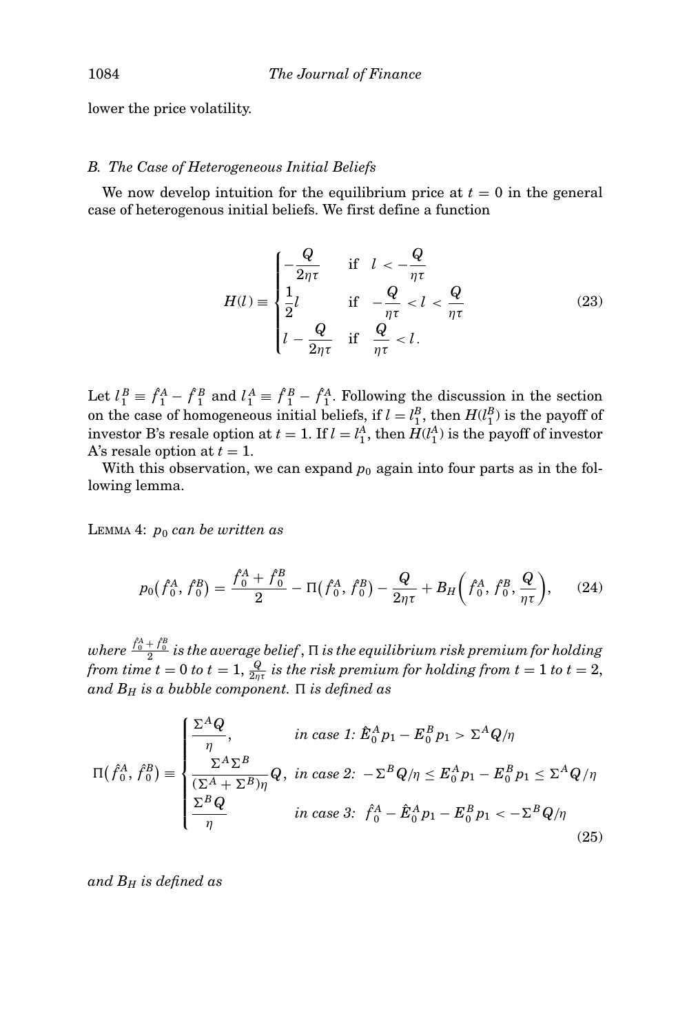lower the price volatility.

### B. The Case of Heterogeneous Initial Beliefs

We now develop intuition for the equilibrium price at $t = 0$ in the general case of heterogenous initial beliefs. We first define a function

$$
H(l) \equiv \begin{cases} -\dfrac{Q}{2\eta\tau} & \text{if } \quad l < -\dfrac{Q}{\eta\tau} \\ \dfrac{1}{2}l & \text{if } \quad -\dfrac{Q}{\eta\tau} < l < \dfrac{Q}{\eta\tau} \\ l - \dfrac{Q}{2\eta\tau} & \text{if } \quad \dfrac{Q}{\eta\tau} < l. \end{cases} \tag{23}
$$

Let $l_1^B \equiv \hat{f}_1^A - \hat{f}_1^B$ and $l_1^A \equiv \hat{f}_1^B - \hat{f}_1^A$. Following the discussion in the section on the case of homogeneous initial beliefs, if $l = l_1^B$, then $H(l_1^B)$ is the payoff of investor B's resale option at $t = 1$. If $l = l_1^A$, then $H(l_1^A)$ is the payoff of investor A's resale option at $t = 1$.

With this observation, we can expand $p_0$ again into four parts as in the following lemma.

LEMMA 4: *$p_0$ can be written as*

$$
p_0(\hat{f}_0^A, \hat{f}_0^B) = \frac{\hat{f}_0^A + \hat{f}_0^B}{2} - \Pi(\hat{f}_0^A, \hat{f}_0^B) - \frac{Q}{2\eta\tau} + B_H\left(\hat{f}_0^A, \hat{f}_0^B, \frac{Q}{\eta\tau}\right), \tag{24}
$$

*where $\frac{\hat{f}_0^A + \hat{f}_0^B}{2}$ is the average belief, $\Pi$ is the equilibrium risk premium for holding from time $t = 0$ to $t = 1$, $\frac{Q}{2\eta\tau}$ is the risk premium for holding from $t = 1$ to $t = 2$, and $B_H$ is a bubble component. $\Pi$ is defined as*

$$
\Pi(\hat{f}_0^A, \hat{f}_0^B) \equiv \begin{cases} \dfrac{\Sigma^A Q}{\eta}, & \textit{in case 1: } \hat{E}_0^A p_1 - E_0^B p_1 > \Sigma^A Q/\eta \\ \dfrac{\Sigma^A \Sigma^B}{(\Sigma^A + \Sigma^B)\eta} Q, & \textit{in case 2: } -\Sigma^B Q/\eta \le E_0^A p_1 - E_0^B p_1 \le \Sigma^A Q/\eta \\ \dfrac{\Sigma^B Q}{\eta} & \textit{in case 3: } \hat{f}_0^A - \hat{E}_0^A p_1 - E_0^B p_1 < -\Sigma^B Q/\eta \end{cases} \tag{25}
$$

*and $B_H$ is defined as*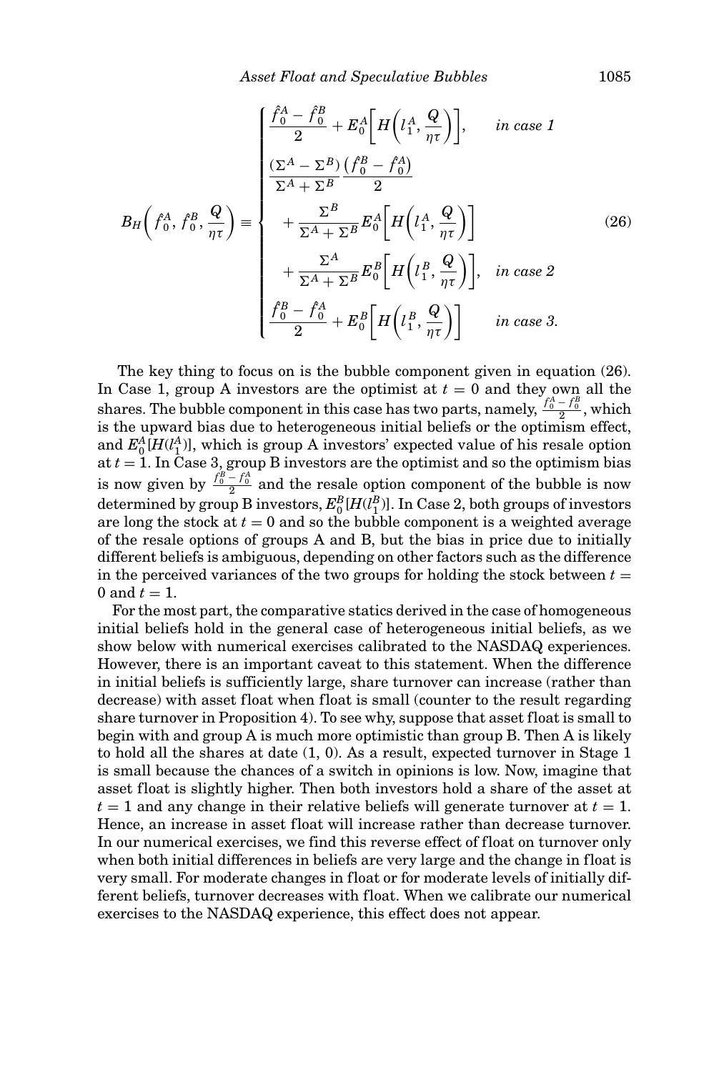$$
B_H\left(\hat{f}_0^A, \hat{f}_0^B, \frac{Q}{\eta\tau}\right) \equiv \begin{cases} \dfrac{\hat{f}_0^A - \hat{f}_0^B}{2} + E_0^A\left[H\left(l_1^A, \dfrac{Q}{\eta\tau}\right)\right], & \textit{in case 1} \\ \dfrac{(\Sigma^A - \Sigma^B)}{\Sigma^A + \Sigma^B}\dfrac{\left(\hat{f}_0^B - \hat{f}_0^A\right)}{2} & \\ \quad + \dfrac{\Sigma^B}{\Sigma^A + \Sigma^B}E_0^A\left[H\left(l_1^A, \dfrac{Q}{\eta\tau}\right)\right] & \\ \quad + \dfrac{\Sigma^A}{\Sigma^A + \Sigma^B}E_0^B\left[H\left(l_1^B, \dfrac{Q}{\eta\tau}\right)\right], & \textit{in case 2} \\ \dfrac{\hat{f}_0^B - \hat{f}_0^A}{2} + E_0^B\left[H\left(l_1^B, \dfrac{Q}{\eta\tau}\right)\right] & \textit{in case 3.} \end{cases} \tag{26}
$$

The key thing to focus on is the bubble component given in equation (26). In Case 1, group A investors are the optimist at $t = 0$ and they own all the shares. The bubble component in this case has two parts, namely, $\frac{\hat{f}_0^A - \hat{f}_0^B}{2}$, which is the upward bias due to heterogeneous initial beliefs or the optimism effect, and $E_0^A[H(l_1^A)]$, which is group A investors' expected value of his resale option at $t = 1$. In Case 3, group B investors are the optimist and so the optimism bias is now given by $\frac{\hat{f}_0^B - \hat{f}_0^A}{2}$ and the resale option component of the bubble is now determined by group B investors, $E_0^B[H(l_1^B)]$. In Case 2, both groups of investors are long the stock at $t = 0$ and so the bubble component is a weighted average of the resale options of groups A and B, but the bias in price due to initially different beliefs is ambiguous, depending on other factors such as the difference in the perceived variances of the two groups for holding the stock between $t = 0$ and $t = 1$.

For the most part, the comparative statics derived in the case of homogeneous initial beliefs hold in the general case of heterogeneous initial beliefs, as we show below with numerical exercises calibrated to the NASDAQ experiences. However, there is an important caveat to this statement. When the difference in initial beliefs is sufficiently large, share turnover can increase (rather than decrease) with asset float when float is small (counter to the result regarding share turnover in Proposition 4). To see why, suppose that asset float is small to begin with and group A is much more optimistic than group B. Then A is likely to hold all the shares at date (1, 0). As a result, expected turnover in Stage 1 is small because the chances of a switch in opinions is low. Now, imagine that asset float is slightly higher. Then both investors hold a share of the asset at $t = 1$ and any change in their relative beliefs will generate turnover at $t = 1$. Hence, an increase in asset float will increase rather than decrease turnover. In our numerical exercises, we find this reverse effect of float on turnover only when both initial differences in beliefs are very large and the change in float is very small. For moderate changes in float or for moderate levels of initially different beliefs, turnover decreases with float. When we calibrate our numerical exercises to the NASDAQ experience, this effect does not appear.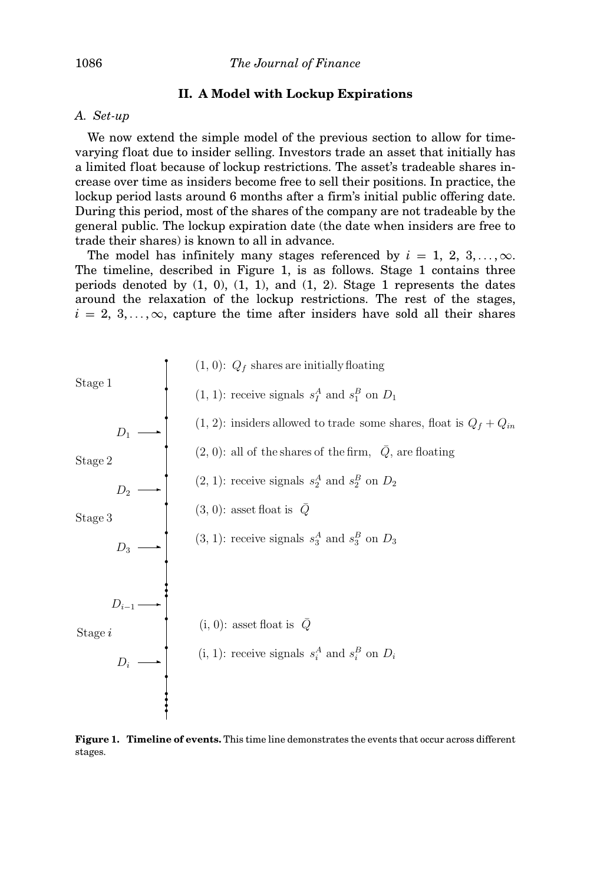## II. A Model with Lockup Expirations

### A. Set-up

We now extend the simple model of the previous section to allow for time-varying float due to insider selling. Investors trade an asset that initially has a limited float because of lockup restrictions. The asset's tradeable shares increase over time as insiders become free to sell their positions. In practice, the lockup period lasts around 6 months after a firm's initial public offering date. During this period, most of the shares of the company are not tradeable by the general public. The lockup expiration date (the date when insiders are free to trade their shares) is known to all in advance.

The model has infinitely many stages referenced by $i = 1, 2, 3, \ldots, \infty$. The timeline, described in Figure 1, is as follows. Stage 1 contains three periods denoted by (1, 0), (1, 1), and (1, 2). Stage 1 represents the dates around the relaxation of the lockup restrictions. The rest of the stages, $i = 2, 3, \ldots, \infty$, capture the time after insiders have sold all their shares

Stage 1
- (1, 0): $Q_f$ shares are initially floating
- (1, 1): receive signals $s_1^A$ and $s_1^B$ on $D_1$
- (1, 2): insiders allowed to trade some shares, float is $Q_f + Q_{in}$

$D_1$ →

Stage 2
- (2, 0): all of the shares of the firm, $\bar{Q}$, are floating
- (2, 1): receive signals $s_2^A$ and $s_2^B$ on $D_2$

$D_2$ →

Stage 3
- (3, 0): asset float is $\bar{Q}$
- (3, 1): receive signals $s_3^A$ and $s_3^B$ on $D_3$

$D_3$ →

⋮

$D_{i-1}$ →

Stage $i$
- (i, 0): asset float is $\bar{Q}$
- (i, 1): receive signals $s_i^A$ and $s_i^B$ on $D_i$

$D_i$ →

⋮

**Figure 1. Timeline of events.** This time line demonstrates the events that occur across different stages.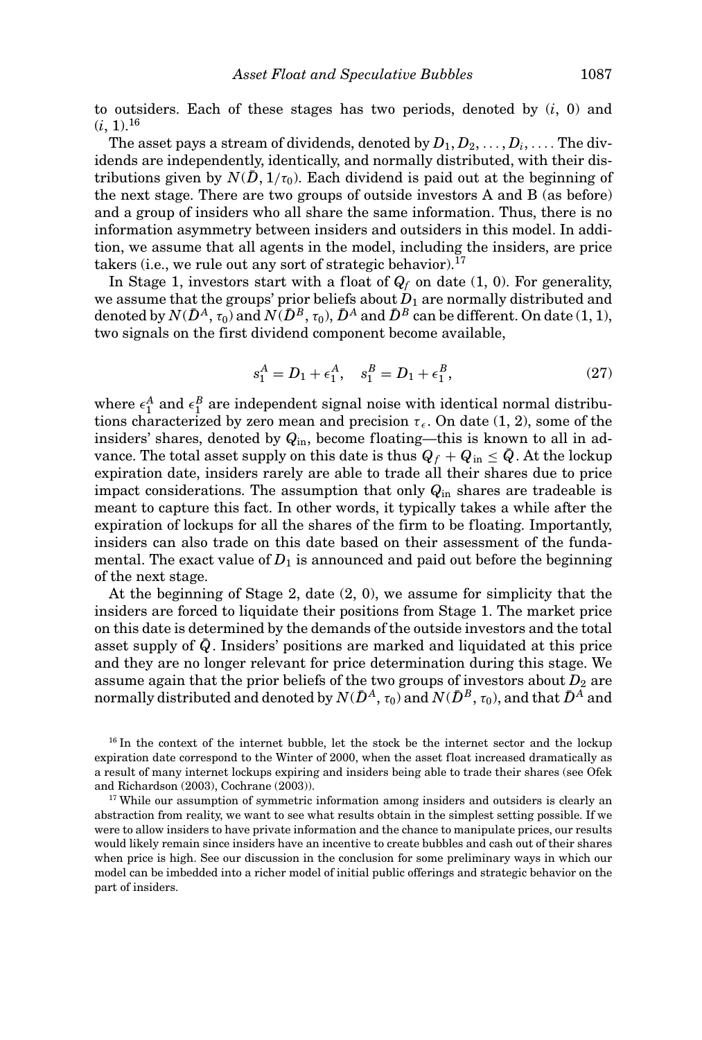to outsiders. Each of these stages has two periods, denoted by $(i, 0)$ and $(i, 1)$.[16]

The asset pays a stream of dividends, denoted by $D_1, D_2, \ldots, D_i, \ldots$. The dividends are independently, identically, and normally distributed, with their distributions given by $N(\bar{D}, 1/\tau_0)$. Each dividend is paid out at the beginning of the next stage. There are two groups of outside investors A and B (as before) and a group of insiders who all share the same information. Thus, there is no information asymmetry between insiders and outsiders in this model. In addition, we assume that all agents in the model, including the insiders, are price takers (i.e., we rule out any sort of strategic behavior).[17]

In Stage 1, investors start with a float of $Q_f$ on date $(1, 0)$. For generality, we assume that the groups' prior beliefs about $D_1$ are normally distributed and denoted by $N(\bar{D}^A, \tau_0)$ and $N(\bar{D}^B, \tau_0)$, $\bar{D}^A$ and $\bar{D}^B$ can be different. On date $(1, 1)$, two signals on the first dividend component become available,

$$s_1^A = D_1 + \epsilon_1^A, \quad s_1^B = D_1 + \epsilon_1^B, \tag{27}$$

where $\epsilon_1^A$ and $\epsilon_1^B$ are independent signal noise with identical normal distributions characterized by zero mean and precision $\tau_\epsilon$. On date $(1, 2)$, some of the insiders' shares, denoted by $Q_{\text{in}}$, become floating—this is known to all in advance. The total asset supply on this date is thus $Q_f + Q_{\text{in}} \le \bar{Q}$. At the lockup expiration date, insiders rarely are able to trade all their shares due to price impact considerations. The assumption that only $Q_{\text{in}}$ shares are tradeable is meant to capture this fact. In other words, it typically takes a while after the expiration of lockups for all the shares of the firm to be floating. Importantly, insiders can also trade on this date based on their assessment of the fundamental. The exact value of $D_1$ is announced and paid out before the beginning of the next stage.

At the beginning of Stage 2, date $(2, 0)$, we assume for simplicity that the insiders are forced to liquidate their positions from Stage 1. The market price on this date is determined by the demands of the outside investors and the total asset supply of $\bar{Q}$. Insiders' positions are marked and liquidated at this price and they are no longer relevant for price determination during this stage. We assume again that the prior beliefs of the two groups of investors about $D_2$ are normally distributed and denoted by $N(\bar{D}^A, \tau_0)$ and $N(\bar{D}^B, \tau_0)$, and that $\bar{D}^A$ and

[16] In the context of the internet bubble, let the stock be the internet sector and the lockup expiration date correspond to the Winter of 2000, when the asset float increased dramatically as a result of many internet lockups expiring and insiders being able to trade their shares (see Ofek and Richardson (2003), Cochrane (2003)).

[17] While our assumption of symmetric information among insiders and outsiders is clearly an abstraction from reality, we want to see what results obtain in the simplest setting possible. If we were to allow insiders to have private information and the chance to manipulate prices, our results would likely remain since insiders have an incentive to create bubbles and cash out of their shares when price is high. See our discussion in the conclusion for some preliminary ways in which our model can be imbedded into a richer model of initial public offerings and strategic behavior on the part of insiders.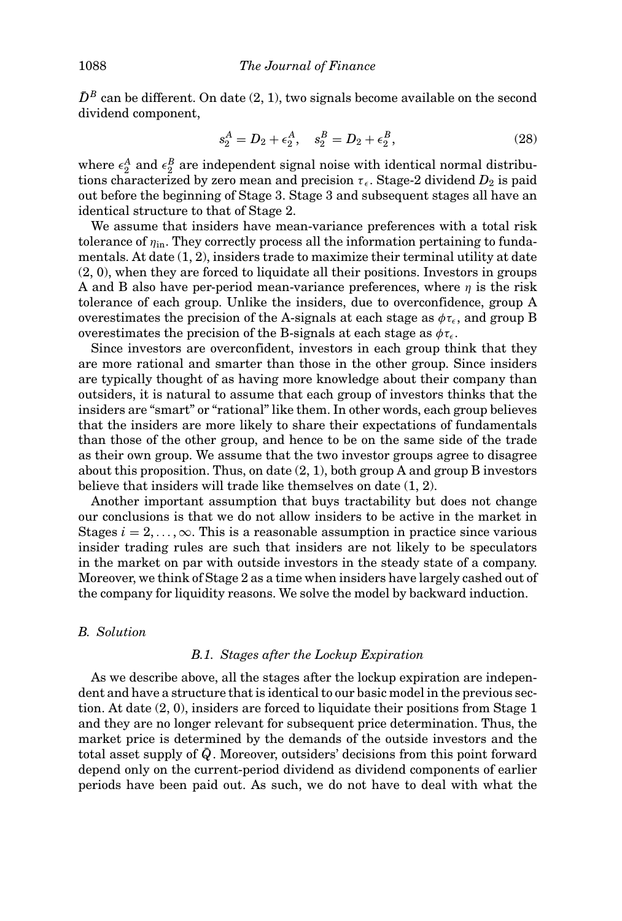$\bar{D}^B$ can be different. On date (2, 1), two signals become available on the second dividend component,

$$s_2^A = D_2 + \epsilon_2^A, \quad s_2^B = D_2 + \epsilon_2^B, \tag{28}$$

where $\epsilon_2^A$ and $\epsilon_2^B$ are independent signal noise with identical normal distributions characterized by zero mean and precision $\tau_\epsilon$. Stage-2 dividend $D_2$ is paid out before the beginning of Stage 3. Stage 3 and subsequent stages all have an identical structure to that of Stage 2.

We assume that insiders have mean-variance preferences with a total risk tolerance of $\eta_{\text{in}}$. They correctly process all the information pertaining to fundamentals. At date (1, 2), insiders trade to maximize their terminal utility at date (2, 0), when they are forced to liquidate all their positions. Investors in groups A and B also have per-period mean-variance preferences, where $\eta$ is the risk tolerance of each group. Unlike the insiders, due to overconfidence, group A overestimates the precision of the A-signals at each stage as $\phi\tau_\epsilon$, and group B overestimates the precision of the B-signals at each stage as $\phi\tau_\epsilon$.

Since investors are overconfident, investors in each group think that they are more rational and smarter than those in the other group. Since insiders are typically thought of as having more knowledge about their company than outsiders, it is natural to assume that each group of investors thinks that the insiders are "smart" or "rational" like them. In other words, each group believes that the insiders are more likely to share their expectations of fundamentals than those of the other group, and hence to be on the same side of the trade as their own group. We assume that the two investor groups agree to disagree about this proposition. Thus, on date (2, 1), both group A and group B investors believe that insiders will trade like themselves on date (1, 2).

Another important assumption that buys tractability but does not change our conclusions is that we do not allow insiders to be active in the market in Stages $i = 2, \ldots, \infty$. This is a reasonable assumption in practice since various insider trading rules are such that insiders are not likely to be speculators in the market on par with outside investors in the steady state of a company. Moreover, we think of Stage 2 as a time when insiders have largely cashed out of the company for liquidity reasons. We solve the model by backward induction.

## B. Solution

### B.1. Stages after the Lockup Expiration

As we describe above, all the stages after the lockup expiration are independent and have a structure that is identical to our basic model in the previous section. At date (2, 0), insiders are forced to liquidate their positions from Stage 1 and they are no longer relevant for subsequent price determination. Thus, the market price is determined by the demands of the outside investors and the total asset supply of $\bar{Q}$. Moreover, outsiders' decisions from this point forward depend only on the current-period dividend as dividend components of earlier periods have been paid out. As such, we do not have to deal with what the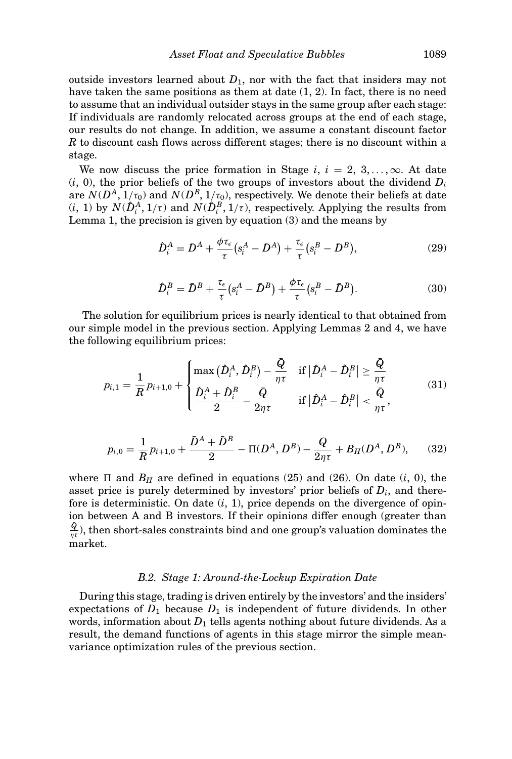outside investors learned about $D_1$, nor with the fact that insiders may not have taken the same positions as them at date (1, 2). In fact, there is no need to assume that an individual outsider stays in the same group after each stage: If individuals are randomly relocated across groups at the end of each stage, our results do not change. In addition, we assume a constant discount factor $R$ to discount cash flows across different stages; there is no discount within a stage.

We now discuss the price formation in Stage $i$, $i = 2, 3, \ldots, \infty$. At date $(i, 0)$, the prior beliefs of the two groups of investors about the dividend $D_i$ are $N(\bar{D}^A, 1/\tau_0)$ and $N(\bar{D}^B, 1/\tau_0)$, respectively. We denote their beliefs at date $(i, 1)$ by $N(\hat{D}_i^A, 1/\tau)$ and $N(\hat{D}_i^B, 1/\tau)$, respectively. Applying the results from Lemma 1, the precision is given by equation (3) and the means by

$$\hat{D}_i^A = \bar{D}^A + \frac{\phi \tau_\epsilon}{\tau}\left(s_i^A - \bar{D}^A\right) + \frac{\tau_\epsilon}{\tau}\left(s_i^B - \bar{D}^B\right), \tag{29}$$

$$\hat{D}_i^B = \bar{D}^B + \frac{\tau_\epsilon}{\tau}\left(s_i^A - \bar{D}^B\right) + \frac{\phi \tau_\epsilon}{\tau}\left(s_i^B - \bar{D}^B\right). \tag{30}$$

The solution for equilibrium prices is nearly identical to that obtained from our simple model in the previous section. Applying Lemmas 2 and 4, we have the following equilibrium prices:

$$p_{i,1} = \frac{1}{R} p_{i+1,0} + \begin{cases} \max\left(\hat{D}_i^A, \hat{D}_i^B\right) - \dfrac{\bar{Q}}{\eta \tau} & \text{if } \left|\hat{D}_i^A - \hat{D}_i^B\right| \geq \dfrac{\bar{Q}}{\eta \tau} \\[2ex] \dfrac{\hat{D}_i^A + \hat{D}_i^B}{2} - \dfrac{\bar{Q}}{2\eta \tau} & \text{if } \left|\hat{D}_i^A - \hat{D}_i^B\right| < \dfrac{\bar{Q}}{\eta \tau}, \end{cases} \tag{31}$$

$$p_{i,0} = \frac{1}{R} p_{i+1,0} + \frac{\bar{D}^A + \bar{D}^B}{2} - \Pi(\bar{D}^A, \bar{D}^B) - \frac{Q}{2\eta \tau} + B_H(\bar{D}^A, \bar{D}^B), \tag{32}$$

where $\Pi$ and $B_H$ are defined in equations (25) and (26). On date $(i, 0)$, the asset price is purely determined by investors' prior beliefs of $D_i$, and therefore is deterministic. On date $(i, 1)$, price depends on the divergence of opinion between A and B investors. If their opinions differ enough (greater than $\frac{\bar{Q}}{\eta \tau}$), then short-sales constraints bind and one group's valuation dominates the market.

### B.2. Stage 1: Around-the-Lockup Expiration Date

During this stage, trading is driven entirely by the investors' and the insiders' expectations of $D_1$ because $D_1$ is independent of future dividends. In other words, information about $D_1$ tells agents nothing about future dividends. As a result, the demand functions of agents in this stage mirror the simple mean-variance optimization rules of the previous section.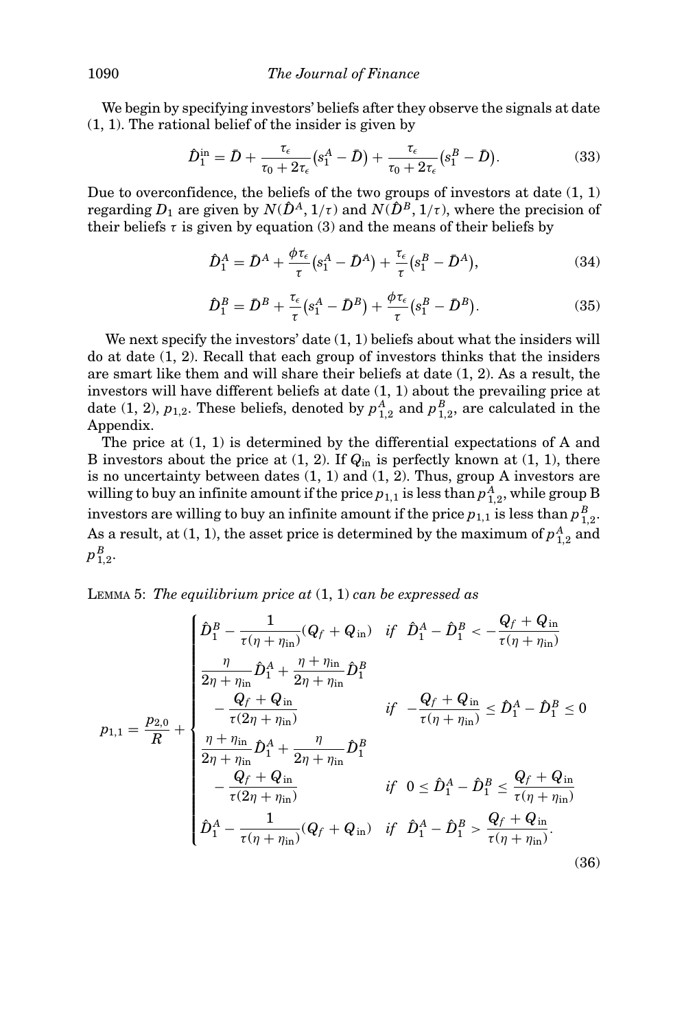We begin by specifying investors' beliefs after they observe the signals at date (1, 1). The rational belief of the insider is given by

$$\hat{D}_1^{\text{in}} = \bar{D} + \frac{\tau_\epsilon}{\tau_0 + 2\tau_\epsilon}\left(s_1^A - \bar{D}\right) + \frac{\tau_\epsilon}{\tau_0 + 2\tau_\epsilon}\left(s_1^B - \bar{D}\right). \tag{33}$$

Due to overconfidence, the beliefs of the two groups of investors at date (1, 1) regarding $D_1$ are given by $N(\hat{D}^A, 1/\tau)$ and $N(\hat{D}^B, 1/\tau)$, where the precision of their beliefs $\tau$ is given by equation (3) and the means of their beliefs by

$$\hat{D}_1^A = \bar{D}^A + \frac{\phi\tau_\epsilon}{\tau}\left(s_1^A - \bar{D}^A\right) + \frac{\tau_\epsilon}{\tau}\left(s_1^B - \bar{D}^A\right), \tag{34}$$

$$\hat{D}_1^B = \bar{D}^B + \frac{\tau_\epsilon}{\tau}\left(s_1^A - \bar{D}^B\right) + \frac{\phi\tau_\epsilon}{\tau}\left(s_1^B - \bar{D}^B\right). \tag{35}$$

We next specify the investors' date (1, 1) beliefs about what the insiders will do at date (1, 2). Recall that each group of investors thinks that the insiders are smart like them and will share their beliefs at date (1, 2). As a result, the investors will have different beliefs at date (1, 1) about the prevailing price at date (1, 2), $p_{1,2}$. These beliefs, denoted by $p_{1,2}^A$ and $p_{1,2}^B$, are calculated in the Appendix.

The price at (1, 1) is determined by the differential expectations of A and B investors about the price at (1, 2). If $Q_{\text{in}}$ is perfectly known at (1, 1), there is no uncertainty between dates (1, 1) and (1, 2). Thus, group A investors are willing to buy an infinite amount if the price $p_{1,1}$ is less than $p_{1,2}^A$, while group B investors are willing to buy an infinite amount if the price $p_{1,1}$ is less than $p_{1,2}^B$. As a result, at (1, 1), the asset price is determined by the maximum of $p_{1,2}^A$ and $p_{1,2}^B$.

LEMMA 5: *The equilibrium price at* (1, 1) *can be expressed as*

$$p_{1,1} = \frac{p_{2,0}}{R} + \begin{cases} \hat{D}_1^B - \dfrac{1}{\tau(\eta+\eta_{\text{in}})}(Q_f + Q_{\text{in}}) & \text{if } \ \hat{D}_1^A - \hat{D}_1^B < -\dfrac{Q_f + Q_{\text{in}}}{\tau(\eta+\eta_{\text{in}})} \\[2ex] \dfrac{\eta}{2\eta+\eta_{\text{in}}}\hat{D}_1^A + \dfrac{\eta+\eta_{\text{in}}}{2\eta+\eta_{\text{in}}}\hat{D}_1^B & \\[1ex] \quad - \dfrac{Q_f + Q_{\text{in}}}{\tau(2\eta+\eta_{\text{in}})} & \text{if } \ -\dfrac{Q_f + Q_{\text{in}}}{\tau(\eta+\eta_{\text{in}})} \le \hat{D}_1^A - \hat{D}_1^B \le 0 \\[2ex] \dfrac{\eta+\eta_{\text{in}}}{2\eta+\eta_{\text{in}}}\hat{D}_1^A + \dfrac{\eta}{2\eta+\eta_{\text{in}}}\hat{D}_1^B & \\[1ex] \quad - \dfrac{Q_f + Q_{\text{in}}}{\tau(2\eta+\eta_{\text{in}})} & \text{if } \ 0 \le \hat{D}_1^A - \hat{D}_1^B \le \dfrac{Q_f + Q_{\text{in}}}{\tau(\eta+\eta_{\text{in}})} \\[2ex] \hat{D}_1^A - \dfrac{1}{\tau(\eta+\eta_{\text{in}})}(Q_f + Q_{\text{in}}) & \text{if } \ \hat{D}_1^A - \hat{D}_1^B > \dfrac{Q_f + Q_{\text{in}}}{\tau(\eta+\eta_{\text{in}})}. \end{cases} \tag{36}$$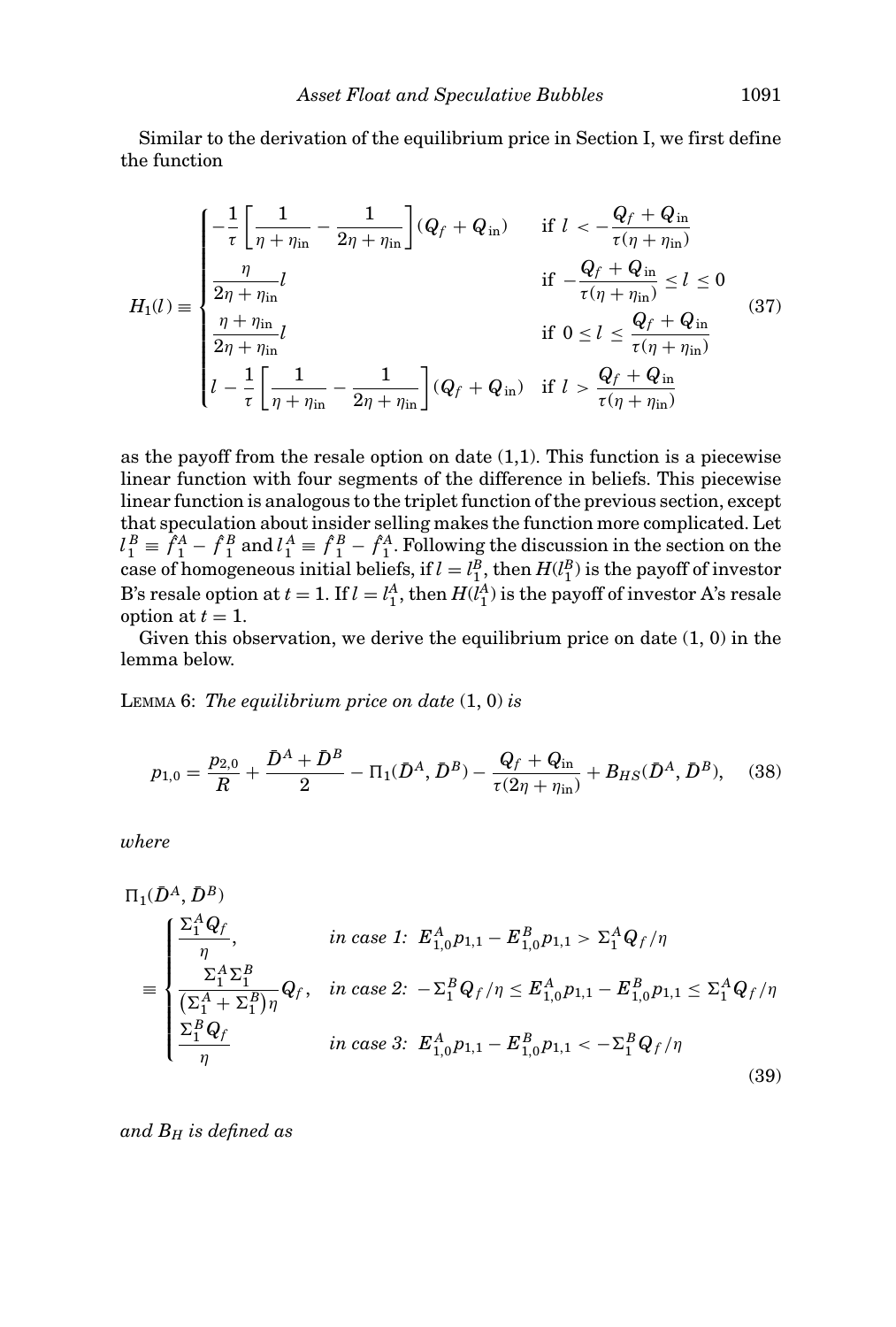Similar to the derivation of the equilibrium price in Section I, we first define the function

$$H_1(l) \equiv \begin{cases} -\dfrac{1}{\tau}\left[\dfrac{1}{\eta+\eta_{\text{in}}} - \dfrac{1}{2\eta+\eta_{\text{in}}}\right](Q_f + Q_{\text{in}}) & \text{if } l < -\dfrac{Q_f + Q_{\text{in}}}{\tau(\eta+\eta_{\text{in}})} \\ \dfrac{\eta}{2\eta+\eta_{\text{in}}} l & \text{if } -\dfrac{Q_f+Q_{\text{in}}}{\tau(\eta+\eta_{\text{in}})} \le l \le 0 \\ \dfrac{\eta+\eta_{\text{in}}}{2\eta+\eta_{\text{in}}} l & \text{if } 0 \le l \le \dfrac{Q_f+Q_{\text{in}}}{\tau(\eta+\eta_{\text{in}})} \\ l - \dfrac{1}{\tau}\left[\dfrac{1}{\eta+\eta_{\text{in}}} - \dfrac{1}{2\eta+\eta_{\text{in}}}\right](Q_f+Q_{\text{in}}) & \text{if } l > \dfrac{Q_f+Q_{\text{in}}}{\tau(\eta+\eta_{\text{in}})} \end{cases} \tag{37}$$

as the payoff from the resale option on date (1,1). This function is a piecewise linear function with four segments of the difference in beliefs. This piecewise linear function is analogous to the triplet function of the previous section, except that speculation about insider selling makes the function more complicated. Let $l_1^B \equiv \hat{f}_1^A - \hat{f}_1^B$ and $l_1^A \equiv \hat{f}_1^B - \hat{f}_1^A$. Following the discussion in the section on the case of homogeneous initial beliefs, if $l = l_1^B$, then $H(l_1^B)$ is the payoff of investor B's resale option at $t = 1$. If $l = l_1^A$, then $H(l_1^A)$ is the payoff of investor A's resale option at $t = 1$.

Given this observation, we derive the equilibrium price on date (1, 0) in the lemma below.

LEMMA 6: *The equilibrium price on date* (1, 0) *is*

$$p_{1,0} = \frac{p_{2,0}}{R} + \frac{\bar{D}^A + \bar{D}^B}{2} - \Pi_1(\bar{D}^A, \bar{D}^B) - \frac{Q_f + Q_{\text{in}}}{\tau(2\eta+\eta_{\text{in}})} + B_{HS}(\bar{D}^A, \bar{D}^B), \tag{38}$$

*where*

$$\Pi_1(\bar{D}^A, \bar{D}^B) \equiv \begin{cases} \dfrac{\Sigma_1^A Q_f}{\eta}, & \textit{in case 1: } E_{1,0}^A p_{1,1} - E_{1,0}^B p_{1,1} > \Sigma_1^A Q_f/\eta \\ \dfrac{\Sigma_1^A \Sigma_1^B}{\left(\Sigma_1^A + \Sigma_1^B\right)\eta} Q_f, & \textit{in case 2: } -\Sigma_1^B Q_f/\eta \le E_{1,0}^A p_{1,1} - E_{1,0}^B p_{1,1} \le \Sigma_1^A Q_f/\eta \\ \dfrac{\Sigma_1^B Q_f}{\eta} & \textit{in case 3: } E_{1,0}^A p_{1,1} - E_{1,0}^B p_{1,1} < -\Sigma_1^B Q_f/\eta \end{cases} \tag{39}$$

*and $B_H$ is defined as*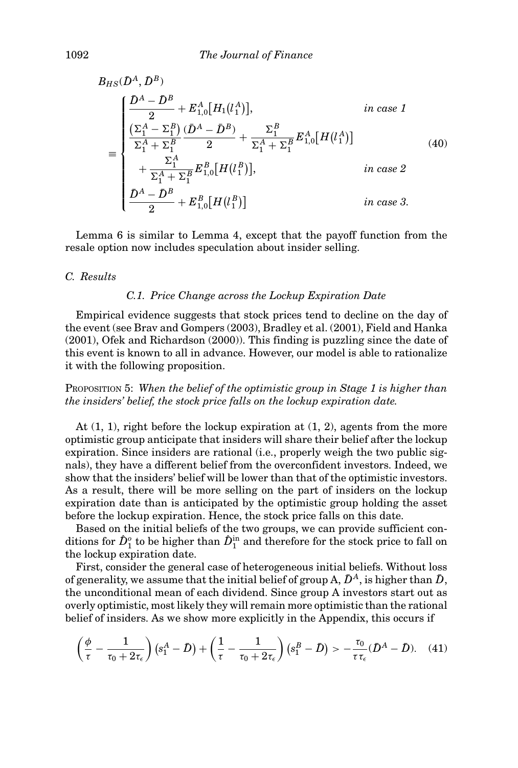$$
B_{HS}(\bar{D}^A, \bar{D}^B) \equiv \begin{cases} \dfrac{\bar{D}^A - \bar{D}^B}{2} + E^A_{1,0}\left[H_1\left(l^A_1\right)\right], & \textit{in case 1} \\ \dfrac{\left(\Sigma^A_1 - \Sigma^B_1\right)}{\Sigma^A_1 + \Sigma^B_1}\dfrac{\left(\bar{D}^A - \bar{D}^B\right)}{2} + \dfrac{\Sigma^B_1}{\Sigma^A_1 + \Sigma^B_1}E^A_{1,0}\left[H\left(l^A_1\right)\right] & \\ \quad + \dfrac{\Sigma^A_1}{\Sigma^A_1 + \Sigma^B_1}E^B_{1,0}\left[H\left(l^B_1\right)\right], & \textit{in case 2} \\ \dfrac{\bar{D}^A - \bar{D}^B}{2} + E^B_{1,0}\left[H\left(l^B_1\right)\right] & \textit{in case 3.} \end{cases} \tag{40}
$$

Lemma 6 is similar to Lemma 4, except that the payoff function from the resale option now includes speculation about insider selling.

## C. Results

### C.1. Price Change across the Lockup Expiration Date

Empirical evidence suggests that stock prices tend to decline on the day of the event (see Brav and Gompers (2003), Bradley et al. (2001), Field and Hanka (2001), Ofek and Richardson (2000)). This finding is puzzling since the date of this event is known to all in advance. However, our model is able to rationalize it with the following proposition.

PROPOSITION 5: *When the belief of the optimistic group in Stage 1 is higher than the insiders' belief, the stock price falls on the lockup expiration date.*

At (1, 1), right before the lockup expiration at (1, 2), agents from the more optimistic group anticipate that insiders will share their belief after the lockup expiration. Since insiders are rational (i.e., properly weigh the two public signals), they have a different belief from the overconfident investors. Indeed, we show that the insiders' belief will be lower than that of the optimistic investors. As a result, there will be more selling on the part of insiders on the lockup expiration date than is anticipated by the optimistic group holding the asset before the lockup expiration. Hence, the stock price falls on this date.

Based on the initial beliefs of the two groups, we can provide sufficient conditions for $\hat{D}^o_1$ to be higher than $\hat{D}^{\text{in}}_1$ and therefore for the stock price to fall on the lockup expiration date.

First, consider the general case of heterogeneous initial beliefs. Without loss of generality, we assume that the initial belief of group A, $\bar{D}^A$, is higher than $\bar{D}$, the unconditional mean of each dividend. Since group A investors start out as overly optimistic, most likely they will remain more optimistic than the rational belief of insiders. As we show more explicitly in the Appendix, this occurs if

$$
\left(\frac{\phi}{\tau} - \frac{1}{\tau_0 + 2\tau_\epsilon}\right)\left(s^A_1 - \bar{D}\right) + \left(\frac{1}{\tau} - \frac{1}{\tau_0 + 2\tau_\epsilon}\right)\left(s^B_1 - \bar{D}\right) > -\frac{\tau_0}{\tau\tau_\epsilon}(\bar{D}^A - \bar{D}). \tag{41}
$$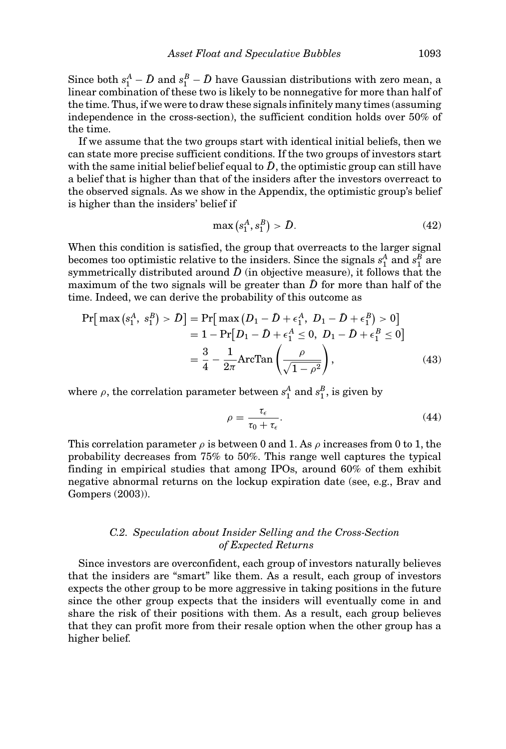Since both $s_1^A - \bar{D}$ and $s_1^B - \bar{D}$ have Gaussian distributions with zero mean, a linear combination of these two is likely to be nonnegative for more than half of the time. Thus, if we were to draw these signals infinitely many times (assuming independence in the cross-section), the sufficient condition holds over 50% of the time.

If we assume that the two groups start with identical initial beliefs, then we can state more precise sufficient conditions. If the two groups of investors start with the same initial belief belief equal to $\bar{D}$, the optimistic group can still have a belief that is higher than that of the insiders after the investors overreact to the observed signals. As we show in the Appendix, the optimistic group's belief is higher than the insiders' belief if

$$\max\left(s_1^A, s_1^B\right) > \bar{D}. \tag{42}$$

When this condition is satisfied, the group that overreacts to the larger signal becomes too optimistic relative to the insiders. Since the signals $s_1^A$ and $s_1^B$ are symmetrically distributed around $\bar{D}$ (in objective measure), it follows that the maximum of the two signals will be greater than $\bar{D}$ for more than half of the time. Indeed, we can derive the probability of this outcome as

$$\begin{aligned}
\Pr\left[\max\left(s_1^A,\ s_1^B\right) > \bar{D}\right] &= \Pr\left[\max\left(D_1 - \bar{D} + \epsilon_1^A,\ D_1 - \bar{D} + \epsilon_1^B\right) > 0\right] \\
&= 1 - \Pr\left[D_1 - \bar{D} + \epsilon_1^A \leq 0,\ D_1 - \bar{D} + \epsilon_1^B \leq 0\right] \\
&= \frac{3}{4} - \frac{1}{2\pi}\text{ArcTan}\left(\frac{\rho}{\sqrt{1-\rho^2}}\right),
\end{aligned} \tag{43}$$

where $\rho$, the correlation parameter between $s_1^A$ and $s_1^B$, is given by

$$\rho = \frac{\tau_\epsilon}{\tau_0 + \tau_\epsilon}. \tag{44}$$

This correlation parameter $\rho$ is between 0 and 1. As $\rho$ increases from 0 to 1, the probability decreases from 75% to 50%. This range well captures the typical finding in empirical studies that among IPOs, around 60% of them exhibit negative abnormal returns on the lockup expiration date (see, e.g., Brav and Gompers (2003)).

### *C.2. Speculation about Insider Selling and the Cross-Section of Expected Returns*

Since investors are overconfident, each group of investors naturally believes that the insiders are "smart" like them. As a result, each group of investors expects the other group to be more aggressive in taking positions in the future since the other group expects that the insiders will eventually come in and share the risk of their positions with them. As a result, each group believes that they can profit more from their resale option when the other group has a higher belief.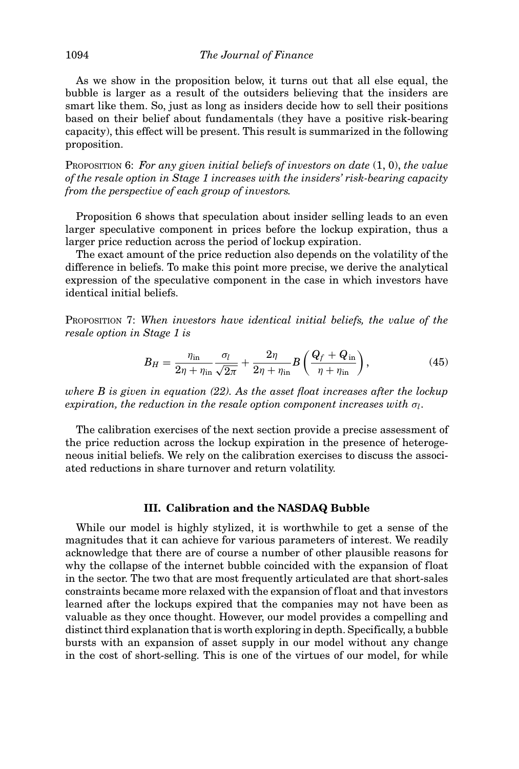As we show in the proposition below, it turns out that all else equal, the bubble is larger as a result of the outsiders believing that the insiders are smart like them. So, just as long as insiders decide how to sell their positions based on their belief about fundamentals (they have a positive risk-bearing capacity), this effect will be present. This result is summarized in the following proposition.

PROPOSITION 6: *For any given initial beliefs of investors on date* (1, 0), *the value of the resale option in Stage 1 increases with the insiders' risk-bearing capacity from the perspective of each group of investors.*

Proposition 6 shows that speculation about insider selling leads to an even larger speculative component in prices before the lockup expiration, thus a larger price reduction across the period of lockup expiration.

The exact amount of the price reduction also depends on the volatility of the difference in beliefs. To make this point more precise, we derive the analytical expression of the speculative component in the case in which investors have identical initial beliefs.

PROPOSITION 7: *When investors have identical initial beliefs, the value of the resale option in Stage 1 is*

$$B_H = \frac{\eta_{\text{in}}}{2\eta + \eta_{\text{in}}} \frac{\sigma_l}{\sqrt{2\pi}} + \frac{2\eta}{2\eta + \eta_{\text{in}}} B\left(\frac{Q_f + Q_{\text{in}}}{\eta + \eta_{\text{in}}}\right), \tag{45}$$

*where B is given in equation (22). As the asset float increases after the lockup expiration, the reduction in the resale option component increases with* $\sigma_l$.

The calibration exercises of the next section provide a precise assessment of the price reduction across the lockup expiration in the presence of heterogeneous initial beliefs. We rely on the calibration exercises to discuss the associated reductions in share turnover and return volatility.

## III. Calibration and the NASDAQ Bubble

While our model is highly stylized, it is worthwhile to get a sense of the magnitudes that it can achieve for various parameters of interest. We readily acknowledge that there are of course a number of other plausible reasons for why the collapse of the internet bubble coincided with the expansion of float in the sector. The two that are most frequently articulated are that short-sales constraints became more relaxed with the expansion of float and that investors learned after the lockups expired that the companies may not have been as valuable as they once thought. However, our model provides a compelling and distinct third explanation that is worth exploring in depth. Specifically, a bubble bursts with an expansion of asset supply in our model without any change in the cost of short-selling. This is one of the virtues of our model, for while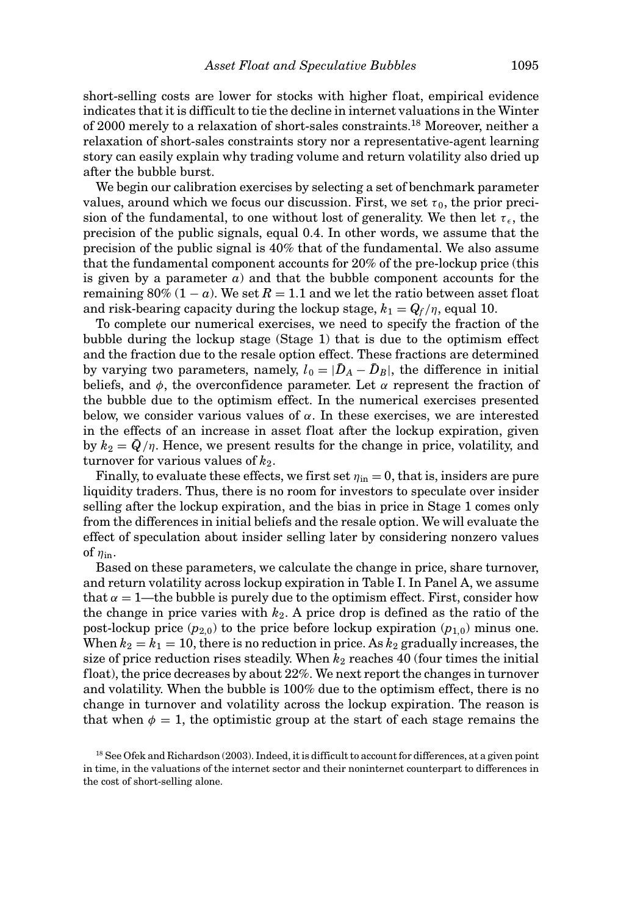short-selling costs are lower for stocks with higher float, empirical evidence indicates that it is difficult to tie the decline in internet valuations in the Winter of 2000 merely to a relaxation of short-sales constraints.[18] Moreover, neither a relaxation of short-sales constraints story nor a representative-agent learning story can easily explain why trading volume and return volatility also dried up after the bubble burst.

We begin our calibration exercises by selecting a set of benchmark parameter values, around which we focus our discussion. First, we set $\tau_0$, the prior precision of the fundamental, to one without lost of generality. We then let $\tau_\epsilon$, the precision of the public signals, equal 0.4. In other words, we assume that the precision of the public signal is 40% that of the fundamental. We also assume that the fundamental component accounts for 20% of the pre-lockup price (this is given by a parameter $a$) and that the bubble component accounts for the remaining 80% $(1 - a)$. We set $R = 1.1$ and we let the ratio between asset float and risk-bearing capacity during the lockup stage, $k_1 = Q_f/\eta$, equal 10.

To complete our numerical exercises, we need to specify the fraction of the bubble during the lockup stage (Stage 1) that is due to the optimism effect and the fraction due to the resale option effect. These fractions are determined by varying two parameters, namely, $l_0 = |\bar{D}_A - \bar{D}_B|$, the difference in initial beliefs, and $\phi$, the overconfidence parameter. Let $\alpha$ represent the fraction of the bubble due to the optimism effect. In the numerical exercises presented below, we consider various values of $\alpha$. In these exercises, we are interested in the effects of an increase in asset float after the lockup expiration, given by $k_2 = \bar{Q}/\eta$. Hence, we present results for the change in price, volatility, and turnover for various values of $k_2$.

Finally, to evaluate these effects, we first set $\eta_{\text{in}} = 0$, that is, insiders are pure liquidity traders. Thus, there is no room for investors to speculate over insider selling after the lockup expiration, and the bias in price in Stage 1 comes only from the differences in initial beliefs and the resale option. We will evaluate the effect of speculation about insider selling later by considering nonzero values of $\eta_{\text{in}}$.

Based on these parameters, we calculate the change in price, share turnover, and return volatility across lockup expiration in Table I. In Panel A, we assume that $\alpha = 1$—the bubble is purely due to the optimism effect. First, consider how the change in price varies with $k_2$. A price drop is defined as the ratio of the post-lockup price $(p_{2,0})$ to the price before lockup expiration $(p_{1,0})$ minus one. When $k_2 = k_1 = 10$, there is no reduction in price. As $k_2$ gradually increases, the size of price reduction rises steadily. When $k_2$ reaches 40 (four times the initial float), the price decreases by about 22%. We next report the changes in turnover and volatility. When the bubble is 100% due to the optimism effect, there is no change in turnover and volatility across the lockup expiration. The reason is that when $\phi = 1$, the optimistic group at the start of each stage remains the

[18] See Ofek and Richardson (2003). Indeed, it is difficult to account for differences, at a given point in time, in the valuations of the internet sector and their noninternet counterpart to differences in the cost of short-selling alone.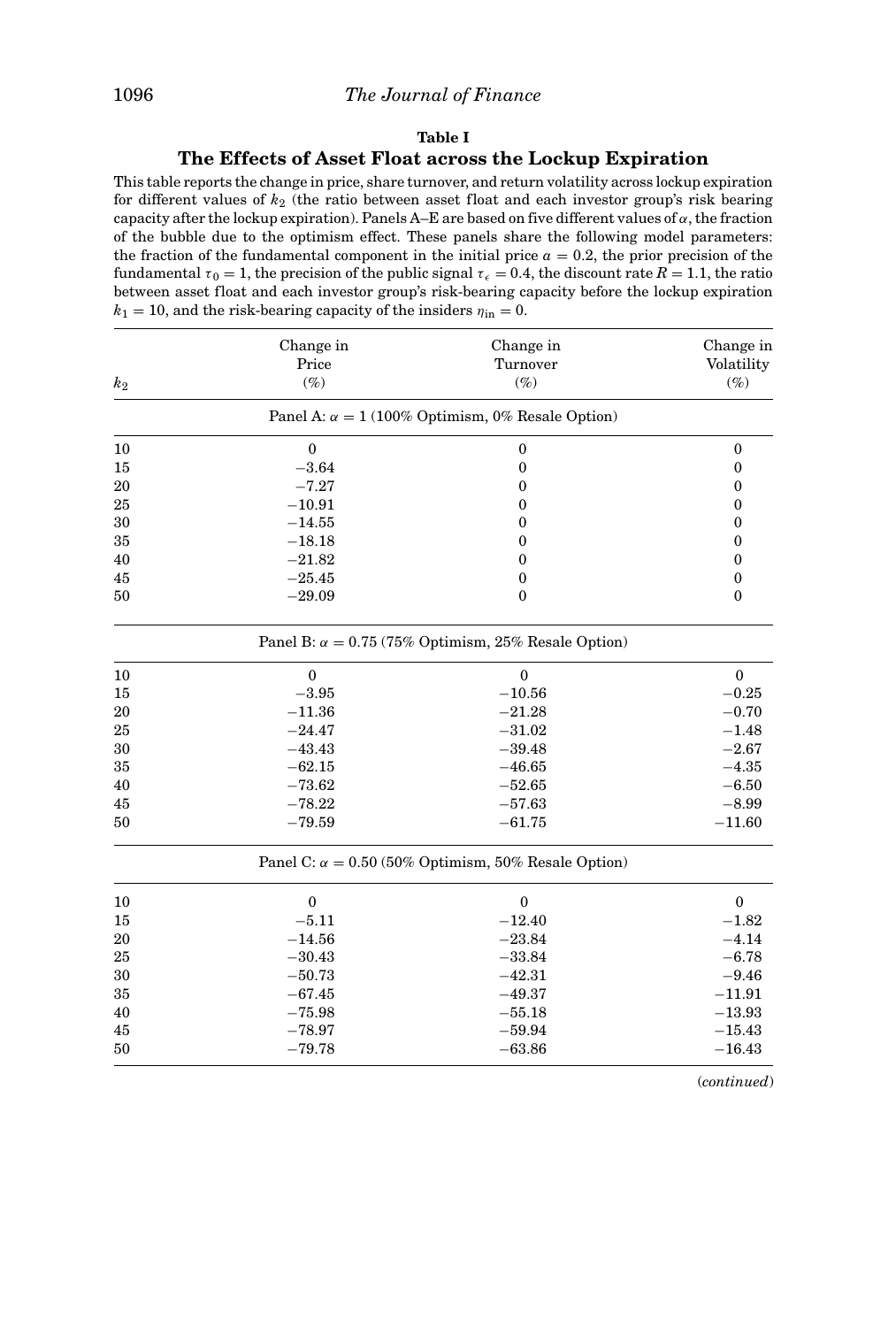**Table I**

**The Effects of Asset Float across the Lockup Expiration**

This table reports the change in price, share turnover, and return volatility across lockup expiration for different values of $k_2$ (the ratio between asset float and each investor group's risk bearing capacity after the lockup expiration). Panels A–E are based on five different values of $\alpha$, the fraction of the bubble due to the optimism effect. These panels share the following model parameters: the fraction of the fundamental component in the initial price $a = 0.2$, the prior precision of the fundamental $\tau_0 = 1$, the precision of the public signal $\tau_\epsilon = 0.4$, the discount rate $R = 1.1$, the ratio between asset float and each investor group's risk-bearing capacity before the lockup expiration $k_1 = 10$, and the risk-bearing capacity of the insiders $\eta_{\text{in}} = 0$.

| $k_2$ | Change in Price (%) | Change in Turnover (%) | Change in Volatility (%) |
|---|---|---|---|
| | Panel A: $\alpha = 1$ (100% Optimism, 0% Resale Option) | | |
| 10 | 0 | 0 | 0 |
| 15 | −3.64 | 0 | 0 |
| 20 | −7.27 | 0 | 0 |
| 25 | −10.91 | 0 | 0 |
| 30 | −14.55 | 0 | 0 |
| 35 | −18.18 | 0 | 0 |
| 40 | −21.82 | 0 | 0 |
| 45 | −25.45 | 0 | 0 |
| 50 | −29.09 | 0 | 0 |
| | Panel B: $\alpha = 0.75$ (75% Optimism, 25% Resale Option) | | |
| 10 | 0 | 0 | 0 |
| 15 | −3.95 | −10.56 | −0.25 |
| 20 | −11.36 | −21.28 | −0.70 |
| 25 | −24.47 | −31.02 | −1.48 |
| 30 | −43.43 | −39.48 | −2.67 |
| 35 | −62.15 | −46.65 | −4.35 |
| 40 | −73.62 | −52.65 | −6.50 |
| 45 | −78.22 | −57.63 | −8.99 |
| 50 | −79.59 | −61.75 | −11.60 |
| | Panel C: $\alpha = 0.50$ (50% Optimism, 50% Resale Option) | | |
| 10 | 0 | 0 | 0 |
| 15 | −5.11 | −12.40 | −1.82 |
| 20 | −14.56 | −23.84 | −4.14 |
| 25 | −30.43 | −33.84 | −6.78 |
| 30 | −50.73 | −42.31 | −9.46 |
| 35 | −67.45 | −49.37 | −11.91 |
| 40 | −75.98 | −55.18 | −13.93 |
| 45 | −78.97 | −59.94 | −15.43 |
| 50 | −79.78 | −63.86 | −16.43 |

(*continued*)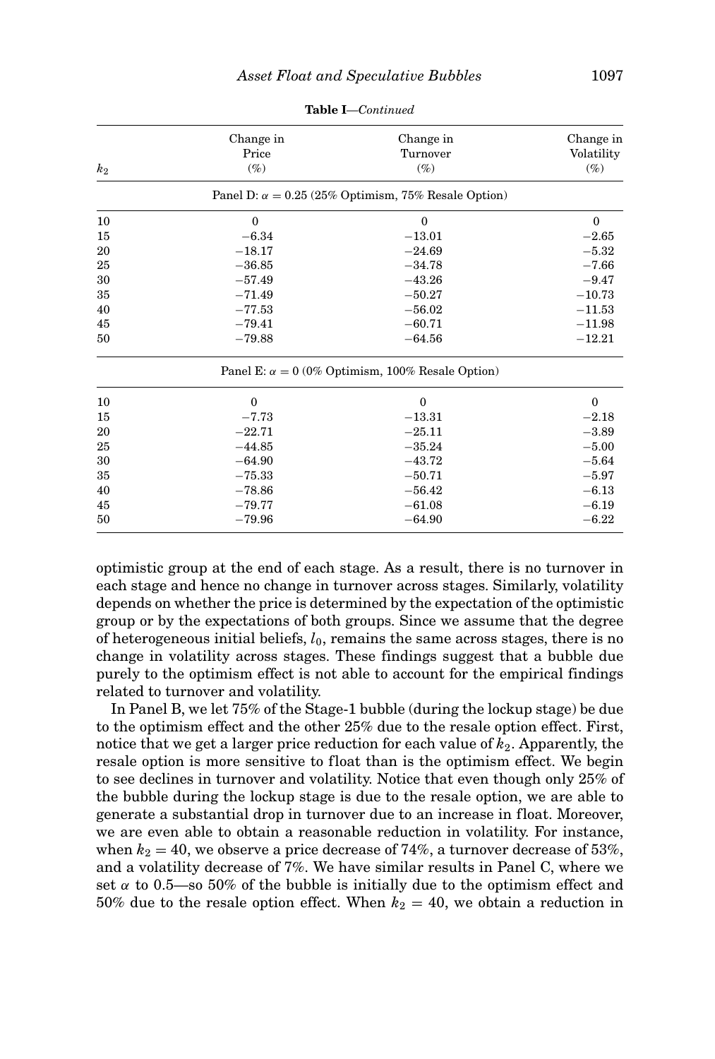**Table I**—*Continued*

| $k_2$ | Change in Price (%) | Change in Turnover (%) | Change in Volatility (%) |
|---|---|---|---|
| | Panel D: $\alpha = 0.25$ (25% Optimism, 75% Resale Option) | | |
| 10 | 0 | 0 | 0 |
| 15 | −6.34 | −13.01 | −2.65 |
| 20 | −18.17 | −24.69 | −5.32 |
| 25 | −36.85 | −34.78 | −7.66 |
| 30 | −57.49 | −43.26 | −9.47 |
| 35 | −71.49 | −50.27 | −10.73 |
| 40 | −77.53 | −56.02 | −11.53 |
| 45 | −79.41 | −60.71 | −11.98 |
| 50 | −79.88 | −64.56 | −12.21 |
| | Panel E: $\alpha = 0$ (0% Optimism, 100% Resale Option) | | |
| 10 | 0 | 0 | 0 |
| 15 | −7.73 | −13.31 | −2.18 |
| 20 | −22.71 | −25.11 | −3.89 |
| 25 | −44.85 | −35.24 | −5.00 |
| 30 | −64.90 | −43.72 | −5.64 |
| 35 | −75.33 | −50.71 | −5.97 |
| 40 | −78.86 | −56.42 | −6.13 |
| 45 | −79.77 | −61.08 | −6.19 |
| 50 | −79.96 | −64.90 | −6.22 |

optimistic group at the end of each stage. As a result, there is no turnover in each stage and hence no change in turnover across stages. Similarly, volatility depends on whether the price is determined by the expectation of the optimistic group or by the expectations of both groups. Since we assume that the degree of heterogeneous initial beliefs, $l_0$, remains the same across stages, there is no change in volatility across stages. These findings suggest that a bubble due purely to the optimism effect is not able to account for the empirical findings related to turnover and volatility.

In Panel B, we let 75% of the Stage-1 bubble (during the lockup stage) be due to the optimism effect and the other 25% due to the resale option effect. First, notice that we get a larger price reduction for each value of $k_2$. Apparently, the resale option is more sensitive to float than is the optimism effect. We begin to see declines in turnover and volatility. Notice that even though only 25% of the bubble during the lockup stage is due to the resale option, we are able to generate a substantial drop in turnover due to an increase in float. Moreover, we are even able to obtain a reasonable reduction in volatility. For instance, when $k_2 = 40$, we observe a price decrease of 74%, a turnover decrease of 53%, and a volatility decrease of 7%. We have similar results in Panel C, where we set $\alpha$ to 0.5—so 50% of the bubble is initially due to the optimism effect and 50% due to the resale option effect. When $k_2 = 40$, we obtain a reduction in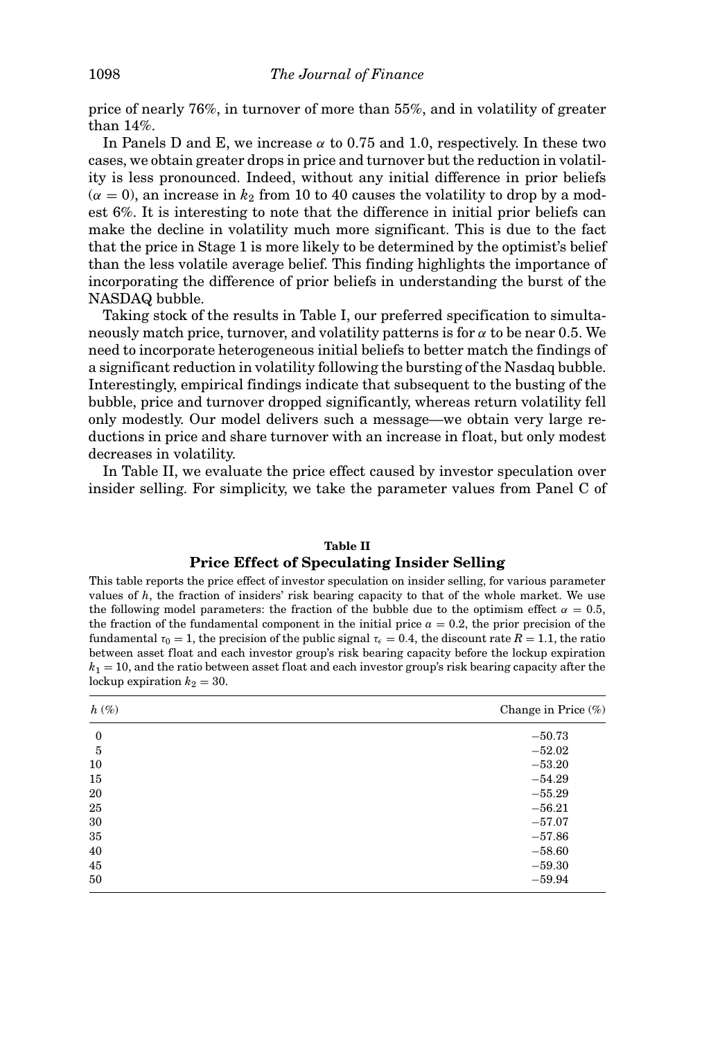price of nearly 76%, in turnover of more than 55%, and in volatility of greater than 14%.

In Panels D and E, we increase $\alpha$ to 0.75 and 1.0, respectively. In these two cases, we obtain greater drops in price and turnover but the reduction in volatility is less pronounced. Indeed, without any initial difference in prior beliefs ($\alpha = 0$), an increase in $k_2$ from 10 to 40 causes the volatility to drop by a modest 6%. It is interesting to note that the difference in initial prior beliefs can make the decline in volatility much more significant. This is due to the fact that the price in Stage 1 is more likely to be determined by the optimist's belief than the less volatile average belief. This finding highlights the importance of incorporating the difference of prior beliefs in understanding the burst of the NASDAQ bubble.

Taking stock of the results in Table I, our preferred specification to simultaneously match price, turnover, and volatility patterns is for $\alpha$ to be near 0.5. We need to incorporate heterogeneous initial beliefs to better match the findings of a significant reduction in volatility following the bursting of the Nasdaq bubble. Interestingly, empirical findings indicate that subsequent to the busting of the bubble, price and turnover dropped significantly, whereas return volatility fell only modestly. Our model delivers such a message—we obtain very large reductions in price and share turnover with an increase in float, but only modest decreases in volatility.

In Table II, we evaluate the price effect caused by investor speculation over insider selling. For simplicity, we take the parameter values from Panel C of

**Table II**

**Price Effect of Speculating Insider Selling**

This table reports the price effect of investor speculation on insider selling, for various parameter values of $h$, the fraction of insiders' risk bearing capacity to that of the whole market. We use the following model parameters: the fraction of the bubble due to the optimism effect $\alpha = 0.5$, the fraction of the fundamental component in the initial price $a = 0.2$, the prior precision of the fundamental $\tau_0 = 1$, the precision of the public signal $\tau_\epsilon = 0.4$, the discount rate $R = 1.1$, the ratio between asset float and each investor group's risk bearing capacity before the lockup expiration $k_1 = 10$, and the ratio between asset float and each investor group's risk bearing capacity after the lockup expiration $k_2 = 30$.

| $h$ (%) | Change in Price (%) |
|---|---|
| 0 | −50.73 |
| 5 | −52.02 |
| 10 | −53.20 |
| 15 | −54.29 |
| 20 | −55.29 |
| 25 | −56.21 |
| 30 | −57.07 |
| 35 | −57.86 |
| 40 | −58.60 |
| 45 | −59.30 |
| 50 | −59.94 |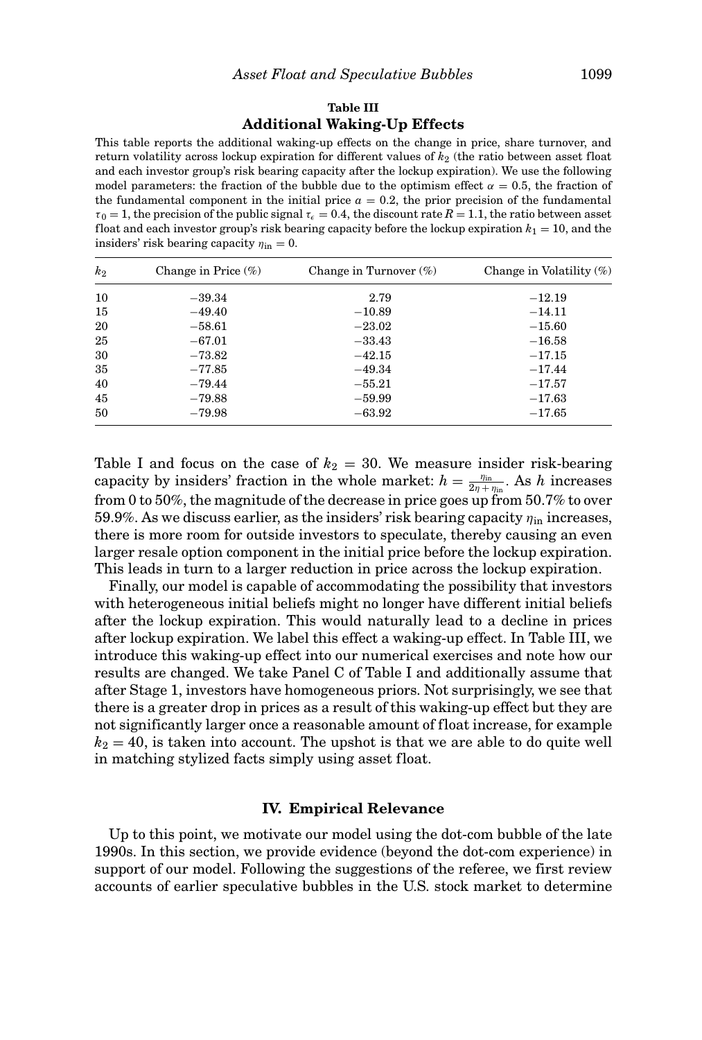**Table III**

**Additional Waking-Up Effects**

This table reports the additional waking-up effects on the change in price, share turnover, and return volatility across lockup expiration for different values of $k_2$ (the ratio between asset float and each investor group's risk bearing capacity after the lockup expiration). We use the following model parameters: the fraction of the bubble due to the optimism effect $\alpha = 0.5$, the fraction of the fundamental component in the initial price $a = 0.2$, the prior precision of the fundamental $\tau_0 = 1$, the precision of the public signal $\tau_\epsilon = 0.4$, the discount rate $R = 1.1$, the ratio between asset float and each investor group's risk bearing capacity before the lockup expiration $k_1 = 10$, and the insiders' risk bearing capacity $\eta_{\text{in}} = 0$.

| $k_2$ | Change in Price (%) | Change in Turnover (%) | Change in Volatility (%) |
|---|---|---|---|
| 10 | −39.34 | 2.79 | −12.19 |
| 15 | −49.40 | −10.89 | −14.11 |
| 20 | −58.61 | −23.02 | −15.60 |
| 25 | −67.01 | −33.43 | −16.58 |
| 30 | −73.82 | −42.15 | −17.15 |
| 35 | −77.85 | −49.34 | −17.44 |
| 40 | −79.44 | −55.21 | −17.57 |
| 45 | −79.88 | −59.99 | −17.63 |
| 50 | −79.98 | −63.92 | −17.65 |

Table I and focus on the case of $k_2 = 30$. We measure insider risk-bearing capacity by insiders' fraction in the whole market: $h = \frac{\eta_{\text{in}}}{2\eta + \eta_{\text{in}}}$. As $h$ increases from 0 to 50%, the magnitude of the decrease in price goes up from 50.7% to over 59.9%. As we discuss earlier, as the insiders' risk bearing capacity $\eta_{\text{in}}$ increases, there is more room for outside investors to speculate, thereby causing an even larger resale option component in the initial price before the lockup expiration. This leads in turn to a larger reduction in price across the lockup expiration.

Finally, our model is capable of accommodating the possibility that investors with heterogeneous initial beliefs might no longer have different initial beliefs after the lockup expiration. This would naturally lead to a decline in prices after lockup expiration. We label this effect a waking-up effect. In Table III, we introduce this waking-up effect into our numerical exercises and note how our results are changed. We take Panel C of Table I and additionally assume that after Stage 1, investors have homogeneous priors. Not surprisingly, we see that there is a greater drop in prices as a result of this waking-up effect but they are not significantly larger once a reasonable amount of float increase, for example $k_2 = 40$, is taken into account. The upshot is that we are able to do quite well in matching stylized facts simply using asset float.

## IV. Empirical Relevance

Up to this point, we motivate our model using the dot-com bubble of the late 1990s. In this section, we provide evidence (beyond the dot-com experience) in support of our model. Following the suggestions of the referee, we first review accounts of earlier speculative bubbles in the U.S. stock market to determine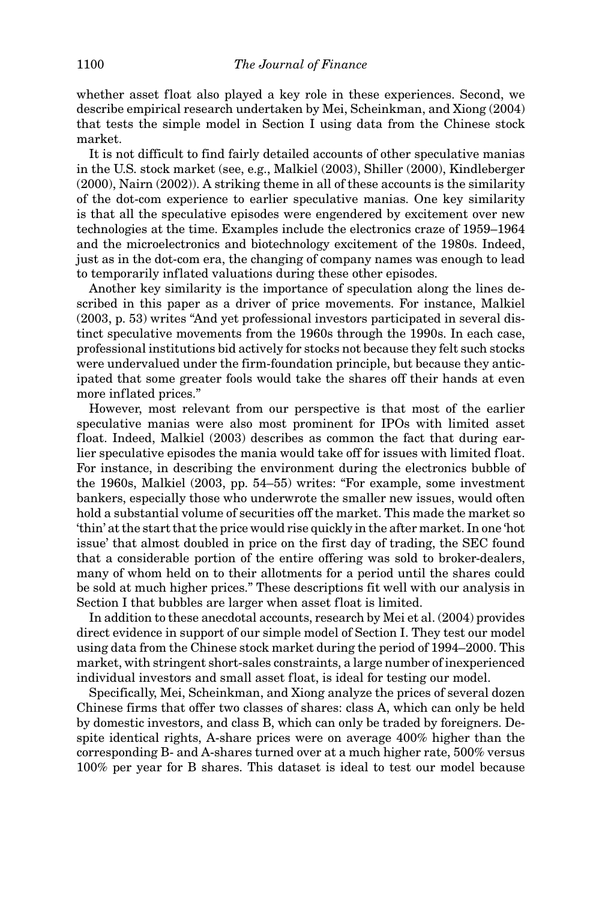whether asset float also played a key role in these experiences. Second, we describe empirical research undertaken by Mei, Scheinkman, and Xiong (2004) that tests the simple model in Section I using data from the Chinese stock market.

It is not difficult to find fairly detailed accounts of other speculative manias in the U.S. stock market (see, e.g., Malkiel (2003), Shiller (2000), Kindleberger (2000), Nairn (2002)). A striking theme in all of these accounts is the similarity of the dot-com experience to earlier speculative manias. One key similarity is that all the speculative episodes were engendered by excitement over new technologies at the time. Examples include the electronics craze of 1959–1964 and the microelectronics and biotechnology excitement of the 1980s. Indeed, just as in the dot-com era, the changing of company names was enough to lead to temporarily inflated valuations during these other episodes.

Another key similarity is the importance of speculation along the lines described in this paper as a driver of price movements. For instance, Malkiel (2003, p. 53) writes "And yet professional investors participated in several distinct speculative movements from the 1960s through the 1990s. In each case, professional institutions bid actively for stocks not because they felt such stocks were undervalued under the firm-foundation principle, but because they anticipated that some greater fools would take the shares off their hands at even more inflated prices."

However, most relevant from our perspective is that most of the earlier speculative manias were also most prominent for IPOs with limited asset float. Indeed, Malkiel (2003) describes as common the fact that during earlier speculative episodes the mania would take off for issues with limited float. For instance, in describing the environment during the electronics bubble of the 1960s, Malkiel (2003, pp. 54–55) writes: "For example, some investment bankers, especially those who underwrote the smaller new issues, would often hold a substantial volume of securities off the market. This made the market so 'thin' at the start that the price would rise quickly in the after market. In one 'hot issue' that almost doubled in price on the first day of trading, the SEC found that a considerable portion of the entire offering was sold to broker-dealers, many of whom held on to their allotments for a period until the shares could be sold at much higher prices." These descriptions fit well with our analysis in Section I that bubbles are larger when asset float is limited.

In addition to these anecdotal accounts, research by Mei et al. (2004) provides direct evidence in support of our simple model of Section I. They test our model using data from the Chinese stock market during the period of 1994–2000. This market, with stringent short-sales constraints, a large number of inexperienced individual investors and small asset float, is ideal for testing our model.

Specifically, Mei, Scheinkman, and Xiong analyze the prices of several dozen Chinese firms that offer two classes of shares: class A, which can only be held by domestic investors, and class B, which can only be traded by foreigners. Despite identical rights, A-share prices were on average 400% higher than the corresponding B- and A-shares turned over at a much higher rate, 500% versus 100% per year for B shares. This dataset is ideal to test our model because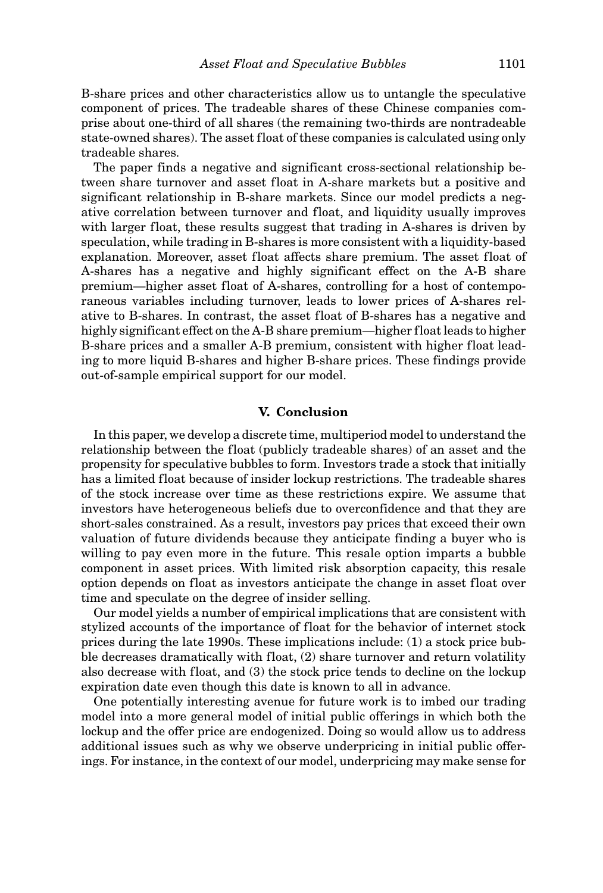B-share prices and other characteristics allow us to untangle the speculative component of prices. The tradeable shares of these Chinese companies comprise about one-third of all shares (the remaining two-thirds are nontradeable state-owned shares). The asset float of these companies is calculated using only tradeable shares.

The paper finds a negative and significant cross-sectional relationship between share turnover and asset float in A-share markets but a positive and significant relationship in B-share markets. Since our model predicts a negative correlation between turnover and float, and liquidity usually improves with larger float, these results suggest that trading in A-shares is driven by speculation, while trading in B-shares is more consistent with a liquidity-based explanation. Moreover, asset float affects share premium. The asset float of A-shares has a negative and highly significant effect on the A-B share premium—higher asset float of A-shares, controlling for a host of contemporaneous variables including turnover, leads to lower prices of A-shares relative to B-shares. In contrast, the asset float of B-shares has a negative and highly significant effect on the A-B share premium—higher float leads to higher B-share prices and a smaller A-B premium, consistent with higher float leading to more liquid B-shares and higher B-share prices. These findings provide out-of-sample empirical support for our model.

## V. Conclusion

In this paper, we develop a discrete time, multiperiod model to understand the relationship between the float (publicly tradeable shares) of an asset and the propensity for speculative bubbles to form. Investors trade a stock that initially has a limited float because of insider lockup restrictions. The tradeable shares of the stock increase over time as these restrictions expire. We assume that investors have heterogeneous beliefs due to overconfidence and that they are short-sales constrained. As a result, investors pay prices that exceed their own valuation of future dividends because they anticipate finding a buyer who is willing to pay even more in the future. This resale option imparts a bubble component in asset prices. With limited risk absorption capacity, this resale option depends on float as investors anticipate the change in asset float over time and speculate on the degree of insider selling.

Our model yields a number of empirical implications that are consistent with stylized accounts of the importance of float for the behavior of internet stock prices during the late 1990s. These implications include: (1) a stock price bubble decreases dramatically with float, (2) share turnover and return volatility also decrease with float, and (3) the stock price tends to decline on the lockup expiration date even though this date is known to all in advance.

One potentially interesting avenue for future work is to imbed our trading model into a more general model of initial public offerings in which both the lockup and the offer price are endogenized. Doing so would allow us to address additional issues such as why we observe underpricing in initial public offerings. For instance, in the context of our model, underpricing may make sense for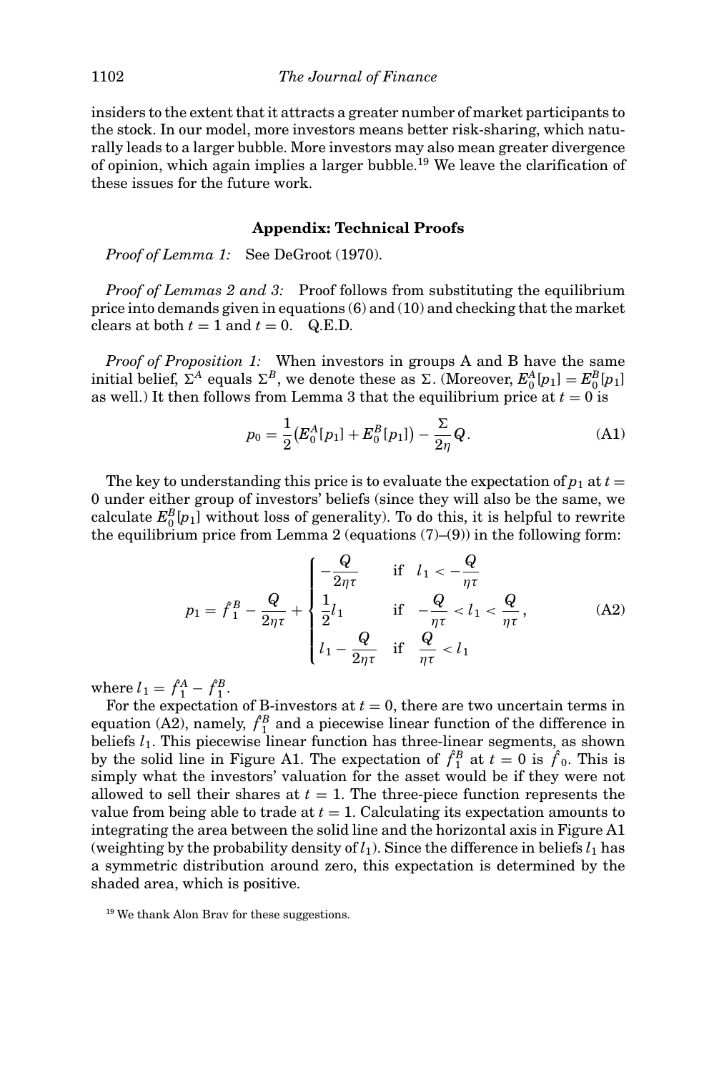insiders to the extent that it attracts a greater number of market participants to the stock. In our model, more investors means better risk-sharing, which naturally leads to a larger bubble. More investors may also mean greater divergence of opinion, which again implies a larger bubble.[19] We leave the clarification of these issues for the future work.

## Appendix: Technical Proofs

*Proof of Lemma 1:* See DeGroot (1970).

*Proof of Lemmas 2 and 3:* Proof follows from substituting the equilibrium price into demands given in equations (6) and (10) and checking that the market clears at both $t = 1$ and $t = 0$. Q.E.D.

*Proof of Proposition 1:* When investors in groups A and B have the same initial belief, $\Sigma^A$ equals $\Sigma^B$, we denote these as $\Sigma$. (Moreover, $E_0^A[p_1] = E_0^B[p_1]$ as well.) It then follows from Lemma 3 that the equilibrium price at $t = 0$ is

$$p_0 = \frac{1}{2}\left(E_0^A[p_1] + E_0^B[p_1]\right) - \frac{\Sigma}{2\eta}Q. \tag{A1}$$

The key to understanding this price is to evaluate the expectation of $p_1$ at $t = 0$ under either group of investors' beliefs (since they will also be the same, we calculate $E_0^B[p_1]$ without loss of generality). To do this, it is helpful to rewrite the equilibrium price from Lemma 2 (equations (7)–(9)) in the following form:

$$p_1 = \hat{f}_1^B - \frac{Q}{2\eta\tau} + \begin{cases} -\dfrac{Q}{2\eta\tau} & \text{if } \ l_1 < -\dfrac{Q}{\eta\tau} \\[2ex] \dfrac{1}{2}l_1 & \text{if } \ -\dfrac{Q}{\eta\tau} < l_1 < \dfrac{Q}{\eta\tau}, \\[2ex] l_1 - \dfrac{Q}{2\eta\tau} & \text{if } \ \dfrac{Q}{\eta\tau} < l_1 \end{cases} \tag{A2}$$

where $l_1 = \hat{f}_1^A - \hat{f}_1^B$.

For the expectation of B-investors at $t = 0$, there are two uncertain terms in equation (A2), namely, $\hat{f}_1^B$ and a piecewise linear function of the difference in beliefs $l_1$. This piecewise linear function has three-linear segments, as shown by the solid line in Figure A1. The expectation of $\hat{f}_1^B$ at $t = 0$ is $\hat{f}_0$. This is simply what the investors' valuation for the asset would be if they were not allowed to sell their shares at $t = 1$. The three-piece function represents the value from being able to trade at $t = 1$. Calculating its expectation amounts to integrating the area between the solid line and the horizontal axis in Figure A1 (weighting by the probability density of $l_1$). Since the difference in beliefs $l_1$ has a symmetric distribution around zero, this expectation is determined by the shaded area, which is positive.

[19] We thank Alon Brav for these suggestions.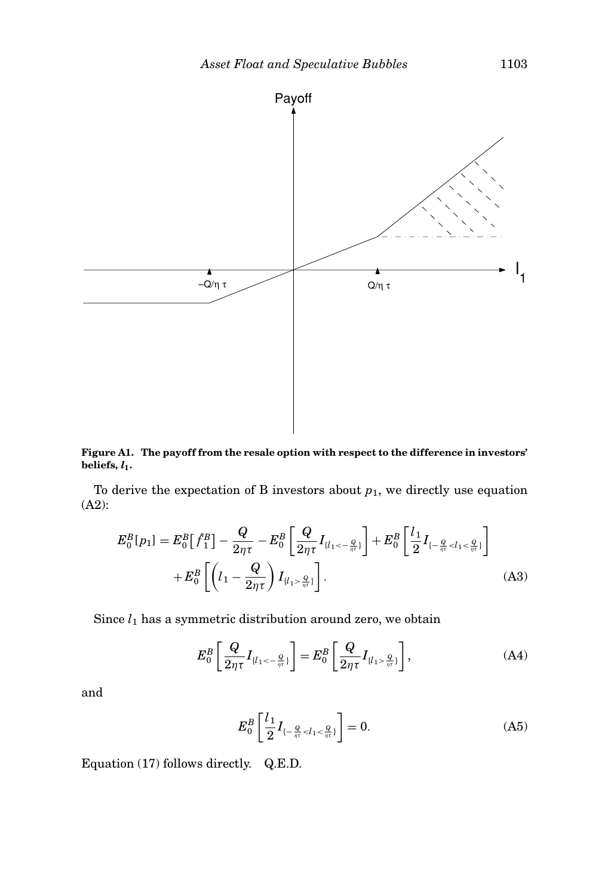**Figure A1. The payoff from the resale option with respect to the difference in investors' beliefs, $l_1$.**

To derive the expectation of B investors about $p_1$, we directly use equation (A2):

$$
\begin{aligned}
E_0^B[p_1] = E_0^B\big[\hat{f}_1^B\big] - \frac{Q}{2\eta\tau} - E_0^B\left[\frac{Q}{2\eta\tau} I_{\{l_1 < -\frac{Q}{\eta\tau}\}}\right] + E_0^B\left[\frac{l_1}{2} I_{\{-\frac{Q}{\eta\tau} < l_1 < \frac{Q}{\eta\tau}\}}\right] \\
+ E_0^B\left[\left(l_1 - \frac{Q}{2\eta\tau}\right) I_{\{l_1 > \frac{Q}{\eta\tau}\}}\right].
\end{aligned} \tag{A3}
$$

Since $l_1$ has a symmetric distribution around zero, we obtain

$$
E_0^B\left[\frac{Q}{2\eta\tau} I_{\{l_1 < -\frac{Q}{\eta\tau}\}}\right] = E_0^B\left[\frac{Q}{2\eta\tau} I_{\{l_1 > \frac{Q}{\eta\tau}\}}\right], \tag{A4}
$$

and

$$
E_0^B\left[\frac{l_1}{2} I_{\{-\frac{Q}{\eta\tau} < l_1 < \frac{Q}{\eta\tau}\}}\right] = 0. \tag{A5}
$$

Equation (17) follows directly. Q.E.D.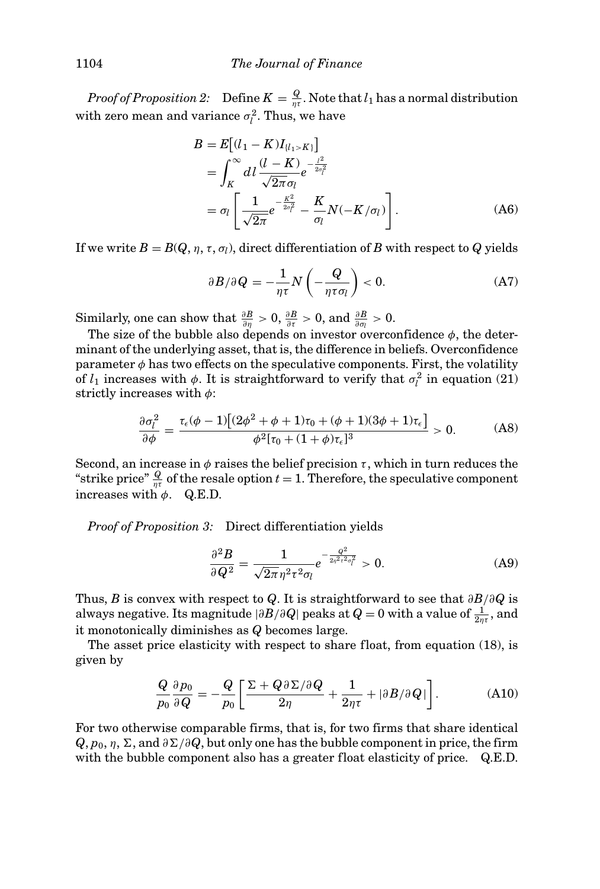*Proof of Proposition 2:* Define $K = \frac{Q}{\eta\tau}$. Note that $l_1$ has a normal distribution with zero mean and variance $\sigma_l^2$. Thus, we have

$$
\begin{aligned}
B &= E\left[(l_1 - K)I_{\{l_1 > K\}}\right] \\
&= \int_K^\infty dl \frac{(l-K)}{\sqrt{2\pi}\sigma_l} e^{-\frac{l^2}{2\sigma_l^2}} \\
&= \sigma_l \left[ \frac{1}{\sqrt{2\pi}} e^{-\frac{K^2}{2\sigma_l^2}} - \frac{K}{\sigma_l} N(-K/\sigma_l) \right].
\end{aligned} \tag{A6}
$$

If we write $B = B(Q, \eta, \tau, \sigma_l)$, direct differentiation of $B$ with respect to $Q$ yields

$$
\partial B / \partial Q = -\frac{1}{\eta\tau} N\left(-\frac{Q}{\eta\tau\sigma_l}\right) < 0. \tag{A7}
$$

Similarly, one can show that $\frac{\partial B}{\partial \eta} > 0$, $\frac{\partial B}{\partial \tau} > 0$, and $\frac{\partial B}{\partial \sigma_l} > 0$.

The size of the bubble also depends on investor overconfidence $\phi$, the determinant of the underlying asset, that is, the difference in beliefs. Overconfidence parameter $\phi$ has two effects on the speculative components. First, the volatility of $l_1$ increases with $\phi$. It is straightforward to verify that $\sigma_l^2$ in equation (21) strictly increases with $\phi$:

$$
\frac{\partial \sigma_l^2}{\partial \phi} = \frac{\tau_\epsilon(\phi - 1)\left[(2\phi^2 + \phi + 1)\tau_0 + (\phi + 1)(3\phi + 1)\tau_\epsilon\right]}{\phi^2[\tau_0 + (1+\phi)\tau_\epsilon]^3} > 0. \tag{A8}
$$

Second, an increase in $\phi$ raises the belief precision $\tau$, which in turn reduces the "strike price" $\frac{Q}{\eta\tau}$ of the resale option $t = 1$. Therefore, the speculative component increases with $\phi$. Q.E.D.

*Proof of Proposition 3:* Direct differentiation yields

$$
\frac{\partial^2 B}{\partial Q^2} = \frac{1}{\sqrt{2\pi}\eta^2\tau^2\sigma_l} e^{-\frac{Q^2}{2\eta^2\tau^2\sigma_l^2}} > 0. \tag{A9}
$$

Thus, $B$ is convex with respect to $Q$. It is straightforward to see that $\partial B/\partial Q$ is always negative. Its magnitude $|\partial B/\partial Q|$ peaks at $Q = 0$ with a value of $\frac{1}{2\eta\tau}$, and it monotonically diminishes as $Q$ becomes large.

The asset price elasticity with respect to share float, from equation (18), is given by

$$
\frac{Q}{p_0}\frac{\partial p_0}{\partial Q} = -\frac{Q}{p_0}\left[\frac{\Sigma + Q\partial\Sigma/\partial Q}{2\eta} + \frac{1}{2\eta\tau} + |\partial B/\partial Q|\right]. \tag{A10}
$$

For two otherwise comparable firms, that is, for two firms that share identical $Q, p_0, \eta, \Sigma$, and $\partial\Sigma/\partial Q$, but only one has the bubble component in price, the firm with the bubble component also has a greater float elasticity of price. Q.E.D.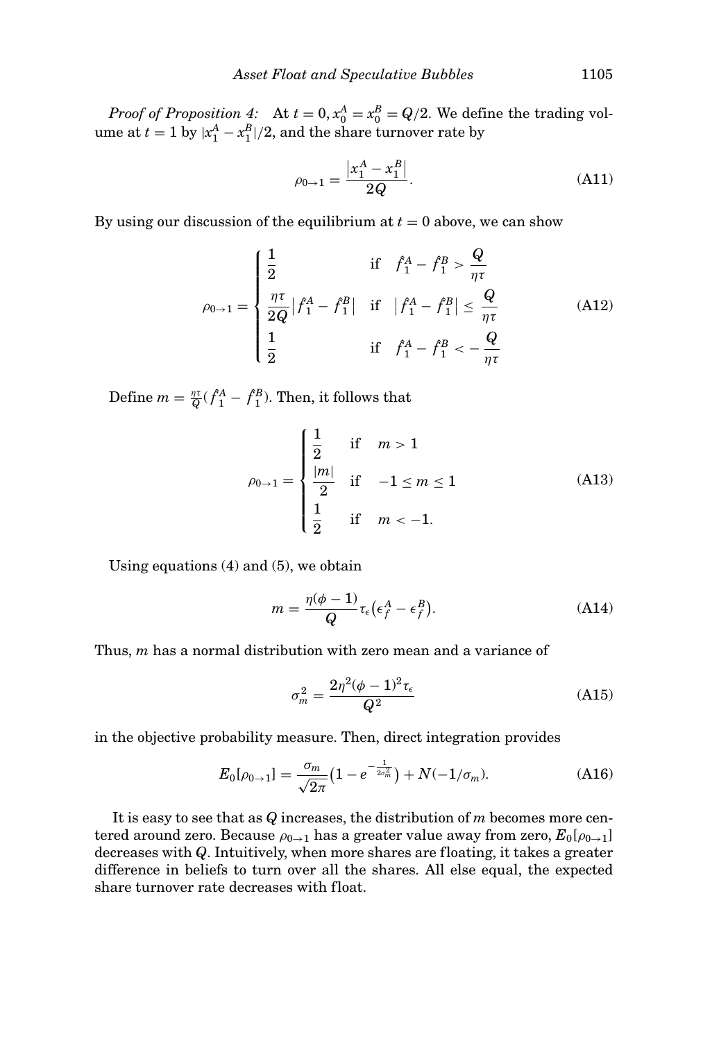*Proof of Proposition 4:* At $t = 0, x_0^A = x_0^B = Q/2$. We define the trading volume at $t = 1$ by $|x_1^A - x_1^B|/2$, and the share turnover rate by

$$\rho_{0\to1} = \frac{\left|x_1^A - x_1^B\right|}{2Q}. \tag{A11}$$

By using our discussion of the equilibrium at $t = 0$ above, we can show

$$\rho_{0\to1} = \begin{cases} \dfrac{1}{2} & \text{if} \quad \hat{f}_1^A - \hat{f}_1^B > \dfrac{Q}{\eta\tau} \\ \dfrac{\eta\tau}{2Q}\left|\hat{f}_1^A - \hat{f}_1^B\right| & \text{if} \quad \left|\hat{f}_1^A - \hat{f}_1^B\right| \leq \dfrac{Q}{\eta\tau} \\ \dfrac{1}{2} & \text{if} \quad \hat{f}_1^A - \hat{f}_1^B < -\dfrac{Q}{\eta\tau} \end{cases} \tag{A12}$$

Define $m = \frac{\eta\tau}{Q}(\hat{f}_1^A - \hat{f}_1^B)$. Then, it follows that

$$\rho_{0\to1} = \begin{cases} \dfrac{1}{2} & \text{if} \quad m > 1 \\ \dfrac{|m|}{2} & \text{if} \quad -1 \leq m \leq 1 \\ \dfrac{1}{2} & \text{if} \quad m < -1. \end{cases} \tag{A13}$$

Using equations (4) and (5), we obtain

$$m = \frac{\eta(\phi - 1)}{Q}\tau_\epsilon\left(\epsilon_f^A - \epsilon_f^B\right). \tag{A14}$$

Thus, $m$ has a normal distribution with zero mean and a variance of

$$\sigma_m^2 = \frac{2\eta^2(\phi - 1)^2\tau_\epsilon}{Q^2} \tag{A15}$$

in the objective probability measure. Then, direct integration provides

$$E_0[\rho_{0\to1}] = \frac{\sigma_m}{\sqrt{2\pi}}\left(1 - e^{-\frac{1}{2\sigma_m^2}}\right) + N(-1/\sigma_m). \tag{A16}$$

It is easy to see that as $Q$ increases, the distribution of $m$ becomes more centered around zero. Because $\rho_{0\to1}$ has a greater value away from zero, $E_0[\rho_{0\to1}]$ decreases with $Q$. Intuitively, when more shares are floating, it takes a greater difference in beliefs to turn over all the shares. All else equal, the expected share turnover rate decreases with float.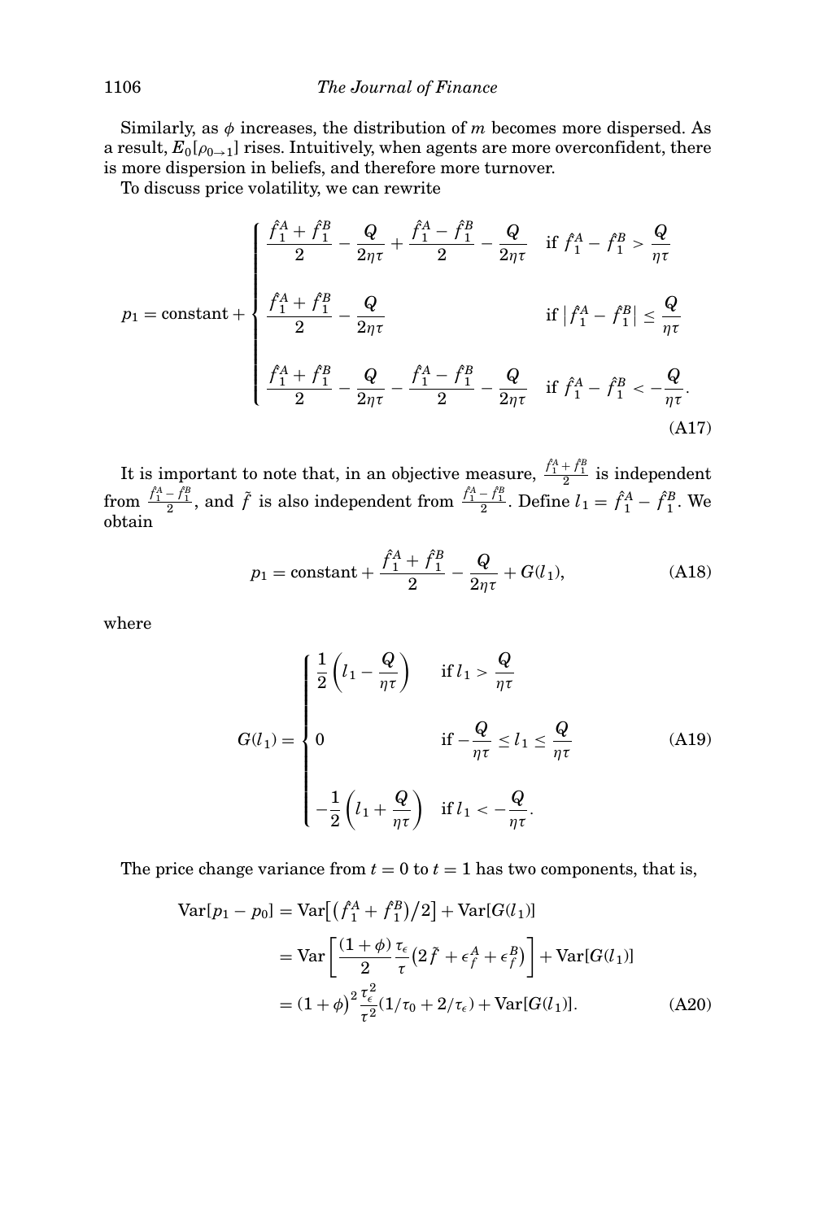Similarly, as $\phi$ increases, the distribution of $m$ becomes more dispersed. As a result, $E_0[\rho_{0\to 1}]$ rises. Intuitively, when agents are more overconfident, there is more dispersion in beliefs, and therefore more turnover.

To discuss price volatility, we can rewrite

$$
p_1 = \text{constant} + \begin{cases} \dfrac{\hat{f}_1^A + \hat{f}_1^B}{2} - \dfrac{Q}{2\eta\tau} + \dfrac{\hat{f}_1^A - \hat{f}_1^B}{2} - \dfrac{Q}{2\eta\tau} & \text{if } \hat{f}_1^A - \hat{f}_1^B > \dfrac{Q}{\eta\tau} \\[2ex] \dfrac{\hat{f}_1^A + \hat{f}_1^B}{2} - \dfrac{Q}{2\eta\tau} & \text{if } \left|\hat{f}_1^A - \hat{f}_1^B\right| \leq \dfrac{Q}{\eta\tau} \\[2ex] \dfrac{\hat{f}_1^A + \hat{f}_1^B}{2} - \dfrac{Q}{2\eta\tau} - \dfrac{\hat{f}_1^A - \hat{f}_1^B}{2} - \dfrac{Q}{2\eta\tau} & \text{if } \hat{f}_1^A - \hat{f}_1^B < -\dfrac{Q}{\eta\tau}. \end{cases} \tag{A17}
$$

It is important to note that, in an objective measure, $\frac{\hat{f}_1^A + \hat{f}_1^B}{2}$ is independent from $\frac{\hat{f}_1^A - \hat{f}_1^B}{2}$, and $\tilde{f}$ is also independent from $\frac{\hat{f}_1^A - \hat{f}_1^B}{2}$. Define $l_1 = \hat{f}_1^A - \hat{f}_1^B$. We obtain

$$
p_1 = \text{constant} + \frac{\hat{f}_1^A + \hat{f}_1^B}{2} - \frac{Q}{2\eta\tau} + G(l_1), \tag{A18}
$$

where

$$
G(l_1) = \begin{cases} \dfrac{1}{2}\left(l_1 - \dfrac{Q}{\eta\tau}\right) & \text{if } l_1 > \dfrac{Q}{\eta\tau} \\[2ex] 0 & \text{if } -\dfrac{Q}{\eta\tau} \leq l_1 \leq \dfrac{Q}{\eta\tau} \\[2ex] -\dfrac{1}{2}\left(l_1 + \dfrac{Q}{\eta\tau}\right) & \text{if } l_1 < -\dfrac{Q}{\eta\tau}. \end{cases} \tag{A19}
$$

The price change variance from $t = 0$ to $t = 1$ has two components, that is,

$$
\begin{aligned}
\mathrm{Var}[p_1 - p_0] &= \mathrm{Var}\left[\left(\hat{f}_1^A + \hat{f}_1^B\right)/2\right] + \mathrm{Var}[G(l_1)] \\
&= \mathrm{Var}\left[\frac{(1+\phi)}{2}\frac{\tau_\epsilon}{\tau}\left(2\tilde{f} + \epsilon_f^A + \epsilon_f^B\right)\right] + \mathrm{Var}[G(l_1)] \\
&= (1+\phi)^2 \frac{\tau_\epsilon^2}{\tau^2}(1/\tau_0 + 2/\tau_\epsilon) + \mathrm{Var}[G(l_1)].
\end{aligned} \tag{A20}
$$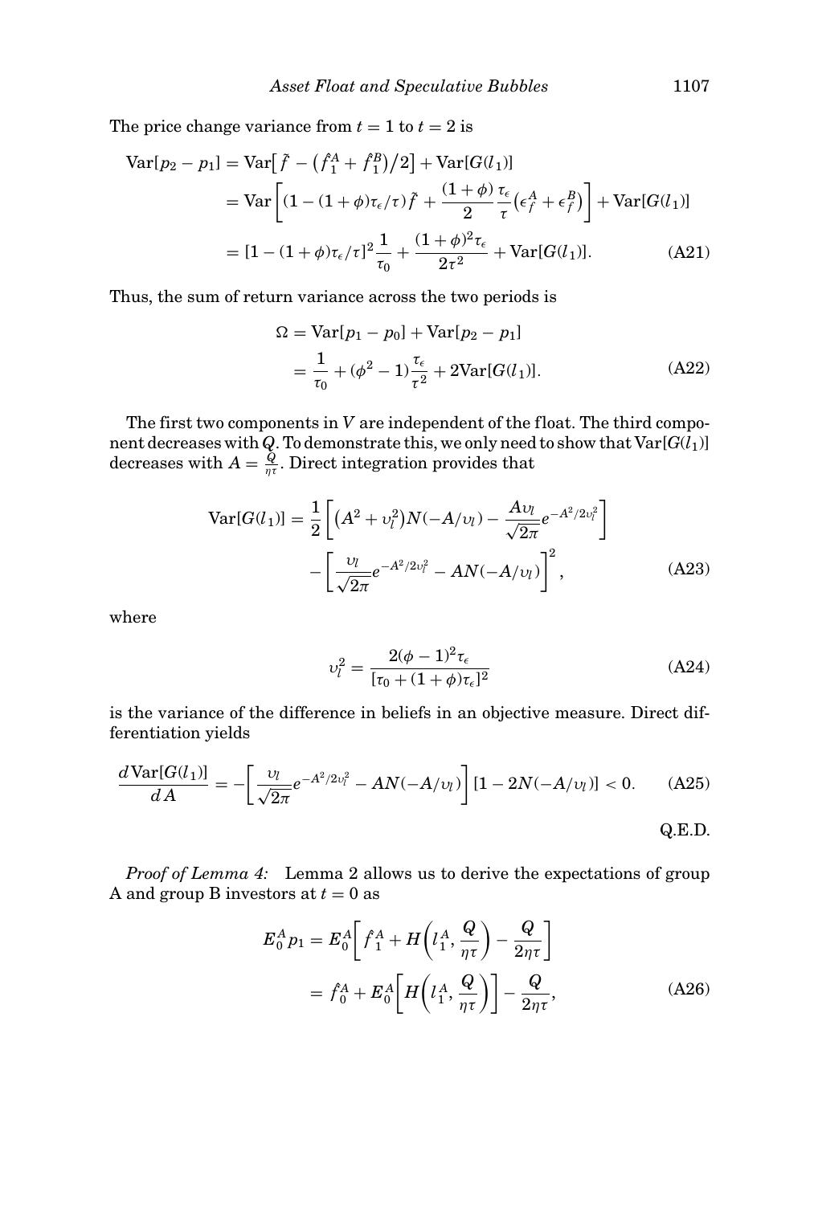The price change variance from $t = 1$ to $t = 2$ is

$$
\begin{aligned}
\mathrm{Var}[p_2 - p_1] &= \mathrm{Var}\big[\tilde{f} - \big(\hat{f}_1^A + \hat{f}_1^B\big)/2\big] + \mathrm{Var}[G(l_1)] \\
&= \mathrm{Var}\left[(1 - (1+\phi)\tau_\epsilon/\tau)\tilde{f} + \frac{(1+\phi)}{2}\frac{\tau_\epsilon}{\tau}\big(\epsilon_f^A + \epsilon_f^B\big)\right] + \mathrm{Var}[G(l_1)] \\
&= [1 - (1+\phi)\tau_\epsilon/\tau]^2 \frac{1}{\tau_0} + \frac{(1+\phi)^2\tau_\epsilon}{2\tau^2} + \mathrm{Var}[G(l_1)]. \qquad \text{(A21)}
\end{aligned}
$$

Thus, the sum of return variance across the two periods is

$$
\begin{aligned}
\Omega &= \mathrm{Var}[p_1 - p_0] + \mathrm{Var}[p_2 - p_1] \\
&= \frac{1}{\tau_0} + (\phi^2 - 1)\frac{\tau_\epsilon}{\tau^2} + 2\mathrm{Var}[G(l_1)]. \qquad \text{(A22)}
\end{aligned}
$$

The first two components in $V$ are independent of the float. The third component decreases with $Q$. To demonstrate this, we only need to show that $\mathrm{Var}[G(l_1)]$ decreases with $A = \frac{Q}{\eta\tau}$. Direct integration provides that

$$
\begin{aligned}
\mathrm{Var}[G(l_1)] &= \frac{1}{2}\left[\big(A^2 + \upsilon_l^2\big)N(-A/\upsilon_l) - \frac{A\upsilon_l}{\sqrt{2\pi}}e^{-A^2/2\upsilon_l^2}\right] \\
&\quad - \left[\frac{\upsilon_l}{\sqrt{2\pi}}e^{-A^2/2\upsilon_l^2} - AN(-A/\upsilon_l)\right]^2, \qquad \text{(A23)}
\end{aligned}
$$

where

$$
\upsilon_l^2 = \frac{2(\phi - 1)^2\tau_\epsilon}{[\tau_0 + (1+\phi)\tau_\epsilon]^2} \qquad \text{(A24)}
$$

is the variance of the difference in beliefs in an objective measure. Direct differentiation yields

$$
\frac{d\mathrm{Var}[G(l_1)]}{dA} = -\left[\frac{\upsilon_l}{\sqrt{2\pi}}e^{-A^2/2\upsilon_l^2} - AN(-A/\upsilon_l)\right][1 - 2N(-A/\upsilon_l)] < 0. \qquad \text{(A25)}
$$

Q.E.D.

*Proof of Lemma 4:* Lemma 2 allows us to derive the expectations of group A and group B investors at $t = 0$ as

$$
\begin{aligned}
E_0^A p_1 &= E_0^A\left[\hat{f}_1^A + H\left(l_1^A, \frac{Q}{\eta\tau}\right) - \frac{Q}{2\eta\tau}\right] \\
&= \hat{f}_0^A + E_0^A\left[H\left(l_1^A, \frac{Q}{\eta\tau}\right)\right] - \frac{Q}{2\eta\tau}, \qquad \text{(A26)}
\end{aligned}
$$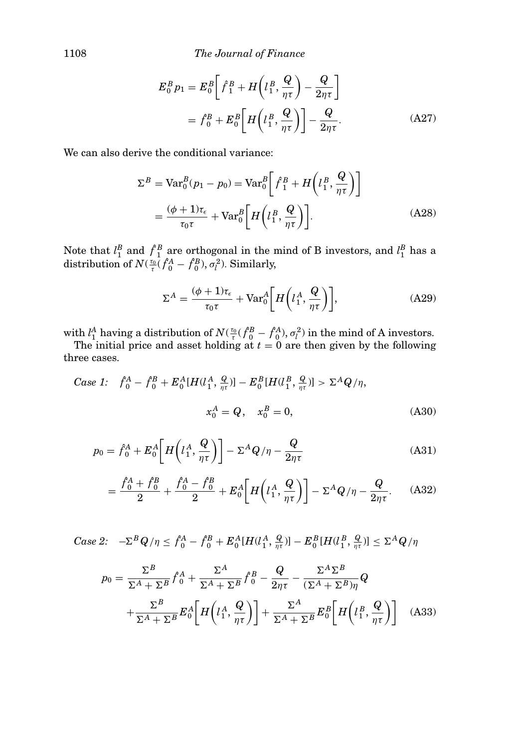$$E_0^B p_1 = E_0^B\left[\hat{f}_1^B + H\left(l_1^B, \frac{Q}{\eta\tau}\right) - \frac{Q}{2\eta\tau}\right]$$

$$= \hat{f}_0^B + E_0^B\left[H\left(l_1^B, \frac{Q}{\eta\tau}\right)\right] - \frac{Q}{2\eta\tau}. \tag{A27}$$

We can also derive the conditional variance:

$$\Sigma^B = \mathrm{Var}_0^B(p_1 - p_0) = \mathrm{Var}_0^B\left[\hat{f}_1^B + H\left(l_1^B, \frac{Q}{\eta\tau}\right)\right]$$

$$= \frac{(\phi+1)\tau_\epsilon}{\tau_0\tau} + \mathrm{Var}_0^B\left[H\left(l_1^B, \frac{Q}{\eta\tau}\right)\right]. \tag{A28}$$

Note that $l_1^B$ and $\hat{f}_1^B$ are orthogonal in the mind of B investors, and $l_1^B$ has a distribution of $N(\frac{\tau_0}{\tau}(\hat{f}_0^A - \hat{f}_0^B), \sigma_l^2)$. Similarly,

$$\Sigma^A = \frac{(\phi+1)\tau_\epsilon}{\tau_0\tau} + \mathrm{Var}_0^A\left[H\left(l_1^A, \frac{Q}{\eta\tau}\right)\right], \tag{A29}$$

with $l_1^A$ having a distribution of $N(\frac{\tau_0}{\tau}(\hat{f}_0^B - \hat{f}_0^A), \sigma_l^2)$ in the mind of A investors.

The initial price and asset holding at $t = 0$ are then given by the following three cases.

*Case 1:* $\hat{f}_0^A - \hat{f}_0^B + E_0^A[H(l_1^A, \frac{Q}{\eta\tau})] - E_0^B[H(l_1^B, \frac{Q}{\eta\tau})] > \Sigma^A Q/\eta$,

$$x_0^A = Q, \quad x_0^B = 0, \tag{A30}$$

$$p_0 = \hat{f}_0^A + E_0^A\left[H\left(l_1^A, \frac{Q}{\eta\tau}\right)\right] - \Sigma^A Q/\eta - \frac{Q}{2\eta\tau} \tag{A31}$$

$$= \frac{\hat{f}_0^A + \hat{f}_0^B}{2} + \frac{\hat{f}_0^A - \hat{f}_0^B}{2} + E_0^A\left[H\left(l_1^A, \frac{Q}{\eta\tau}\right)\right] - \Sigma^A Q/\eta - \frac{Q}{2\eta\tau}. \tag{A32}$$

*Case 2:* $-\Sigma^B Q/\eta \le \hat{f}_0^A - \hat{f}_0^B + E_0^A[H(l_1^A, \frac{Q}{\eta\tau})] - E_0^B[H(l_1^B, \frac{Q}{\eta\tau})] \le \Sigma^A Q/\eta$

$$p_0 = \frac{\Sigma^B}{\Sigma^A + \Sigma^B}\hat{f}_0^A + \frac{\Sigma^A}{\Sigma^A + \Sigma^B}\hat{f}_0^B - \frac{Q}{2\eta\tau} - \frac{\Sigma^A\Sigma^B}{(\Sigma^A + \Sigma^B)\eta}Q$$
$$+ \frac{\Sigma^B}{\Sigma^A + \Sigma^B}E_0^A\left[H\left(l_1^A, \frac{Q}{\eta\tau}\right)\right] + \frac{\Sigma^A}{\Sigma^A + \Sigma^B}E_0^B\left[H\left(l_1^B, \frac{Q}{\eta\tau}\right)\right] \tag{A33}$$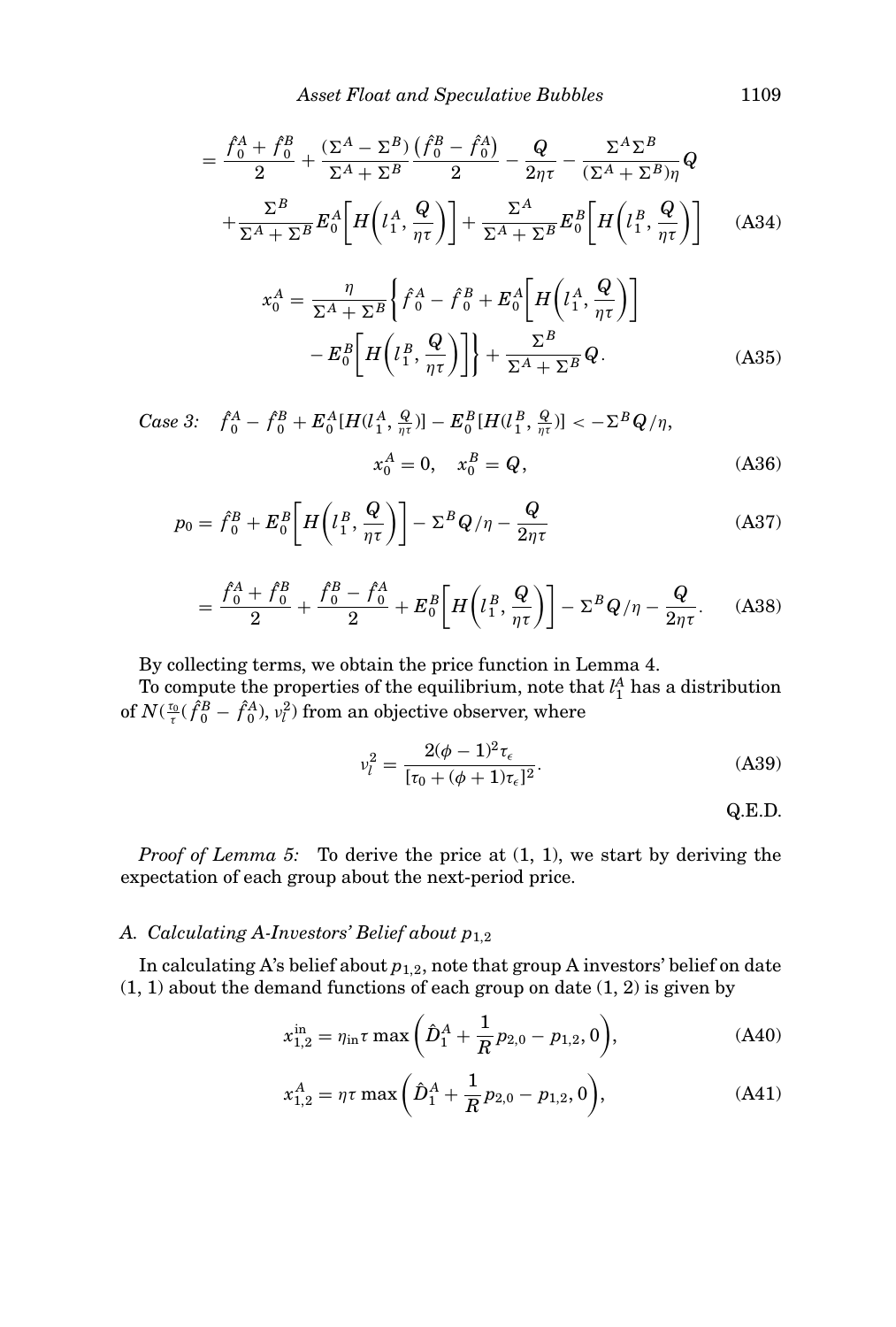$$= \frac{\hat{f}_0^A + \hat{f}_0^B}{2} + \frac{(\Sigma^A - \Sigma^B)}{\Sigma^A + \Sigma^B} \frac{\left(\hat{f}_0^B - \hat{f}_0^A\right)}{2} - \frac{Q}{2\eta\tau} - \frac{\Sigma^A \Sigma^B}{(\Sigma^A + \Sigma^B)\eta} Q$$
$$+ \frac{\Sigma^B}{\Sigma^A + \Sigma^B} E_0^A\left[H\left(l_1^A, \frac{Q}{\eta\tau}\right)\right] + \frac{\Sigma^A}{\Sigma^A + \Sigma^B} E_0^B\left[H\left(l_1^B, \frac{Q}{\eta\tau}\right)\right] \tag{A34}$$

$$x_0^A = \frac{\eta}{\Sigma^A + \Sigma^B}\left\{\hat{f}_0^A - \hat{f}_0^B + E_0^A\left[H\left(l_1^A, \frac{Q}{\eta\tau}\right)\right] - E_0^B\left[H\left(l_1^B, \frac{Q}{\eta\tau}\right)\right]\right\} + \frac{\Sigma^B}{\Sigma^A + \Sigma^B} Q. \tag{A35}$$

*Case 3:* $\hat{f}_0^A - \hat{f}_0^B + E_0^A[H(l_1^A, \frac{Q}{\eta\tau})] - E_0^B[H(l_1^B, \frac{Q}{\eta\tau})] < -\Sigma^B Q/\eta$,

$$x_0^A = 0, \quad x_0^B = Q, \tag{A36}$$

$$p_0 = \hat{f}_0^B + E_0^B\left[H\left(l_1^B, \frac{Q}{\eta\tau}\right)\right] - \Sigma^B Q/\eta - \frac{Q}{2\eta\tau} \tag{A37}$$

$$= \frac{\hat{f}_0^A + \hat{f}_0^B}{2} + \frac{\hat{f}_0^B - \hat{f}_0^A}{2} + E_0^B\left[H\left(l_1^B, \frac{Q}{\eta\tau}\right)\right] - \Sigma^B Q/\eta - \frac{Q}{2\eta\tau}. \tag{A38}$$

By collecting terms, we obtain the price function in Lemma 4.

To compute the properties of the equilibrium, note that $l_1^A$ has a distribution of $N(\frac{\tau_0}{\tau}(\hat{f}_0^B - \hat{f}_0^A), \nu_l^2)$ from an objective observer, where

$$\nu_l^2 = \frac{2(\phi - 1)^2 \tau_\epsilon}{[\tau_0 + (\phi + 1)\tau_\epsilon]^2}. \tag{A39}$$

Q.E.D.

*Proof of Lemma 5:* To derive the price at (1, 1), we start by deriving the expectation of each group about the next-period price.

### A. Calculating A-Investors' Belief about $p_{1,2}$

In calculating A's belief about $p_{1,2}$, note that group A investors' belief on date (1, 1) about the demand functions of each group on date (1, 2) is given by

$$x_{1,2}^{\text{in}} = \eta_{\text{in}}\tau \max\left(\hat{D}_1^A + \frac{1}{R} p_{2,0} - p_{1,2}, 0\right), \tag{A40}$$

$$x_{1,2}^A = \eta\tau \max\left(\hat{D}_1^A + \frac{1}{R} p_{2,0} - p_{1,2}, 0\right), \tag{A41}$$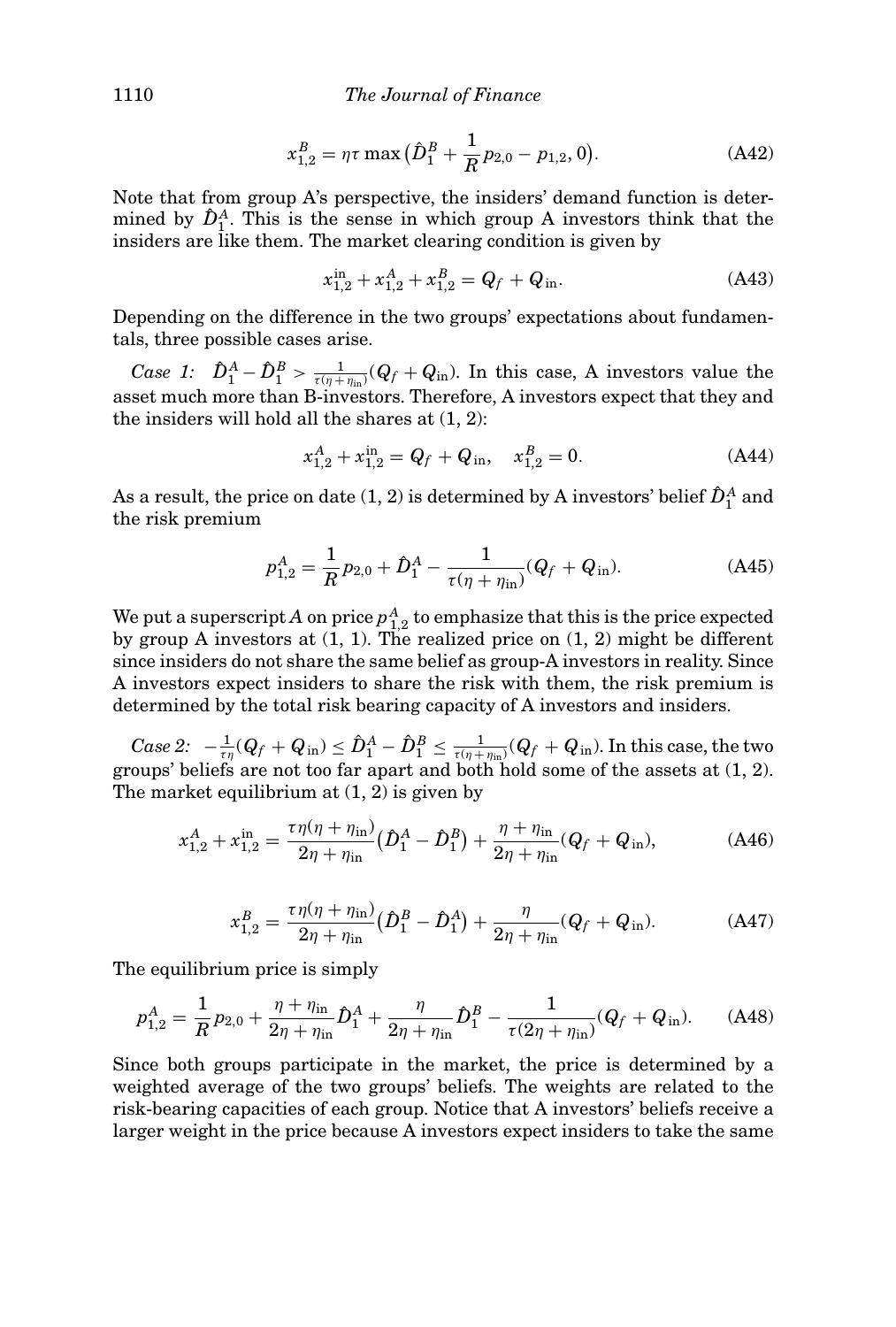$$x_{1,2}^B = \eta\tau \max\left(\hat{D}_1^B + \frac{1}{R}p_{2,0} - p_{1,2}, 0\right). \tag{A42}$$

Note that from group A's perspective, the insiders' demand function is determined by $\hat{D}_1^A$. This is the sense in which group A investors think that the insiders are like them. The market clearing condition is given by

$$x_{1,2}^{\text{in}} + x_{1,2}^A + x_{1,2}^B = Q_f + Q_{\text{in}}. \tag{A43}$$

Depending on the difference in the two groups' expectations about fundamentals, three possible cases arise.

*Case 1:* $\hat{D}_1^A - \hat{D}_1^B > \frac{1}{\tau(\eta+\eta_{\text{in}})}(Q_f + Q_{\text{in}})$. In this case, A investors value the asset much more than B-investors. Therefore, A investors expect that they and the insiders will hold all the shares at (1, 2):

$$x_{1,2}^A + x_{1,2}^{\text{in}} = Q_f + Q_{\text{in}}, \quad x_{1,2}^B = 0. \tag{A44}$$

As a result, the price on date (1, 2) is determined by A investors' belief $\hat{D}_1^A$ and the risk premium

$$p_{1,2}^A = \frac{1}{R}p_{2,0} + \hat{D}_1^A - \frac{1}{\tau(\eta+\eta_{\text{in}})}(Q_f + Q_{\text{in}}). \tag{A45}$$

We put a superscript $A$ on price $p_{1,2}^A$ to emphasize that this is the price expected by group A investors at (1, 1). The realized price on (1, 2) might be different since insiders do not share the same belief as group-A investors in reality. Since A investors expect insiders to share the risk with them, the risk premium is determined by the total risk bearing capacity of A investors and insiders.

*Case 2:* $-\frac{1}{\tau\eta}(Q_f + Q_{\text{in}}) \le \hat{D}_1^A - \hat{D}_1^B \le \frac{1}{\tau(\eta+\eta_{\text{in}})}(Q_f + Q_{\text{in}})$. In this case, the two groups' beliefs are not too far apart and both hold some of the assets at (1, 2). The market equilibrium at (1, 2) is given by

$$x_{1,2}^A + x_{1,2}^{\text{in}} = \frac{\tau\eta(\eta+\eta_{\text{in}})}{2\eta+\eta_{\text{in}}}\left(\hat{D}_1^A - \hat{D}_1^B\right) + \frac{\eta+\eta_{\text{in}}}{2\eta+\eta_{\text{in}}}(Q_f + Q_{\text{in}}), \tag{A46}$$

$$x_{1,2}^B = \frac{\tau\eta(\eta+\eta_{\text{in}})}{2\eta+\eta_{\text{in}}}\left(\hat{D}_1^B - \hat{D}_1^A\right) + \frac{\eta}{2\eta+\eta_{\text{in}}}(Q_f + Q_{\text{in}}). \tag{A47}$$

The equilibrium price is simply

$$p_{1,2}^A = \frac{1}{R}p_{2,0} + \frac{\eta+\eta_{\text{in}}}{2\eta+\eta_{\text{in}}}\hat{D}_1^A + \frac{\eta}{2\eta+\eta_{\text{in}}}\hat{D}_1^B - \frac{1}{\tau(2\eta+\eta_{\text{in}})}(Q_f + Q_{\text{in}}). \tag{A48}$$

Since both groups participate in the market, the price is determined by a weighted average of the two groups' beliefs. The weights are related to the risk-bearing capacities of each group. Notice that A investors' beliefs receive a larger weight in the price because A investors expect insiders to take the same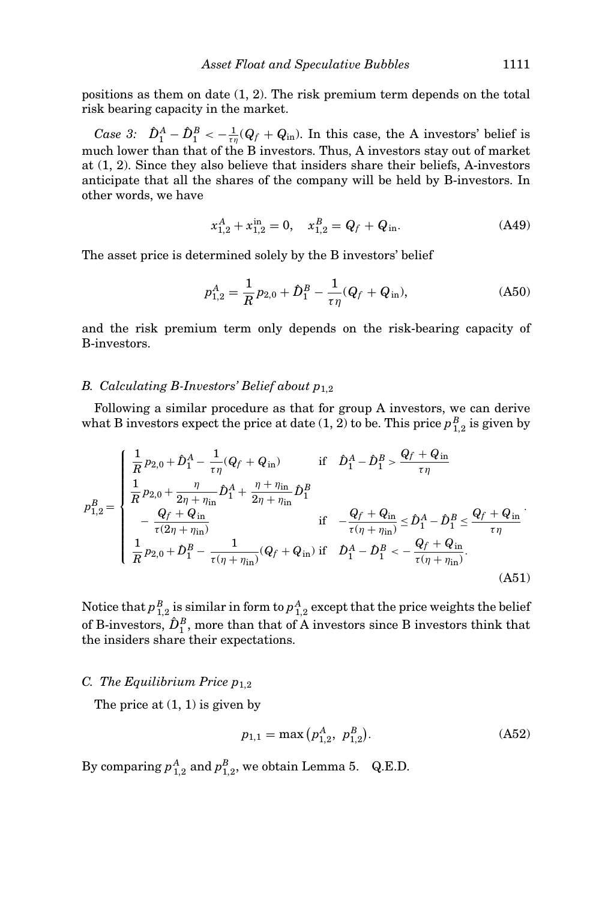positions as them on date (1, 2). The risk premium term depends on the total risk bearing capacity in the market.

*Case 3:* $\hat{D}_1^A - \hat{D}_1^B < -\frac{1}{\tau\eta}(Q_f + Q_{\text{in}})$. In this case, the A investors' belief is much lower than that of the B investors. Thus, A investors stay out of market at (1, 2). Since they also believe that insiders share their beliefs, A-investors anticipate that all the shares of the company will be held by B-investors. In other words, we have

$$x_{1,2}^A + x_{1,2}^{\text{in}} = 0, \quad x_{1,2}^B = Q_f + Q_{\text{in}}. \tag{A49}$$

The asset price is determined solely by the B investors' belief

$$p_{1,2}^A = \frac{1}{R}p_{2,0} + \hat{D}_1^B - \frac{1}{\tau\eta}(Q_f + Q_{\text{in}}), \tag{A50}$$

and the risk premium term only depends on the risk-bearing capacity of B-investors.

### B. Calculating B-Investors' Belief about $p_{1,2}$

Following a similar procedure as that for group A investors, we can derive what B investors expect the price at date (1, 2) to be. This price $p_{1,2}^B$ is given by

$$p_{1,2}^B = \begin{cases} \dfrac{1}{R}p_{2,0} + \hat{D}_1^A - \dfrac{1}{\tau\eta}(Q_f + Q_{\text{in}}) & \text{if} \quad \hat{D}_1^A - \hat{D}_1^B > \dfrac{Q_f + Q_{\text{in}}}{\tau\eta} \\ \dfrac{1}{R}p_{2,0} + \dfrac{\eta}{2\eta + \eta_{\text{in}}}\hat{D}_1^A + \dfrac{\eta + \eta_{\text{in}}}{2\eta + \eta_{\text{in}}}\hat{D}_1^B & \\ \quad - \dfrac{Q_f + Q_{\text{in}}}{\tau(2\eta + \eta_{\text{in}})} & \text{if} \quad -\dfrac{Q_f + Q_{\text{in}}}{\tau(\eta + \eta_{\text{in}})} \le \hat{D}_1^A - \hat{D}_1^B \le \dfrac{Q_f + Q_{\text{in}}}{\tau\eta} \\ \dfrac{1}{R}p_{2,0} + \hat{D}_1^B - \dfrac{1}{\tau(\eta + \eta_{\text{in}})}(Q_f + Q_{\text{in}}) & \text{if} \quad \hat{D}_1^A - \hat{D}_1^B < -\dfrac{Q_f + Q_{\text{in}}}{\tau(\eta + \eta_{\text{in}})}. \end{cases} \tag{A51}$$

Notice that $p_{1,2}^B$ is similar in form to $p_{1,2}^A$ except that the price weights the belief of B-investors, $\hat{D}_1^B$, more than that of A investors since B investors think that the insiders share their expectations.

### C. The Equilibrium Price $p_{1,2}$

The price at (1, 1) is given by

$$p_{1,1} = \max\left(p_{1,2}^A,\ p_{1,2}^B\right). \tag{A52}$$

By comparing $p_{1,2}^A$ and $p_{1,2}^B$, we obtain Lemma 5. Q.E.D.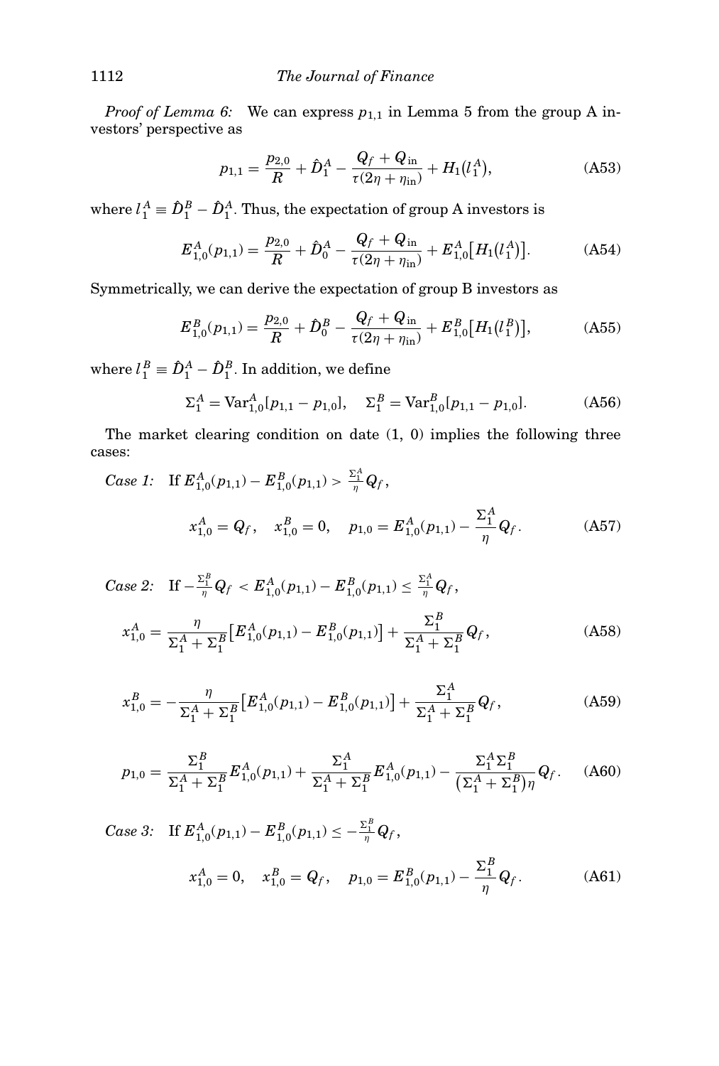*Proof of Lemma 6:* We can express $p_{1,1}$ in Lemma 5 from the group A investors' perspective as

$$p_{1,1} = \frac{p_{2,0}}{R} + \hat{D}_1^A - \frac{Q_f + Q_{\text{in}}}{\tau(2\eta + \eta_{\text{in}})} + H_1(l_1^A), \tag{A53}$$

where $l_1^A \equiv \hat{D}_1^B - \hat{D}_1^A$. Thus, the expectation of group A investors is

$$E_{1,0}^A(p_{1,1}) = \frac{p_{2,0}}{R} + \hat{D}_0^A - \frac{Q_f + Q_{\text{in}}}{\tau(2\eta + \eta_{\text{in}})} + E_{1,0}^A[H_1(l_1^A)]. \tag{A54}$$

Symmetrically, we can derive the expectation of group B investors as

$$E_{1,0}^B(p_{1,1}) = \frac{p_{2,0}}{R} + \hat{D}_0^B - \frac{Q_f + Q_{\text{in}}}{\tau(2\eta + \eta_{\text{in}})} + E_{1,0}^B[H_1(l_1^B)], \tag{A55}$$

where $l_1^B \equiv \hat{D}_1^A - \hat{D}_1^B$. In addition, we define

$$\Sigma_1^A = \text{Var}_{1,0}^A[p_{1,1} - p_{1,0}], \quad \Sigma_1^B = \text{Var}_{1,0}^B[p_{1,1} - p_{1,0}]. \tag{A56}$$

The market clearing condition on date (1, 0) implies the following three cases:

*Case 1:* If $E_{1,0}^A(p_{1,1}) - E_{1,0}^B(p_{1,1}) > \frac{\Sigma_1^A}{\eta} Q_f$,

$$x_{1,0}^A = Q_f, \quad x_{1,0}^B = 0, \quad p_{1,0} = E_{1,0}^A(p_{1,1}) - \frac{\Sigma_1^A}{\eta} Q_f. \tag{A57}$$

*Case 2:* If $-\frac{\Sigma_1^B}{\eta} Q_f < E_{1,0}^A(p_{1,1}) - E_{1,0}^B(p_{1,1}) \leq \frac{\Sigma_1^A}{\eta} Q_f$,

$$x_{1,0}^A = \frac{\eta}{\Sigma_1^A + \Sigma_1^B}\left[E_{1,0}^A(p_{1,1}) - E_{1,0}^B(p_{1,1})\right] + \frac{\Sigma_1^B}{\Sigma_1^A + \Sigma_1^B} Q_f, \tag{A58}$$

$$x_{1,0}^B = -\frac{\eta}{\Sigma_1^A + \Sigma_1^B}\left[E_{1,0}^A(p_{1,1}) - E_{1,0}^B(p_{1,1})\right] + \frac{\Sigma_1^A}{\Sigma_1^A + \Sigma_1^B} Q_f, \tag{A59}$$

$$p_{1,0} = \frac{\Sigma_1^B}{\Sigma_1^A + \Sigma_1^B} E_{1,0}^A(p_{1,1}) + \frac{\Sigma_1^A}{\Sigma_1^A + \Sigma_1^B} E_{1,0}^A(p_{1,1}) - \frac{\Sigma_1^A \Sigma_1^B}{\left(\Sigma_1^A + \Sigma_1^B\right)\eta} Q_f. \tag{A60}$$

*Case 3:* If $E_{1,0}^A(p_{1,1}) - E_{1,0}^B(p_{1,1}) \leq -\frac{\Sigma_1^B}{\eta} Q_f$,

$$x_{1,0}^A = 0, \quad x_{1,0}^B = Q_f, \quad p_{1,0} = E_{1,0}^B(p_{1,1}) - \frac{\Sigma_1^B}{\eta} Q_f. \tag{A61}$$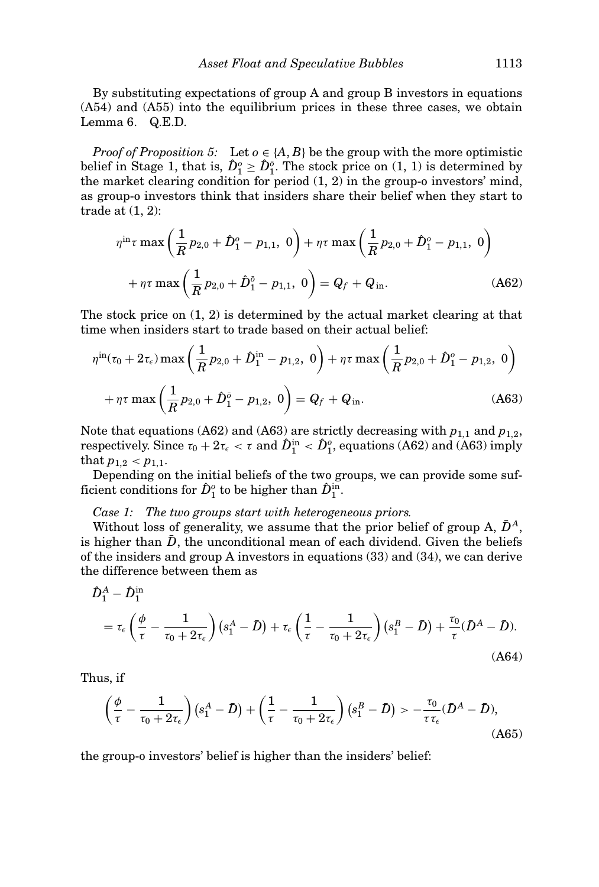By substituting expectations of group A and group B investors in equations (A54) and (A55) into the equilibrium prices in these three cases, we obtain Lemma 6. Q.E.D.

*Proof of Proposition 5:* Let $o \in \{A, B\}$ be the group with the more optimistic belief in Stage 1, that is, $\hat{D}_1^o \geq \hat{D}_1^{\bar{o}}$. The stock price on (1, 1) is determined by the market clearing condition for period (1, 2) in the group-o investors' mind, as group-o investors think that insiders share their belief when they start to trade at (1, 2):

$$\eta^{\text{in}}\tau \max\left(\frac{1}{R}p_{2,0} + \hat{D}_1^o - p_{1,1},\ 0\right) + \eta\tau \max\left(\frac{1}{R}p_{2,0} + \hat{D}_1^o - p_{1,1},\ 0\right)$$
$$+ \eta\tau \max\left(\frac{1}{R}p_{2,0} + \hat{D}_1^{\bar{o}} - p_{1,1},\ 0\right) = Q_f + Q_{\text{in}}. \tag{A62}$$

The stock price on (1, 2) is determined by the actual market clearing at that time when insiders start to trade based on their actual belief:

$$\eta^{\text{in}}(\tau_0 + 2\tau_\epsilon) \max\left(\frac{1}{R}p_{2,0} + \hat{D}_1^{\text{in}} - p_{1,2},\ 0\right) + \eta\tau \max\left(\frac{1}{R}p_{2,0} + \hat{D}_1^o - p_{1,2},\ 0\right)$$
$$+ \eta\tau \max\left(\frac{1}{R}p_{2,0} + \hat{D}_1^{\bar{o}} - p_{1,2},\ 0\right) = Q_f + Q_{\text{in}}. \tag{A63}$$

Note that equations (A62) and (A63) are strictly decreasing with $p_{1,1}$ and $p_{1,2}$, respectively. Since $\tau_0 + 2\tau_\epsilon < \tau$ and $\hat{D}_1^{\text{in}} < \hat{D}_1^o$, equations (A62) and (A63) imply that $p_{1,2} < p_{1,1}$.

Depending on the initial beliefs of the two groups, we can provide some sufficient conditions for $\hat{D}_1^o$ to be higher than $\hat{D}_1^{\text{in}}$.

*Case 1: The two groups start with heterogeneous priors.*

Without loss of generality, we assume that the prior belief of group A, $\bar{D}^A$, is higher than $\bar{D}$, the unconditional mean of each dividend. Given the beliefs of the insiders and group A investors in equations (33) and (34), we can derive the difference between them as

$$\hat{D}_1^A - \hat{D}_1^{\text{in}}$$
$$= \tau_\epsilon\left(\frac{\phi}{\tau} - \frac{1}{\tau_0 + 2\tau_\epsilon}\right)\left(s_1^A - \bar{D}\right) + \tau_\epsilon\left(\frac{1}{\tau} - \frac{1}{\tau_0 + 2\tau_\epsilon}\right)\left(s_1^B - \bar{D}\right) + \frac{\tau_0}{\tau}(\bar{D}^A - \bar{D}). \tag{A64}$$

Thus, if

$$\left(\frac{\phi}{\tau} - \frac{1}{\tau_0 + 2\tau_\epsilon}\right)\left(s_1^A - \bar{D}\right) + \left(\frac{1}{\tau} - \frac{1}{\tau_0 + 2\tau_\epsilon}\right)\left(s_1^B - \bar{D}\right) > -\frac{\tau_0}{\tau\tau_\epsilon}(\bar{D}^A - \bar{D}), \tag{A65}$$

the group-o investors' belief is higher than the insiders' belief: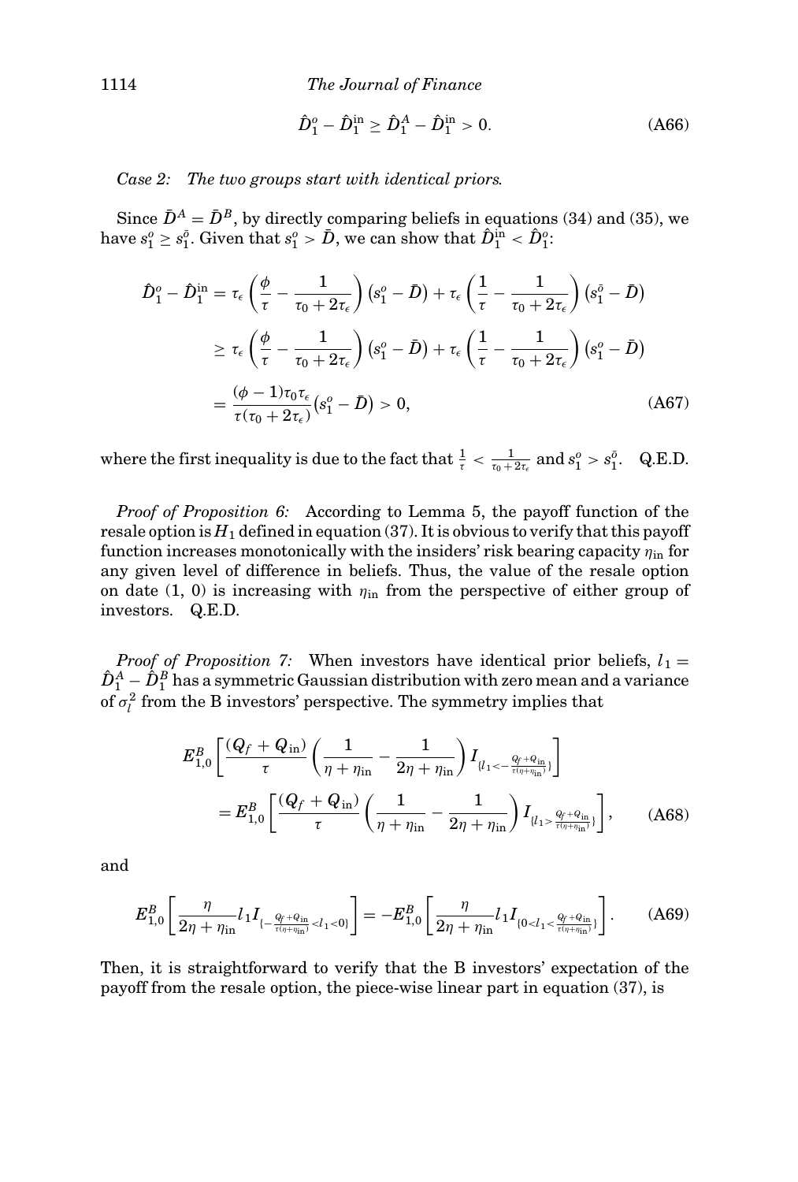$$\hat{D}_1^o - \hat{D}_1^{\text{in}} \geq \hat{D}_1^A - \hat{D}_1^{\text{in}} > 0. \tag{A66}$$

*Case 2: The two groups start with identical priors.*

Since $\bar{D}^A = \bar{D}^B$, by directly comparing beliefs in equations (34) and (35), we have $s_1^o \geq s_1^{\bar{o}}$. Given that $s_1^o > \bar{D}$, we can show that $\hat{D}_1^{\text{in}} < \hat{D}_1^o$:

$$\begin{aligned}
\hat{D}_1^o - \hat{D}_1^{\text{in}} &= \tau_\epsilon \left( \frac{\phi}{\tau} - \frac{1}{\tau_0 + 2\tau_\epsilon} \right) \left( s_1^o - \bar{D} \right) + \tau_\epsilon \left( \frac{1}{\tau} - \frac{1}{\tau_0 + 2\tau_\epsilon} \right) \left( s_1^{\bar{o}} - \bar{D} \right) \\
&\geq \tau_\epsilon \left( \frac{\phi}{\tau} - \frac{1}{\tau_0 + 2\tau_\epsilon} \right) \left( s_1^o - \bar{D} \right) + \tau_\epsilon \left( \frac{1}{\tau} - \frac{1}{\tau_0 + 2\tau_\epsilon} \right) \left( s_1^o - \bar{D} \right) \\
&= \frac{(\phi - 1)\tau_0 \tau_\epsilon}{\tau(\tau_0 + 2\tau_\epsilon)} \left( s_1^o - \bar{D} \right) > 0,
\end{aligned} \tag{A67}$$

where the first inequality is due to the fact that $\frac{1}{\tau} < \frac{1}{\tau_0 + 2\tau_\epsilon}$ and $s_1^o > s_1^{\bar{o}}$. Q.E.D.

*Proof of Proposition 6:* According to Lemma 5, the payoff function of the resale option is $H_1$ defined in equation (37). It is obvious to verify that this payoff function increases monotonically with the insiders' risk bearing capacity $\eta_{\text{in}}$ for any given level of difference in beliefs. Thus, the value of the resale option on date (1, 0) is increasing with $\eta_{\text{in}}$ from the perspective of either group of investors. Q.E.D.

*Proof of Proposition 7:* When investors have identical prior beliefs, $l_1 = \hat{D}_1^A - \hat{D}_1^B$ has a symmetric Gaussian distribution with zero mean and a variance of $\sigma_l^2$ from the B investors' perspective. The symmetry implies that

$$\begin{aligned}
&E_{1,0}^B \left[ \frac{(Q_f + Q_{\text{in}})}{\tau} \left( \frac{1}{\eta + \eta_{\text{in}}} - \frac{1}{2\eta + \eta_{\text{in}}} \right) I_{\{l_1 < -\frac{Q_f + Q_{\text{in}}}{\tau(\eta + \eta_{\text{in}})}\}} \right] \\
&\quad = E_{1,0}^B \left[ \frac{(Q_f + Q_{\text{in}})}{\tau} \left( \frac{1}{\eta + \eta_{\text{in}}} - \frac{1}{2\eta + \eta_{\text{in}}} \right) I_{\{l_1 > \frac{Q_f + Q_{\text{in}}}{\tau(\eta + \eta_{\text{in}})}\}} \right],
\end{aligned} \tag{A68}$$

and

$$E_{1,0}^B \left[ \frac{\eta}{2\eta + \eta_{\text{in}}} l_1 I_{\{-\frac{Q_f + Q_{\text{in}}}{\tau(\eta + \eta_{\text{in}})} < l_1 < 0\}} \right] = -E_{1,0}^B \left[ \frac{\eta}{2\eta + \eta_{\text{in}}} l_1 I_{\{0 < l_1 < \frac{Q_f + Q_{\text{in}}}{\tau(\eta + \eta_{\text{in}})}\}} \right]. \tag{A69}$$

Then, it is straightforward to verify that the B investors' expectation of the payoff from the resale option, the piece-wise linear part in equation (37), is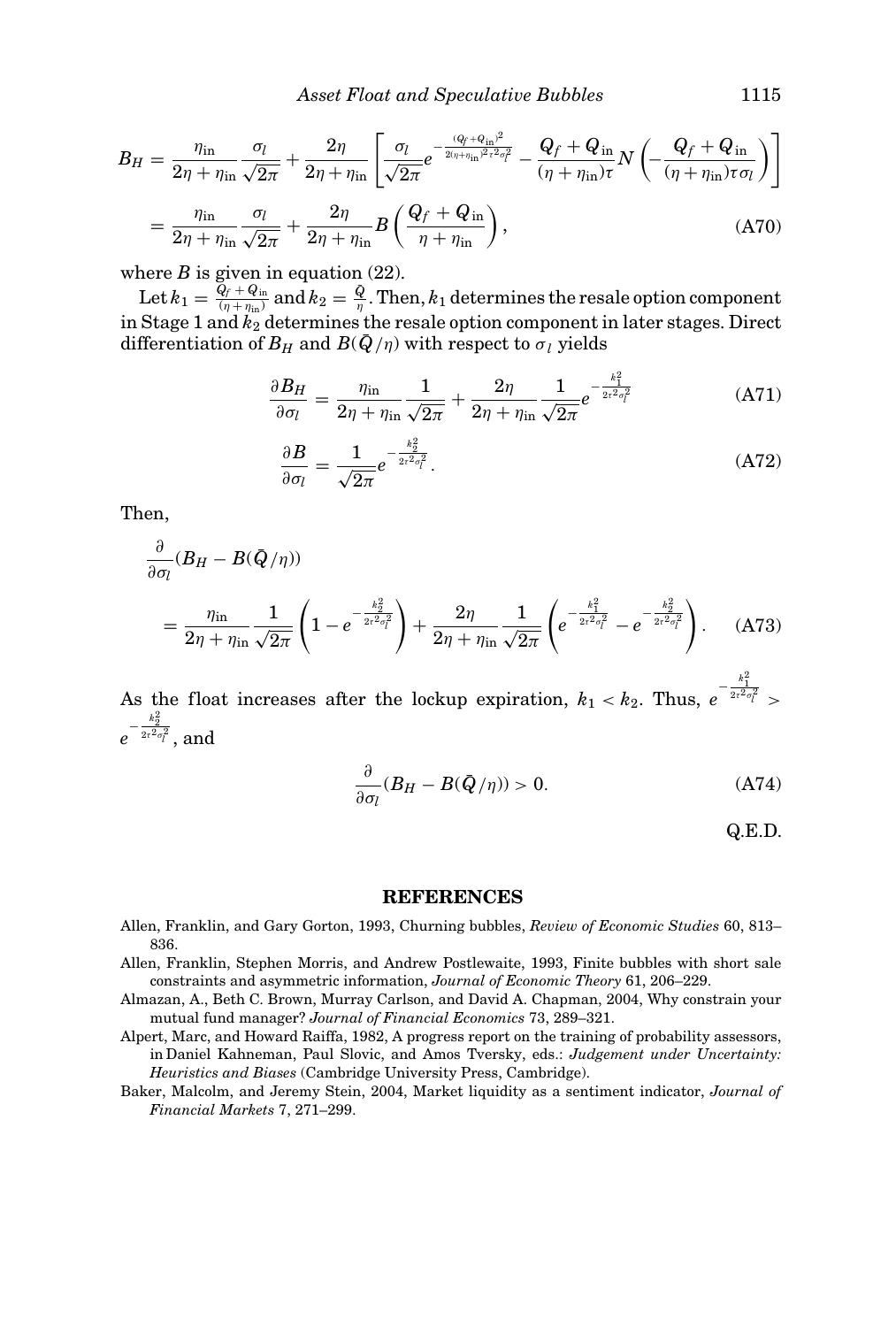$$
\begin{aligned}
B_H &= \frac{\eta_{\text{in}}}{2\eta + \eta_{\text{in}}} \frac{\sigma_l}{\sqrt{2\pi}} + \frac{2\eta}{2\eta + \eta_{\text{in}}} \left[ \frac{\sigma_l}{\sqrt{2\pi}} e^{-\frac{(Q_f + Q_{\text{in}})^2}{2(\eta+\eta_{\text{in}})^2 \tau^2 \sigma_l^2}} - \frac{Q_f + Q_{\text{in}}}{(\eta + \eta_{\text{in}})\tau} N\left( -\frac{Q_f + Q_{\text{in}}}{(\eta + \eta_{\text{in}})\tau \sigma_l} \right) \right] \\
&= \frac{\eta_{\text{in}}}{2\eta + \eta_{\text{in}}} \frac{\sigma_l}{\sqrt{2\pi}} + \frac{2\eta}{2\eta + \eta_{\text{in}}} B\left( \frac{Q_f + Q_{\text{in}}}{\eta + \eta_{\text{in}}} \right), \qquad \text{(A70)}
\end{aligned}
$$

where $B$ is given in equation (22).

Let $k_1 = \frac{Q_f + Q_{\text{in}}}{(\eta + \eta_{\text{in}})}$ and $k_2 = \frac{\bar{Q}}{\eta}$. Then, $k_1$ determines the resale option component in Stage 1 and $k_2$ determines the resale option component in later stages. Direct differentiation of $B_H$ and $B(\bar{Q}/\eta)$ with respect to $\sigma_l$ yields

$$
\frac{\partial B_H}{\partial \sigma_l} = \frac{\eta_{\text{in}}}{2\eta + \eta_{\text{in}}} \frac{1}{\sqrt{2\pi}} + \frac{2\eta}{2\eta + \eta_{\text{in}}} \frac{1}{\sqrt{2\pi}} e^{-\frac{k_1^2}{2\tau^2 \sigma_l^2}} \qquad \text{(A71)}
$$

$$
\frac{\partial B}{\partial \sigma_l} = \frac{1}{\sqrt{2\pi}} e^{-\frac{k_2^2}{2\tau^2 \sigma_l^2}}. \qquad \text{(A72)}
$$

Then,

$$
\begin{aligned}
&\frac{\partial}{\partial \sigma_l}(B_H - B(\bar{Q}/\eta)) \\
&= \frac{\eta_{\text{in}}}{2\eta + \eta_{\text{in}}} \frac{1}{\sqrt{2\pi}} \left( 1 - e^{-\frac{k_2^2}{2\tau^2 \sigma_l^2}} \right) + \frac{2\eta}{2\eta + \eta_{\text{in}}} \frac{1}{\sqrt{2\pi}} \left( e^{-\frac{k_1^2}{2\tau^2 \sigma_l^2}} - e^{-\frac{k_2^2}{2\tau^2 \sigma_l^2}} \right). \qquad \text{(A73)}
\end{aligned}
$$

As the float increases after the lockup expiration, $k_1 < k_2$. Thus, $e^{-\frac{k_1^2}{2\tau^2 \sigma_l^2}} > e^{-\frac{k_2^2}{2\tau^2 \sigma_l^2}}$, and

$$
\frac{\partial}{\partial \sigma_l}(B_H - B(\bar{Q}/\eta)) > 0. \qquad \text{(A74)}
$$

Q.E.D.

## REFERENCES

Allen, Franklin, and Gary Gorton, 1993, Churning bubbles, *Review of Economic Studies* 60, 813–836.

Allen, Franklin, Stephen Morris, and Andrew Postlewaite, 1993, Finite bubbles with short sale constraints and asymmetric information, *Journal of Economic Theory* 61, 206–229.

Almazan, A., Beth C. Brown, Murray Carlson, and David A. Chapman, 2004, Why constrain your mutual fund manager? *Journal of Financial Economics* 73, 289–321.

Alpert, Marc, and Howard Raiffa, 1982, A progress report on the training of probability assessors, in Daniel Kahneman, Paul Slovic, and Amos Tversky, eds.: *Judgement under Uncertainty: Heuristics and Biases* (Cambridge University Press, Cambridge).

Baker, Malcolm, and Jeremy Stein, 2004, Market liquidity as a sentiment indicator, *Journal of Financial Markets* 7, 271–299.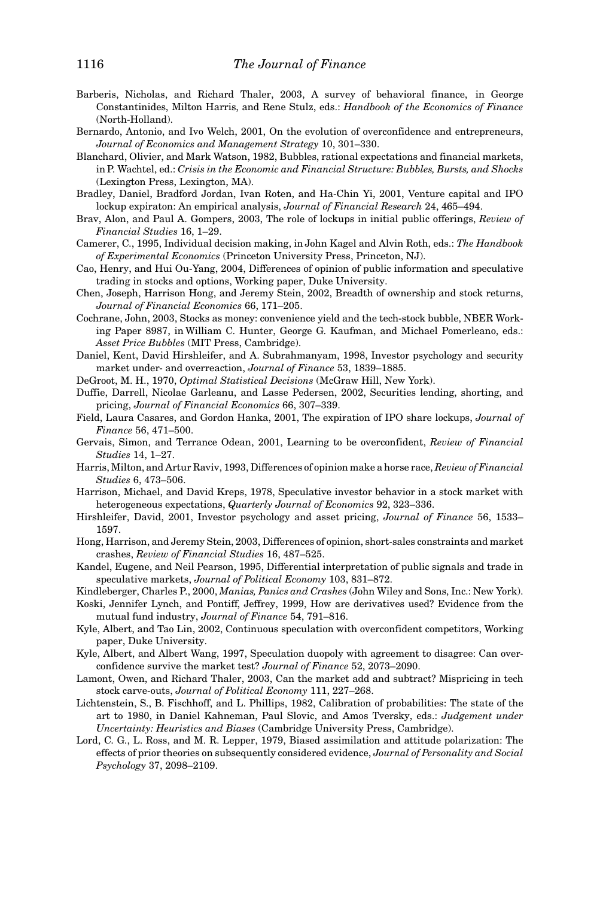Barberis, Nicholas, and Richard Thaler, 2003, A survey of behavioral finance, in George Constantinides, Milton Harris, and Rene Stulz, eds.: *Handbook of the Economics of Finance* (North-Holland).

Bernardo, Antonio, and Ivo Welch, 2001, On the evolution of overconfidence and entrepreneurs, *Journal of Economics and Management Strategy* 10, 301–330.

Blanchard, Olivier, and Mark Watson, 1982, Bubbles, rational expectations and financial markets, in P. Wachtel, ed.: *Crisis in the Economic and Financial Structure: Bubbles, Bursts, and Shocks* (Lexington Press, Lexington, MA).

Bradley, Daniel, Bradford Jordan, Ivan Roten, and Ha-Chin Yi, 2001, Venture capital and IPO lockup expiraton: An empirical analysis, *Journal of Financial Research* 24, 465–494.

Brav, Alon, and Paul A. Gompers, 2003, The role of lockups in initial public offerings, *Review of Financial Studies* 16, 1–29.

Camerer, C., 1995, Individual decision making, in John Kagel and Alvin Roth, eds.: *The Handbook of Experimental Economics* (Princeton University Press, Princeton, NJ).

Cao, Henry, and Hui Ou-Yang, 2004, Differences of opinion of public information and speculative trading in stocks and options, Working paper, Duke University.

Chen, Joseph, Harrison Hong, and Jeremy Stein, 2002, Breadth of ownership and stock returns, *Journal of Financial Economics* 66, 171–205.

Cochrane, John, 2003, Stocks as money: convenience yield and the tech-stock bubble, NBER Working Paper 8987, in William C. Hunter, George G. Kaufman, and Michael Pomerleano, eds.: *Asset Price Bubbles* (MIT Press, Cambridge).

Daniel, Kent, David Hirshleifer, and A. Subrahmanyam, 1998, Investor psychology and security market under- and overreaction, *Journal of Finance* 53, 1839–1885.

DeGroot, M. H., 1970, *Optimal Statistical Decisions* (McGraw Hill, New York).

Duffie, Darrell, Nicolae Garleanu, and Lasse Pedersen, 2002, Securities lending, shorting, and pricing, *Journal of Financial Economics* 66, 307–339.

Field, Laura Casares, and Gordon Hanka, 2001, The expiration of IPO share lockups, *Journal of Finance* 56, 471–500.

Gervais, Simon, and Terrance Odean, 2001, Learning to be overconfident, *Review of Financial Studies* 14, 1–27.

Harris, Milton, and Artur Raviv, 1993, Differences of opinion make a horse race, *Review of Financial Studies* 6, 473–506.

Harrison, Michael, and David Kreps, 1978, Speculative investor behavior in a stock market with heterogeneous expectations, *Quarterly Journal of Economics* 92, 323–336.

Hirshleifer, David, 2001, Investor psychology and asset pricing, *Journal of Finance* 56, 1533–1597.

Hong, Harrison, and Jeremy Stein, 2003, Differences of opinion, short-sales constraints and market crashes, *Review of Financial Studies* 16, 487–525.

Kandel, Eugene, and Neil Pearson, 1995, Differential interpretation of public signals and trade in speculative markets, *Journal of Political Economy* 103, 831–872.

Kindleberger, Charles P., 2000, *Manias, Panics and Crashes* (John Wiley and Sons, Inc.: New York).

Koski, Jennifer Lynch, and Pontiff, Jeffrey, 1999, How are derivatives used? Evidence from the mutual fund industry, *Journal of Finance* 54, 791–816.

Kyle, Albert, and Tao Lin, 2002, Continuous speculation with overconfident competitors, Working paper, Duke University.

Kyle, Albert, and Albert Wang, 1997, Speculation duopoly with agreement to disagree: Can overconfidence survive the market test? *Journal of Finance* 52, 2073–2090.

Lamont, Owen, and Richard Thaler, 2003, Can the market add and subtract? Mispricing in tech stock carve-outs, *Journal of Political Economy* 111, 227–268.

Lichtenstein, S., B. Fischhoff, and L. Phillips, 1982, Calibration of probabilities: The state of the art to 1980, in Daniel Kahneman, Paul Slovic, and Amos Tversky, eds.: *Judgement under Uncertainty: Heuristics and Biases* (Cambridge University Press, Cambridge).

Lord, C. G., L. Ross, and M. R. Lepper, 1979, Biased assimilation and attitude polarization: The effects of prior theories on subsequently considered evidence, *Journal of Personality and Social Psychology* 37, 2098–2109.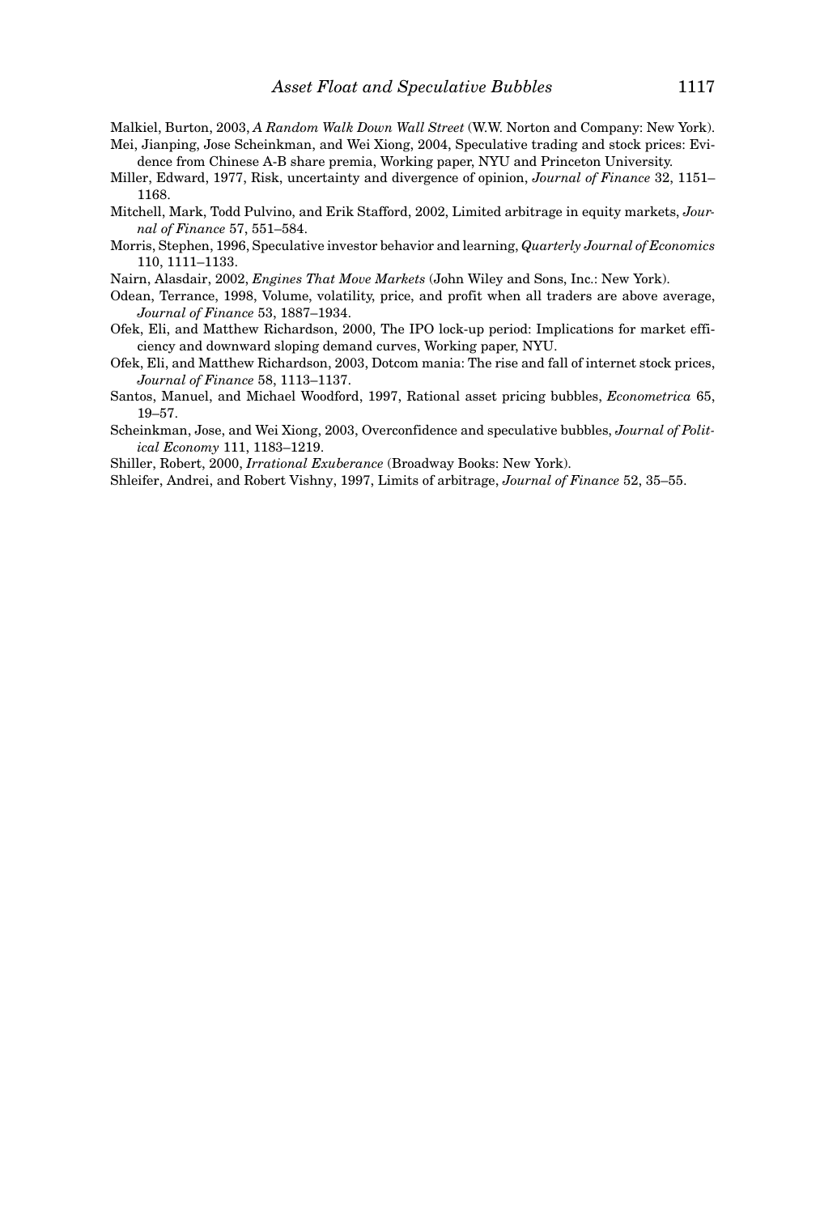Malkiel, Burton, 2003, *A Random Walk Down Wall Street* (W.W. Norton and Company: New York).

Mei, Jianping, Jose Scheinkman, and Wei Xiong, 2004, Speculative trading and stock prices: Evidence from Chinese A-B share premia, Working paper, NYU and Princeton University.

Miller, Edward, 1977, Risk, uncertainty and divergence of opinion, *Journal of Finance* 32, 1151–1168.

Mitchell, Mark, Todd Pulvino, and Erik Stafford, 2002, Limited arbitrage in equity markets, *Journal of Finance* 57, 551–584.

Morris, Stephen, 1996, Speculative investor behavior and learning, *Quarterly Journal of Economics* 110, 1111–1133.

Nairn, Alasdair, 2002, *Engines That Move Markets* (John Wiley and Sons, Inc.: New York).

Odean, Terrance, 1998, Volume, volatility, price, and profit when all traders are above average, *Journal of Finance* 53, 1887–1934.

Ofek, Eli, and Matthew Richardson, 2000, The IPO lock-up period: Implications for market efficiency and downward sloping demand curves, Working paper, NYU.

Ofek, Eli, and Matthew Richardson, 2003, Dotcom mania: The rise and fall of internet stock prices, *Journal of Finance* 58, 1113–1137.

Santos, Manuel, and Michael Woodford, 1997, Rational asset pricing bubbles, *Econometrica* 65, 19–57.

Scheinkman, Jose, and Wei Xiong, 2003, Overconfidence and speculative bubbles, *Journal of Political Economy* 111, 1183–1219.

Shiller, Robert, 2000, *Irrational Exuberance* (Broadway Books: New York).

Shleifer, Andrei, and Robert Vishny, 1997, Limits of arbitrage, *Journal of Finance* 52, 35–55.